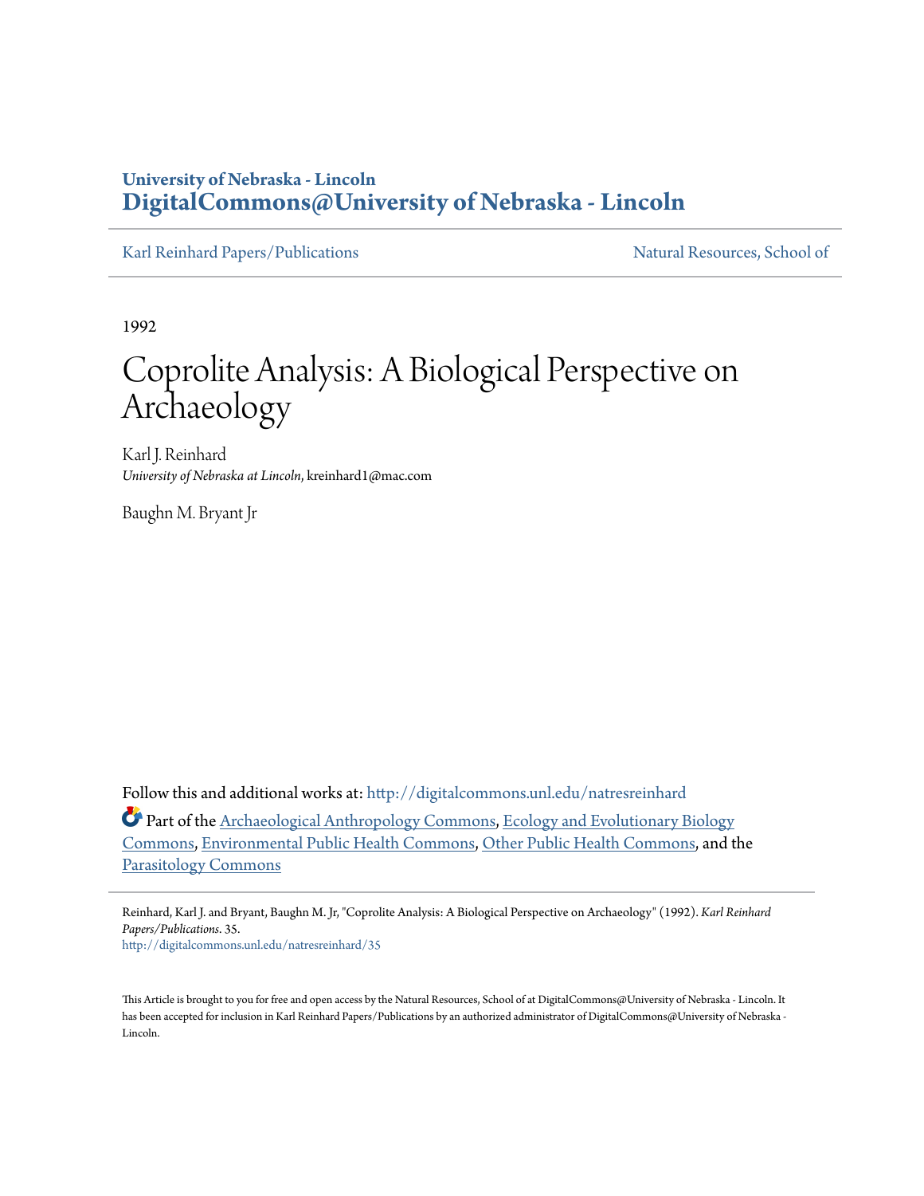# University of Nebraska - Lincoln
## DigitalCommons@University of Nebraska - Lincoln

Karl Reinhard Papers/Publications | Natural Resources, School of

1992

# Coprolite Analysis: A Biological Perspective on Archaeology

Karl J. Reinhard
*University of Nebraska at Lincoln*, kreinhard1@mac.com

Baughn M. Bryant Jr

Follow this and additional works at: http://digitalcommons.unl.edu/natresreinhard

Part of the Archaeological Anthropology Commons, Ecology and Evolutionary Biology Commons, Environmental Public Health Commons, Other Public Health Commons, and the Parasitology Commons

Reinhard, Karl J. and Bryant, Baughn M. Jr, "Coprolite Analysis: A Biological Perspective on Archaeology" (1992). *Karl Reinhard Papers/Publications*. 35.
http://digitalcommons.unl.edu/natresreinhard/35

This Article is brought to you for free and open access by the Natural Resources, School of at DigitalCommons@University of Nebraska - Lincoln. It has been accepted for inclusion in Karl Reinhard Papers/Publications by an authorized administrator of DigitalCommons@University of Nebraska - Lincoln.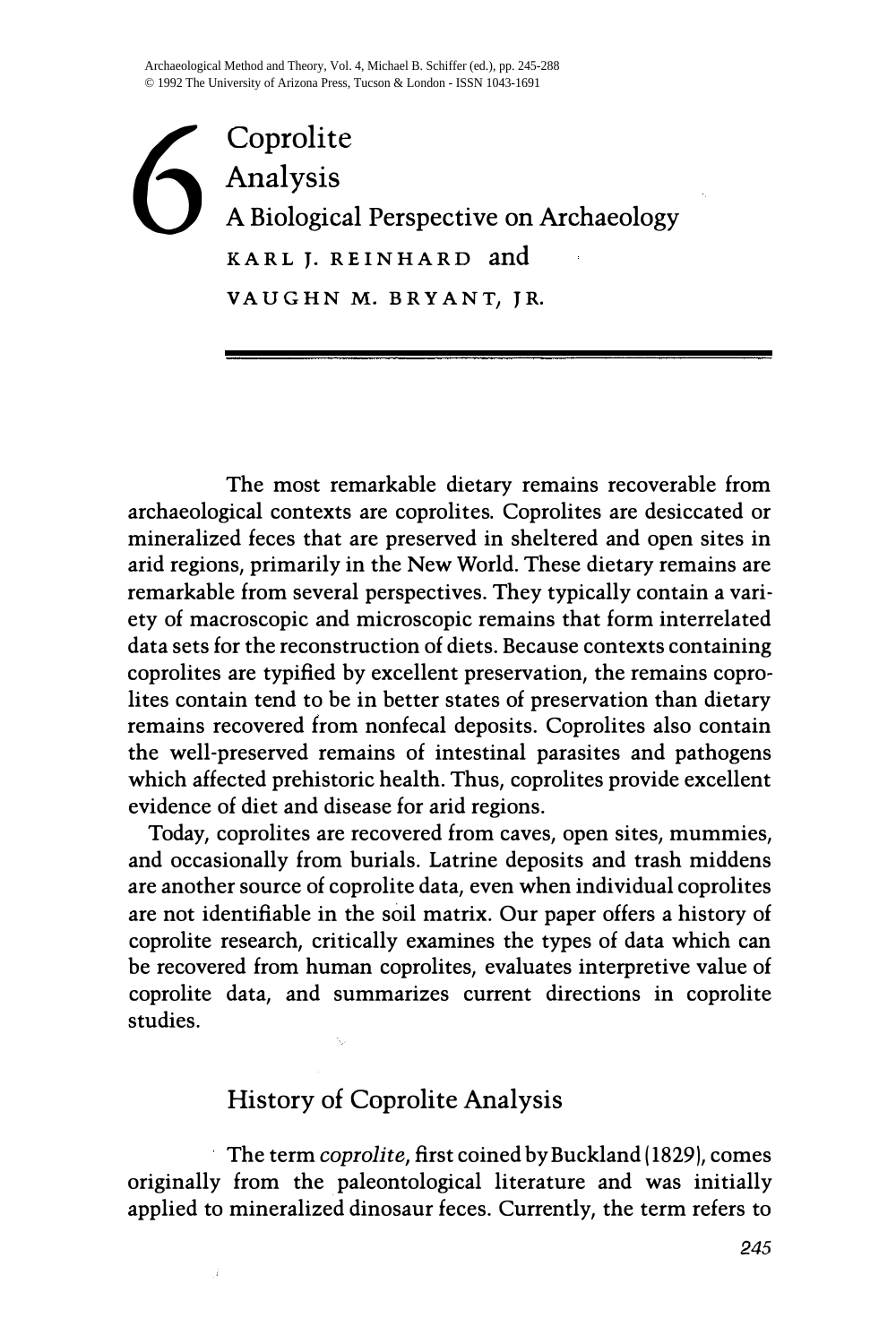# 6 Coprolite Analysis

## A Biological Perspective on Archaeology

KARL J. REINHARD and VAUGHN M. BRYANT, JR.

The most remarkable dietary remains recoverable from archaeological contexts are coprolites. Coprolites are desiccated or mineralized feces that are preserved in sheltered and open sites in arid regions, primarily in the New World. These dietary remains are remarkable from several perspectives. They typically contain a variety of macroscopic and microscopic remains that form interrelated data sets for the reconstruction of diets. Because contexts containing coprolites are typified by excellent preservation, the remains coprolites contain tend to be in better states of preservation than dietary remains recovered from nonfecal deposits. Coprolites also contain the well-preserved remains of intestinal parasites and pathogens which affected prehistoric health. Thus, coprolites provide excellent evidence of diet and disease for arid regions.

Today, coprolites are recovered from caves, open sites, mummies, and occasionally from burials. Latrine deposits and trash middens are another source of coprolite data, even when individual coprolites are not identifiable in the soil matrix. Our paper offers a history of coprolite research, critically examines the types of data which can be recovered from human coprolites, evaluates interpretive value of coprolite data, and summarizes current directions in coprolite studies.

## History of Coprolite Analysis

The term *coprolite*, first coined by Buckland (1829), comes originally from the paleontological literature and was initially applied to mineralized dinosaur feces. Currently, the term refers to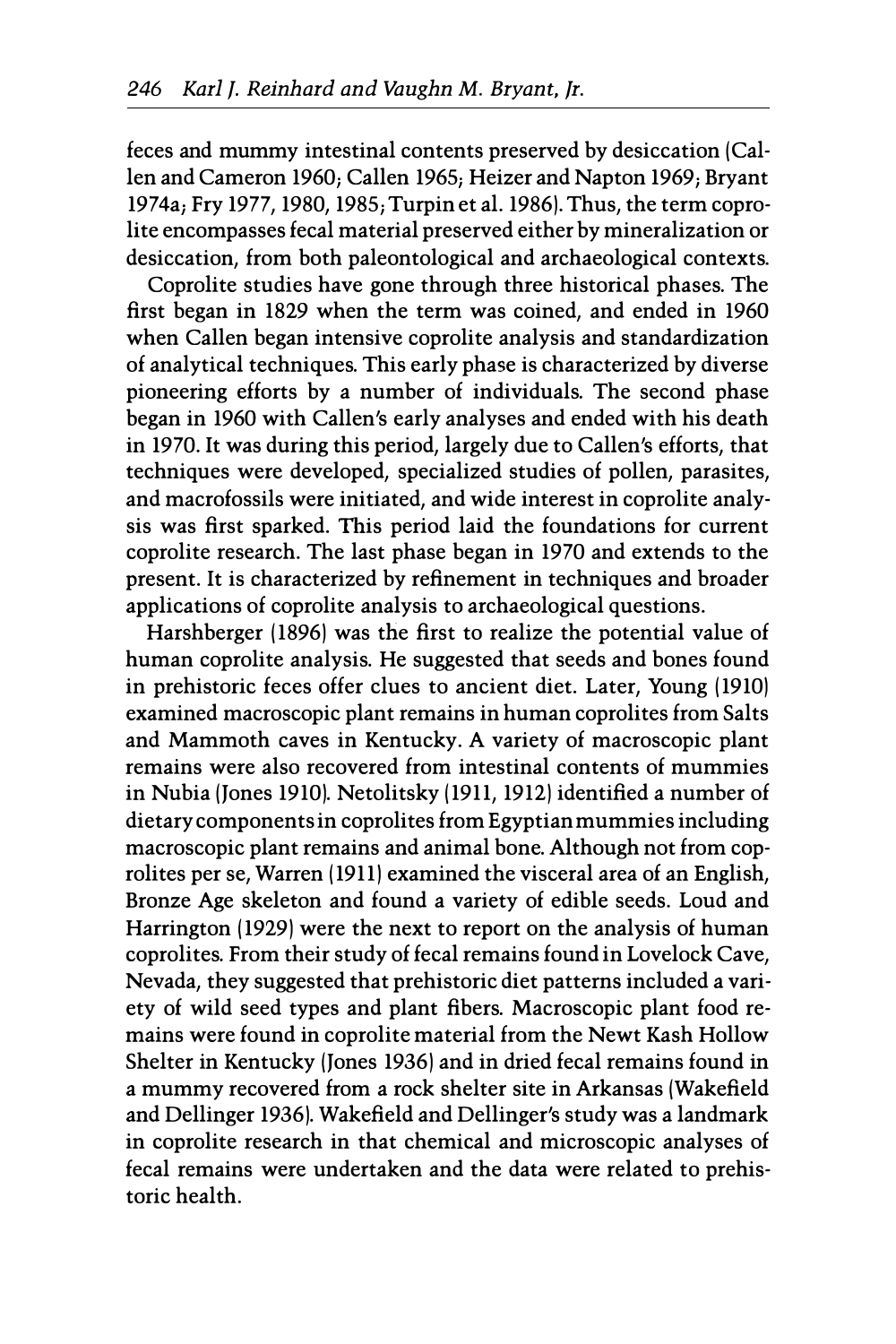feces and mummy intestinal contents preserved by desiccation (Callen and Cameron 1960; Callen 1965; Heizer and Napton 1969; Bryant 1974a; Fry 1977, 1980, 1985; Turpin et al. 1986). Thus, the term coprolite encompasses fecal material preserved either by mineralization or desiccation, from both paleontological and archaeological contexts.

Coprolite studies have gone through three historical phases. The first began in 1829 when the term was coined, and ended in 1960 when Callen began intensive coprolite analysis and standardization of analytical techniques. This early phase is characterized by diverse pioneering efforts by a number of individuals. The second phase began in 1960 with Callen's early analyses and ended with his death in 1970. It was during this period, largely due to Callen's efforts, that techniques were developed, specialized studies of pollen, parasites, and macrofossils were initiated, and wide interest in coprolite analysis was first sparked. This period laid the foundations for current coprolite research. The last phase began in 1970 and extends to the present. It is characterized by refinement in techniques and broader applications of coprolite analysis to archaeological questions.

Harshberger (1896) was the first to realize the potential value of human coprolite analysis. He suggested that seeds and bones found in prehistoric feces offer clues to ancient diet. Later, Young (1910) examined macroscopic plant remains in human coprolites from Salts and Mammoth caves in Kentucky. A variety of macroscopic plant remains were also recovered from intestinal contents of mummies in Nubia (Jones 1910). Netolitsky (1911, 1912) identified a number of dietary components in coprolites from Egyptian mummies including macroscopic plant remains and animal bone. Although not from coprolites per se, Warren (1911) examined the visceral area of an English, Bronze Age skeleton and found a variety of edible seeds. Loud and Harrington (1929) were the next to report on the analysis of human coprolites. From their study of fecal remains found in Lovelock Cave, Nevada, they suggested that prehistoric diet patterns included a variety of wild seed types and plant fibers. Macroscopic plant food remains were found in coprolite material from the Newt Kash Hollow Shelter in Kentucky (Jones 1936) and in dried fecal remains found in a mummy recovered from a rock shelter site in Arkansas (Wakefield and Dellinger 1936). Wakefield and Dellinger's study was a landmark in coprolite research in that chemical and microscopic analyses of fecal remains were undertaken and the data were related to prehistoric health.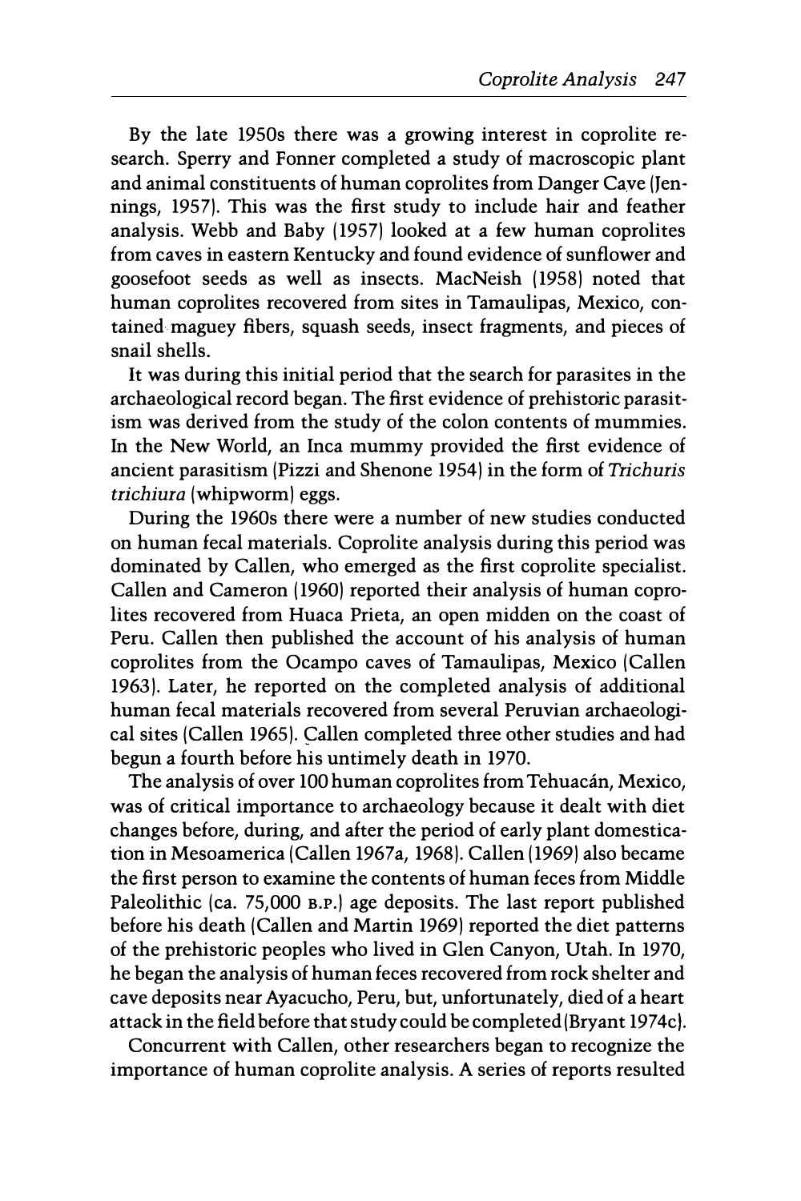By the late 1950s there was a growing interest in coprolite research. Sperry and Fonner completed a study of macroscopic plant and animal constituents of human coprolites from Danger Cave (Jennings, 1957). This was the first study to include hair and feather analysis. Webb and Baby (1957) looked at a few human coprolites from caves in eastern Kentucky and found evidence of sunflower and goosefoot seeds as well as insects. MacNeish (1958) noted that human coprolites recovered from sites in Tamaulipas, Mexico, contained maguey fibers, squash seeds, insect fragments, and pieces of snail shells.

It was during this initial period that the search for parasites in the archaeological record began. The first evidence of prehistoric parasitism was derived from the study of the colon contents of mummies. In the New World, an Inca mummy provided the first evidence of ancient parasitism (Pizzi and Shenone 1954) in the form of *Trichuris trichiura* (whipworm) eggs.

During the 1960s there were a number of new studies conducted on human fecal materials. Coprolite analysis during this period was dominated by Callen, who emerged as the first coprolite specialist. Callen and Cameron (1960) reported their analysis of human coprolites recovered from Huaca Prieta, an open midden on the coast of Peru. Callen then published the account of his analysis of human coprolites from the Ocampo caves of Tamaulipas, Mexico (Callen 1963). Later, he reported on the completed analysis of additional human fecal materials recovered from several Peruvian archaeological sites (Callen 1965). Callen completed three other studies and had begun a fourth before his untimely death in 1970.

The analysis of over 100 human coprolites from Tehuacán, Mexico, was of critical importance to archaeology because it dealt with diet changes before, during, and after the period of early plant domestication in Mesoamerica (Callen 1967a, 1968). Callen (1969) also became the first person to examine the contents of human feces from Middle Paleolithic (ca. 75,000 B.P.) age deposits. The last report published before his death (Callen and Martin 1969) reported the diet patterns of the prehistoric peoples who lived in Glen Canyon, Utah. In 1970, he began the analysis of human feces recovered from rock shelter and cave deposits near Ayacucho, Peru, but, unfortunately, died of a heart attack in the field before that study could be completed (Bryant 1974c).

Concurrent with Callen, other researchers began to recognize the importance of human coprolite analysis. A series of reports resulted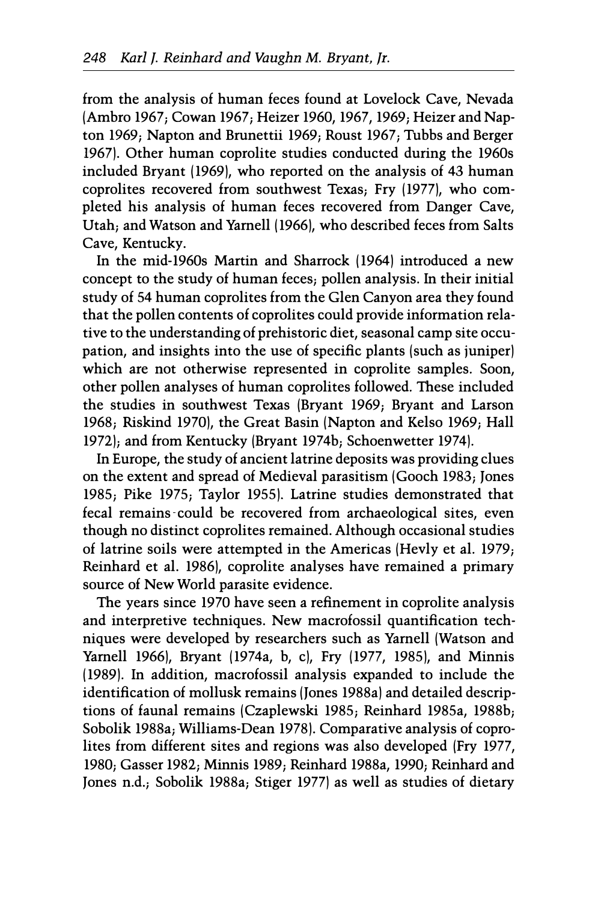from the analysis of human feces found at Lovelock Cave, Nevada (Ambro 1967; Cowan 1967; Heizer 1960, 1967, 1969; Heizer and Napton 1969; Napton and Brunettii 1969; Roust 1967; Tubbs and Berger 1967). Other human coprolite studies conducted during the 1960s included Bryant (1969), who reported on the analysis of 43 human coprolites recovered from southwest Texas; Fry (1977), who completed his analysis of human feces recovered from Danger Cave, Utah; and Watson and Yarnell (1966), who described feces from Salts Cave, Kentucky.

In the mid-1960s Martin and Sharrock (1964) introduced a new concept to the study of human feces; pollen analysis. In their initial study of 54 human coprolites from the Glen Canyon area they found that the pollen contents of coprolites could provide information relative to the understanding of prehistoric diet, seasonal camp site occupation, and insights into the use of specific plants (such as juniper) which are not otherwise represented in coprolite samples. Soon, other pollen analyses of human coprolites followed. These included the studies in southwest Texas (Bryant 1969; Bryant and Larson 1968; Riskind 1970), the Great Basin (Napton and Kelso 1969; Hall 1972); and from Kentucky (Bryant 1974b; Schoenwetter 1974).

In Europe, the study of ancient latrine deposits was providing clues on the extent and spread of Medieval parasitism (Gooch 1983; Jones 1985; Pike 1975; Taylor 1955). Latrine studies demonstrated that fecal remains could be recovered from archaeological sites, even though no distinct coprolites remained. Although occasional studies of latrine soils were attempted in the Americas (Hevly et al. 1979; Reinhard et al. 1986), coprolite analyses have remained a primary source of New World parasite evidence.

The years since 1970 have seen a refinement in coprolite analysis and interpretive techniques. New macrofossil quantification techniques were developed by researchers such as Yarnell (Watson and Yarnell 1966), Bryant (1974a, b, c), Fry (1977, 1985), and Minnis (1989). In addition, macrofossil analysis expanded to include the identification of mollusk remains (Jones 1988a) and detailed descriptions of faunal remains (Czaplewski 1985; Reinhard 1985a, 1988b; Sobolik 1988a; Williams-Dean 1978). Comparative analysis of coprolites from different sites and regions was also developed (Fry 1977, 1980; Gasser 1982; Minnis 1989; Reinhard 1988a, 1990; Reinhard and Jones n.d.; Sobolik 1988a; Stiger 1977) as well as studies of dietary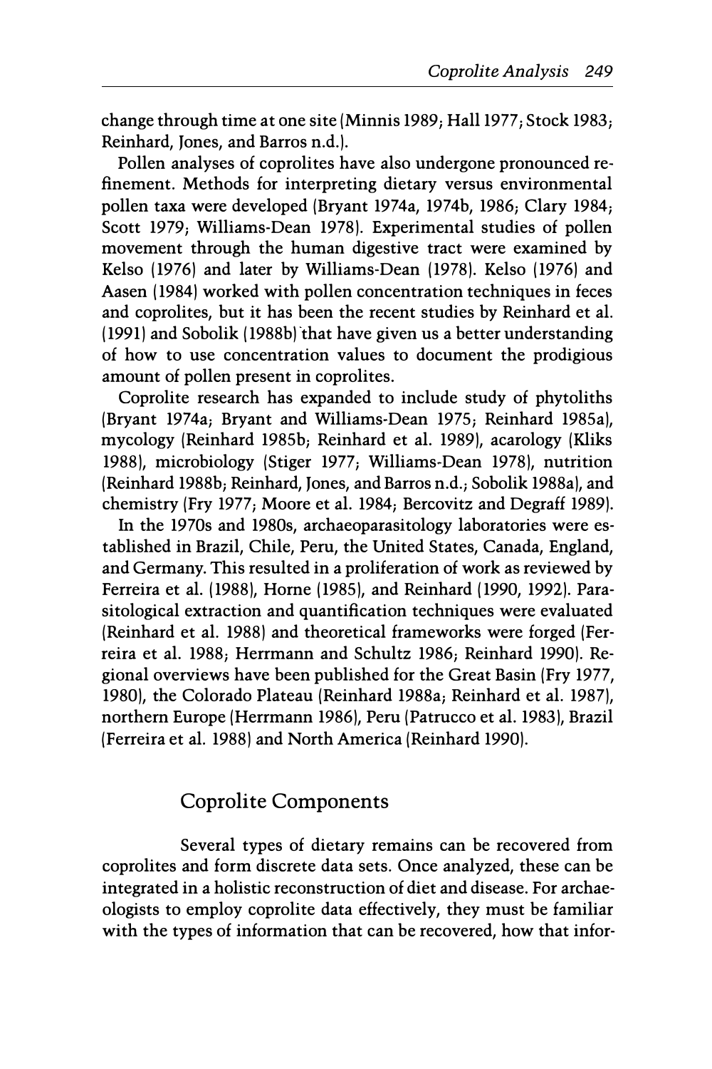change through time at one site (Minnis 1989; Hall 1977; Stock 1983; Reinhard, Jones, and Barros n.d.).

Pollen analyses of coprolites have also undergone pronounced refinement. Methods for interpreting dietary versus environmental pollen taxa were developed (Bryant 1974a, 1974b, 1986; Clary 1984; Scott 1979; Williams-Dean 1978). Experimental studies of pollen movement through the human digestive tract were examined by Kelso (1976) and later by Williams-Dean (1978). Kelso (1976) and Aasen (1984) worked with pollen concentration techniques in feces and coprolites, but it has been the recent studies by Reinhard et al. (1991) and Sobolik (1988b) that have given us a better understanding of how to use concentration values to document the prodigious amount of pollen present in coprolites.

Coprolite research has expanded to include study of phytoliths (Bryant 1974a; Bryant and Williams-Dean 1975; Reinhard 1985a), mycology (Reinhard 1985b; Reinhard et al. 1989), acarology (Kliks 1988), microbiology (Stiger 1977; Williams-Dean 1978), nutrition (Reinhard 1988b; Reinhard, Jones, and Barros n.d.; Sobolik 1988a), and chemistry (Fry 1977; Moore et al. 1984; Bercovitz and Degraff 1989).

In the 1970s and 1980s, archaeoparasitology laboratories were established in Brazil, Chile, Peru, the United States, Canada, England, and Germany. This resulted in a proliferation of work as reviewed by Ferreira et al. (1988), Horne (1985), and Reinhard (1990, 1992). Parasitological extraction and quantification techniques were evaluated (Reinhard et al. 1988) and theoretical frameworks were forged (Ferreira et al. 1988; Herrmann and Schultz 1986; Reinhard 1990). Regional overviews have been published for the Great Basin (Fry 1977, 1980), the Colorado Plateau (Reinhard 1988a; Reinhard et al. 1987), northern Europe (Herrmann 1986), Peru (Patrucco et al. 1983), Brazil (Ferreira et al. 1988) and North America (Reinhard 1990).

## Coprolite Components

Several types of dietary remains can be recovered from coprolites and form discrete data sets. Once analyzed, these can be integrated in a holistic reconstruction of diet and disease. For archaeologists to employ coprolite data effectively, they must be familiar with the types of information that can be recovered, how that infor-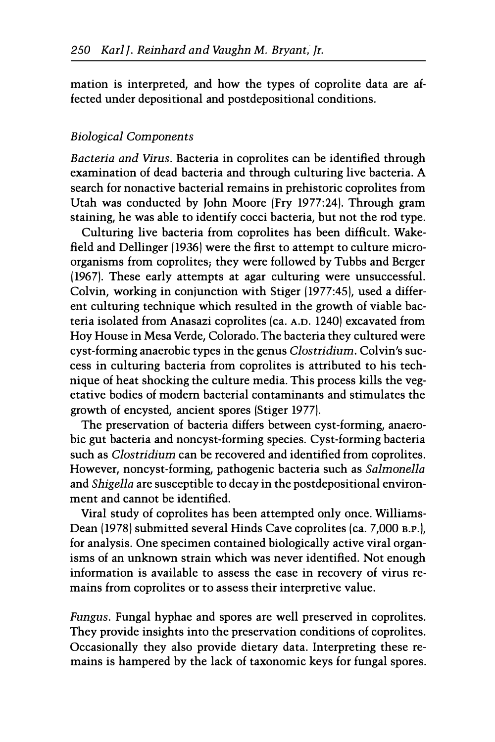mation is interpreted, and how the types of coprolite data are affected under depositional and postdepositional conditions.

### *Biological Components*

*Bacteria and Virus.* Bacteria in coprolites can be identified through examination of dead bacteria and through culturing live bacteria. A search for nonactive bacterial remains in prehistoric coprolites from Utah was conducted by John Moore (Fry 1977:24). Through gram staining, he was able to identify cocci bacteria, but not the rod type.

Culturing live bacteria from coprolites has been difficult. Wakefield and Dellinger (1936) were the first to attempt to culture microorganisms from coprolites; they were followed by Tubbs and Berger (1967). These early attempts at agar culturing were unsuccessful. Colvin, working in conjunction with Stiger (1977:45), used a different culturing technique which resulted in the growth of viable bacteria isolated from Anasazi coprolites (ca. A.D. 1240) excavated from Hoy House in Mesa Verde, Colorado. The bacteria they cultured were cyst-forming anaerobic types in the genus *Clostridium*. Colvin's success in culturing bacteria from coprolites is attributed to his technique of heat shocking the culture media. This process kills the vegetative bodies of modern bacterial contaminants and stimulates the growth of encysted, ancient spores (Stiger 1977).

The preservation of bacteria differs between cyst-forming, anaerobic gut bacteria and noncyst-forming species. Cyst-forming bacteria such as *Clostridium* can be recovered and identified from coprolites. However, noncyst-forming, pathogenic bacteria such as *Salmonella* and *Shigella* are susceptible to decay in the postdepositional environment and cannot be identified.

Viral study of coprolites has been attempted only once. Williams-Dean (1978) submitted several Hinds Cave coprolites (ca. 7,000 B.P.), for analysis. One specimen contained biologically active viral organisms of an unknown strain which was never identified. Not enough information is available to assess the ease in recovery of virus remains from coprolites or to assess their interpretive value.

*Fungus.* Fungal hyphae and spores are well preserved in coprolites. They provide insights into the preservation conditions of coprolites. Occasionally they also provide dietary data. Interpreting these remains is hampered by the lack of taxonomic keys for fungal spores.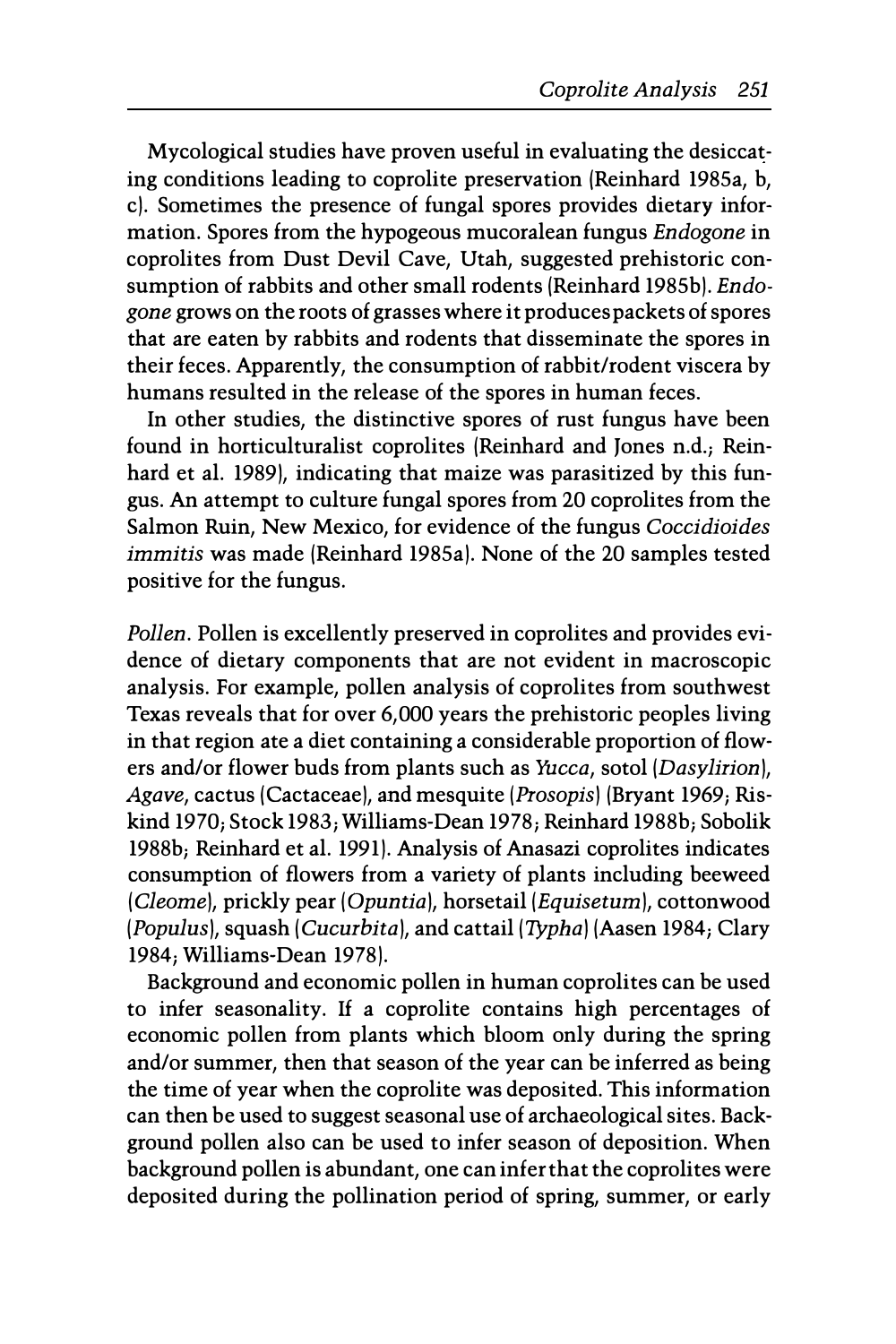Mycological studies have proven useful in evaluating the desiccating conditions leading to coprolite preservation (Reinhard 1985a, b, c). Sometimes the presence of fungal spores provides dietary information. Spores from the hypogeous mucoralean fungus *Endogone* in coprolites from Dust Devil Cave, Utah, suggested prehistoric consumption of rabbits and other small rodents (Reinhard 1985b). *Endogone* grows on the roots of grasses where it produces packets of spores that are eaten by rabbits and rodents that disseminate the spores in their feces. Apparently, the consumption of rabbit/rodent viscera by humans resulted in the release of the spores in human feces.

In other studies, the distinctive spores of rust fungus have been found in horticulturalist coprolites (Reinhard and Jones n.d.; Reinhard et al. 1989), indicating that maize was parasitized by this fungus. An attempt to culture fungal spores from 20 coprolites from the Salmon Ruin, New Mexico, for evidence of the fungus *Coccidioides immitis* was made (Reinhard 1985a). None of the 20 samples tested positive for the fungus.

*Pollen.* Pollen is excellently preserved in coprolites and provides evidence of dietary components that are not evident in macroscopic analysis. For example, pollen analysis of coprolites from southwest Texas reveals that for over 6,000 years the prehistoric peoples living in that region ate a diet containing a considerable proportion of flowers and/or flower buds from plants such as *Yucca*, sotol (*Dasylirion*), *Agave*, cactus (Cactaceae), and mesquite (*Prosopis*) (Bryant 1969; Riskind 1970; Stock 1983; Williams-Dean 1978; Reinhard 1988b; Sobolik 1988b; Reinhard et al. 1991). Analysis of Anasazi coprolites indicates consumption of flowers from a variety of plants including beeweed (*Cleome*), prickly pear (*Opuntia*), horsetail (*Equisetum*), cottonwood (*Populus*), squash (*Cucurbita*), and cattail (*Typha*) (Aasen 1984; Clary 1984; Williams-Dean 1978).

Background and economic pollen in human coprolites can be used to infer seasonality. If a coprolite contains high percentages of economic pollen from plants which bloom only during the spring and/or summer, then that season of the year can be inferred as being the time of year when the coprolite was deposited. This information can then be used to suggest seasonal use of archaeological sites. Background pollen also can be used to infer season of deposition. When background pollen is abundant, one can infer that the coprolites were deposited during the pollination period of spring, summer, or early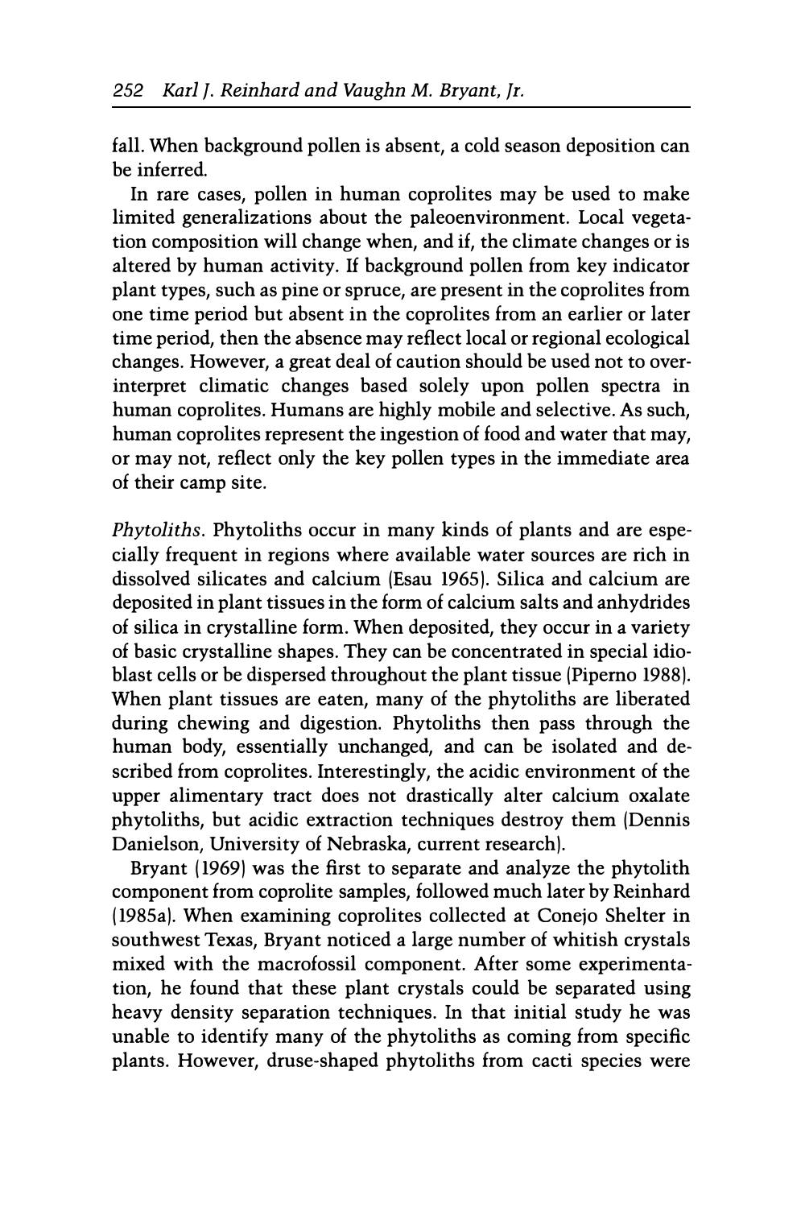fall. When background pollen is absent, a cold season deposition can be inferred.

In rare cases, pollen in human coprolites may be used to make limited generalizations about the paleoenvironment. Local vegetation composition will change when, and if, the climate changes or is altered by human activity. If background pollen from key indicator plant types, such as pine or spruce, are present in the coprolites from one time period but absent in the coprolites from an earlier or later time period, then the absence may reflect local or regional ecological changes. However, a great deal of caution should be used not to overinterpret climatic changes based solely upon pollen spectra in human coprolites. Humans are highly mobile and selective. As such, human coprolites represent the ingestion of food and water that may, or may not, reflect only the key pollen types in the immediate area of their camp site.

*Phytoliths.* Phytoliths occur in many kinds of plants and are especially frequent in regions where available water sources are rich in dissolved silicates and calcium (Esau 1965). Silica and calcium are deposited in plant tissues in the form of calcium salts and anhydrides of silica in crystalline form. When deposited, they occur in a variety of basic crystalline shapes. They can be concentrated in special idioblast cells or be dispersed throughout the plant tissue (Piperno 1988). When plant tissues are eaten, many of the phytoliths are liberated during chewing and digestion. Phytoliths then pass through the human body, essentially unchanged, and can be isolated and described from coprolites. Interestingly, the acidic environment of the upper alimentary tract does not drastically alter calcium oxalate phytoliths, but acidic extraction techniques destroy them (Dennis Danielson, University of Nebraska, current research).

Bryant (1969) was the first to separate and analyze the phytolith component from coprolite samples, followed much later by Reinhard (1985a). When examining coprolites collected at Conejo Shelter in southwest Texas, Bryant noticed a large number of whitish crystals mixed with the macrofossil component. After some experimentation, he found that these plant crystals could be separated using heavy density separation techniques. In that initial study he was unable to identify many of the phytoliths as coming from specific plants. However, druse-shaped phytoliths from cacti species were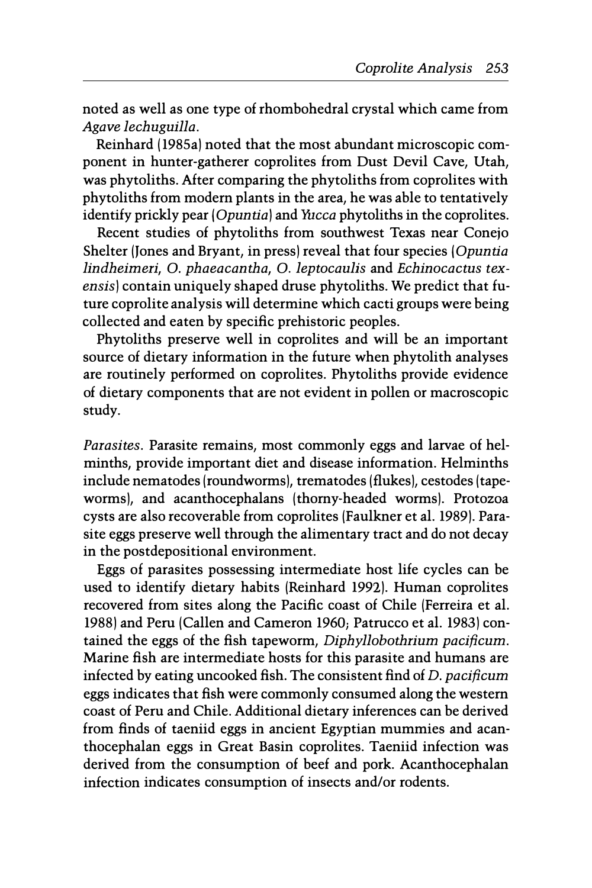noted as well as one type of rhombohedral crystal which came from *Agave lechuguilla*.

Reinhard (1985a) noted that the most abundant microscopic component in hunter-gatherer coprolites from Dust Devil Cave, Utah, was phytoliths. After comparing the phytoliths from coprolites with phytoliths from modern plants in the area, he was able to tentatively identify prickly pear (*Opuntia*) and *Yucca* phytoliths in the coprolites.

Recent studies of phytoliths from southwest Texas near Conejo Shelter (Jones and Bryant, in press) reveal that four species (*Opuntia lindheimeri*, *O. phaeacantha*, *O. leptocaulis* and *Echinocactus texensis*) contain uniquely shaped druse phytoliths. We predict that future coprolite analysis will determine which cacti groups were being collected and eaten by specific prehistoric peoples.

Phytoliths preserve well in coprolites and will be an important source of dietary information in the future when phytolith analyses are routinely performed on coprolites. Phytoliths provide evidence of dietary components that are not evident in pollen or macroscopic study.

*Parasites*. Parasite remains, most commonly eggs and larvae of helminths, provide important diet and disease information. Helminths include nematodes (roundworms), trematodes (flukes), cestodes (tapeworms), and acanthocephalans (thorny-headed worms). Protozoa cysts are also recoverable from coprolites (Faulkner et al. 1989). Parasite eggs preserve well through the alimentary tract and do not decay in the postdepositional environment.

Eggs of parasites possessing intermediate host life cycles can be used to identify dietary habits (Reinhard 1992). Human coprolites recovered from sites along the Pacific coast of Chile (Ferreira et al. 1988) and Peru (Callen and Cameron 1960; Patrucco et al. 1983) contained the eggs of the fish tapeworm, *Diphyllobothrium pacificum*. Marine fish are intermediate hosts for this parasite and humans are infected by eating uncooked fish. The consistent find of *D. pacificum* eggs indicates that fish were commonly consumed along the western coast of Peru and Chile. Additional dietary inferences can be derived from finds of taeniid eggs in ancient Egyptian mummies and acanthocephalan eggs in Great Basin coprolites. Taeniid infection was derived from the consumption of beef and pork. Acanthocephalan infection indicates consumption of insects and/or rodents.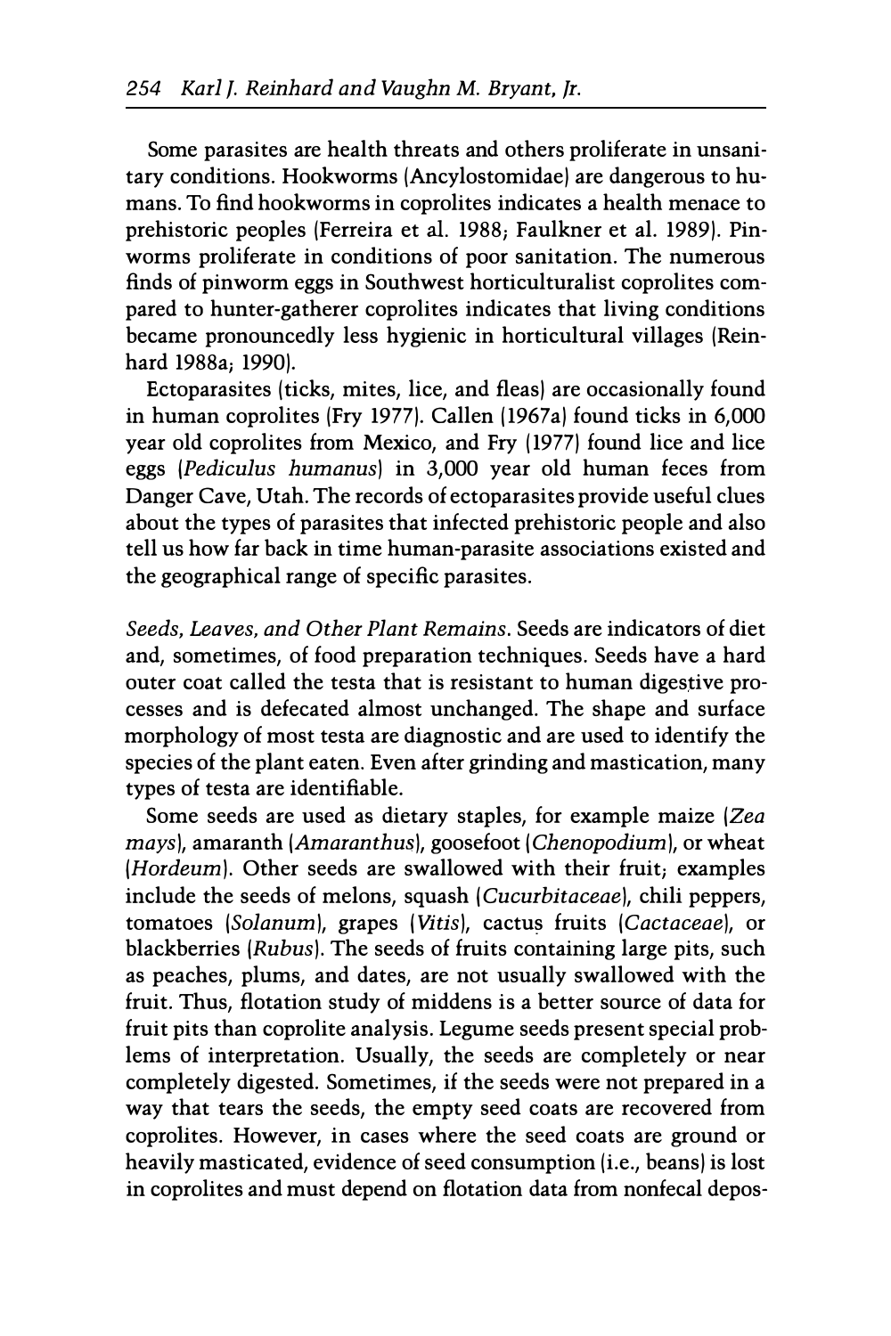Some parasites are health threats and others proliferate in unsanitary conditions. Hookworms (Ancylostomidae) are dangerous to humans. To find hookworms in coprolites indicates a health menace to prehistoric peoples (Ferreira et al. 1988; Faulkner et al. 1989). Pinworms proliferate in conditions of poor sanitation. The numerous finds of pinworm eggs in Southwest horticulturalist coprolites compared to hunter-gatherer coprolites indicates that living conditions became pronouncedly less hygienic in horticultural villages (Reinhard 1988a; 1990).

Ectoparasites (ticks, mites, lice, and fleas) are occasionally found in human coprolites (Fry 1977). Callen (1967a) found ticks in 6,000 year old coprolites from Mexico, and Fry (1977) found lice and lice eggs (*Pediculus humanus*) in 3,000 year old human feces from Danger Cave, Utah. The records of ectoparasites provide useful clues about the types of parasites that infected prehistoric people and also tell us how far back in time human-parasite associations existed and the geographical range of specific parasites.

*Seeds, Leaves, and Other Plant Remains.* Seeds are indicators of diet and, sometimes, of food preparation techniques. Seeds have a hard outer coat called the testa that is resistant to human digestive processes and is defecated almost unchanged. The shape and surface morphology of most testa are diagnostic and are used to identify the species of the plant eaten. Even after grinding and mastication, many types of testa are identifiable.

Some seeds are used as dietary staples, for example maize (*Zea mays*), amaranth (*Amaranthus*), goosefoot (*Chenopodium*), or wheat (*Hordeum*). Other seeds are swallowed with their fruit; examples include the seeds of melons, squash (*Cucurbitaceae*), chili peppers, tomatoes (*Solanum*), grapes (*Vitis*), cactus fruits (*Cactaceae*), or blackberries (*Rubus*). The seeds of fruits containing large pits, such as peaches, plums, and dates, are not usually swallowed with the fruit. Thus, flotation study of middens is a better source of data for fruit pits than coprolite analysis. Legume seeds present special problems of interpretation. Usually, the seeds are completely or near completely digested. Sometimes, if the seeds were not prepared in a way that tears the seeds, the empty seed coats are recovered from coprolites. However, in cases where the seed coats are ground or heavily masticated, evidence of seed consumption (i.e., beans) is lost in coprolites and must depend on flotation data from nonfecal depos-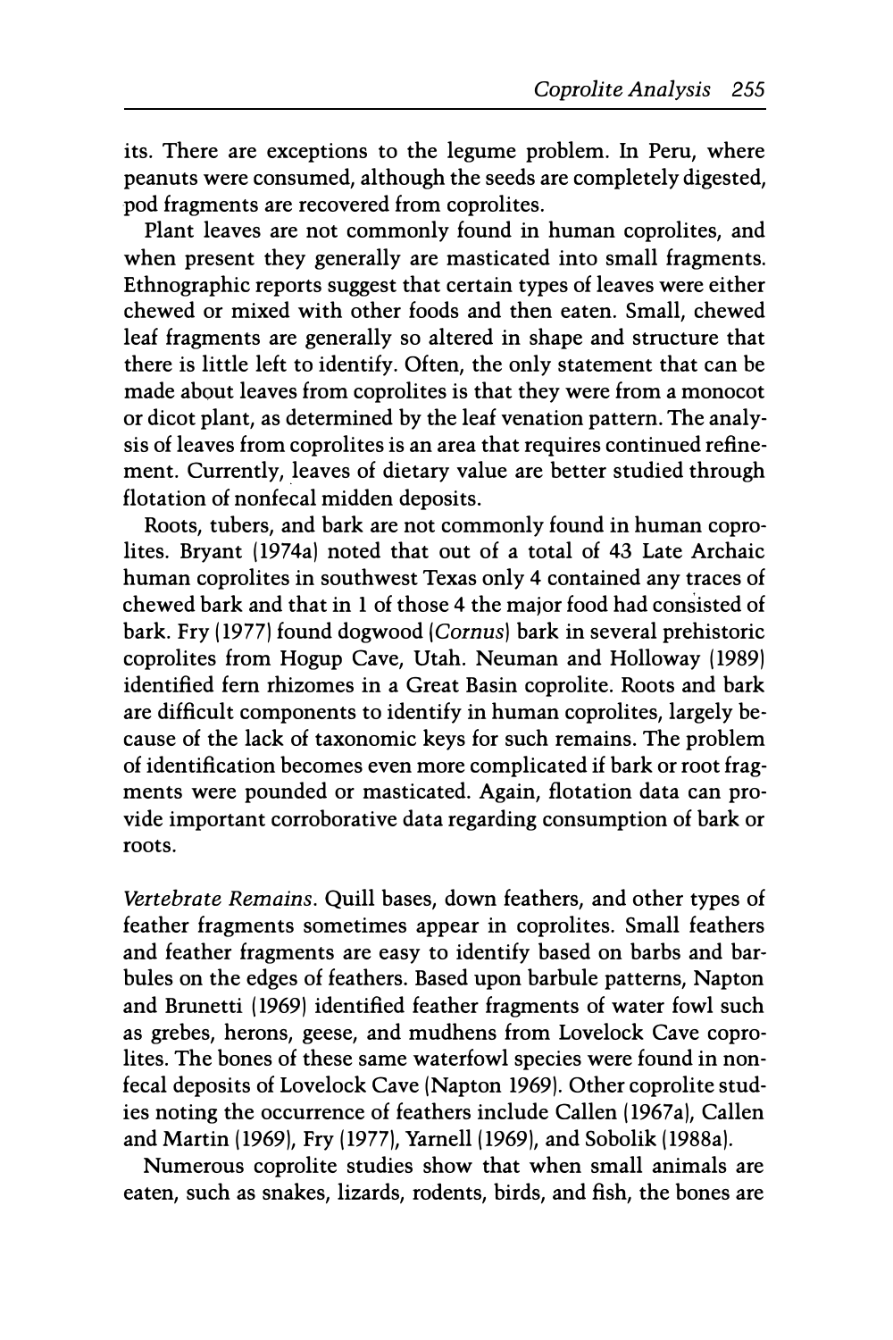its. There are exceptions to the legume problem. In Peru, where peanuts were consumed, although the seeds are completely digested, pod fragments are recovered from coprolites.

Plant leaves are not commonly found in human coprolites, and when present they generally are masticated into small fragments. Ethnographic reports suggest that certain types of leaves were either chewed or mixed with other foods and then eaten. Small, chewed leaf fragments are generally so altered in shape and structure that there is little left to identify. Often, the only statement that can be made about leaves from coprolites is that they were from a monocot or dicot plant, as determined by the leaf venation pattern. The analysis of leaves from coprolites is an area that requires continued refinement. Currently, leaves of dietary value are better studied through flotation of nonfecal midden deposits.

Roots, tubers, and bark are not commonly found in human coprolites. Bryant (1974a) noted that out of a total of 43 Late Archaic human coprolites in southwest Texas only 4 contained any traces of chewed bark and that in 1 of those 4 the major food had consisted of bark. Fry (1977) found dogwood (*Cornus*) bark in several prehistoric coprolites from Hogup Cave, Utah. Neuman and Holloway (1989) identified fern rhizomes in a Great Basin coprolite. Roots and bark are difficult components to identify in human coprolites, largely because of the lack of taxonomic keys for such remains. The problem of identification becomes even more complicated if bark or root fragments were pounded or masticated. Again, flotation data can provide important corroborative data regarding consumption of bark or roots.

*Vertebrate Remains.* Quill bases, down feathers, and other types of feather fragments sometimes appear in coprolites. Small feathers and feather fragments are easy to identify based on barbs and barbules on the edges of feathers. Based upon barbule patterns, Napton and Brunetti (1969) identified feather fragments of water fowl such as grebes, herons, geese, and mudhens from Lovelock Cave coprolites. The bones of these same waterfowl species were found in nonfecal deposits of Lovelock Cave (Napton 1969). Other coprolite studies noting the occurrence of feathers include Callen (1967a), Callen and Martin (1969), Fry (1977), Yarnell (1969), and Sobolik (1988a).

Numerous coprolite studies show that when small animals are eaten, such as snakes, lizards, rodents, birds, and fish, the bones are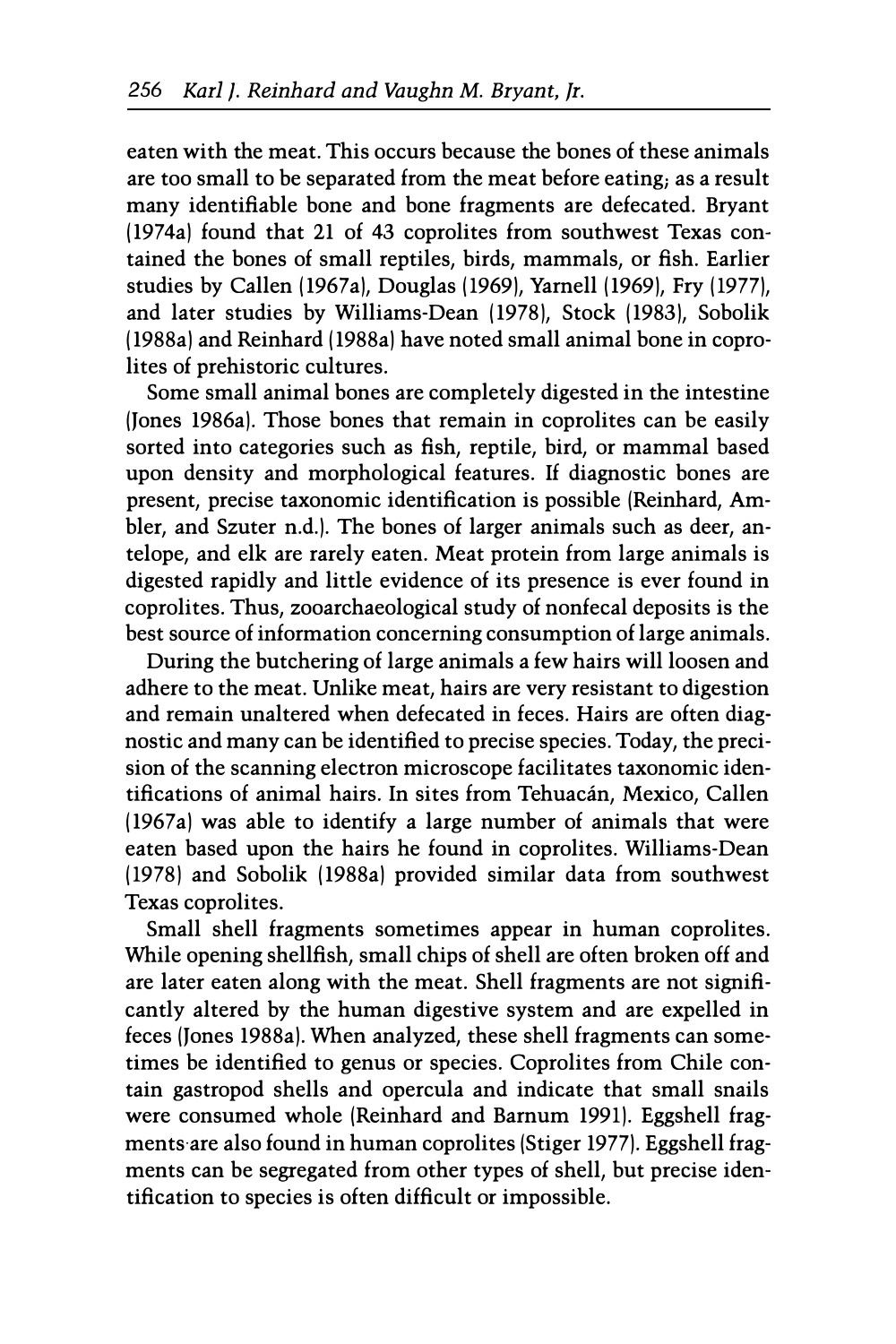eaten with the meat. This occurs because the bones of these animals are too small to be separated from the meat before eating; as a result many identifiable bone and bone fragments are defecated. Bryant (1974a) found that 21 of 43 coprolites from southwest Texas contained the bones of small reptiles, birds, mammals, or fish. Earlier studies by Callen (1967a), Douglas (1969), Yarnell (1969), Fry (1977), and later studies by Williams-Dean (1978), Stock (1983), Sobolik (1988a) and Reinhard (1988a) have noted small animal bone in coprolites of prehistoric cultures.

Some small animal bones are completely digested in the intestine (Jones 1986a). Those bones that remain in coprolites can be easily sorted into categories such as fish, reptile, bird, or mammal based upon density and morphological features. If diagnostic bones are present, precise taxonomic identification is possible (Reinhard, Ambler, and Szuter n.d.). The bones of larger animals such as deer, antelope, and elk are rarely eaten. Meat protein from large animals is digested rapidly and little evidence of its presence is ever found in coprolites. Thus, zooarchaeological study of nonfecal deposits is the best source of information concerning consumption of large animals.

During the butchering of large animals a few hairs will loosen and adhere to the meat. Unlike meat, hairs are very resistant to digestion and remain unaltered when defecated in feces. Hairs are often diagnostic and many can be identified to precise species. Today, the precision of the scanning electron microscope facilitates taxonomic identifications of animal hairs. In sites from Tehuacán, Mexico, Callen (1967a) was able to identify a large number of animals that were eaten based upon the hairs he found in coprolites. Williams-Dean (1978) and Sobolik (1988a) provided similar data from southwest Texas coprolites.

Small shell fragments sometimes appear in human coprolites. While opening shellfish, small chips of shell are often broken off and are later eaten along with the meat. Shell fragments are not significantly altered by the human digestive system and are expelled in feces (Jones 1988a). When analyzed, these shell fragments can sometimes be identified to genus or species. Coprolites from Chile contain gastropod shells and opercula and indicate that small snails were consumed whole (Reinhard and Barnum 1991). Eggshell fragments are also found in human coprolites (Stiger 1977). Eggshell fragments can be segregated from other types of shell, but precise identification to species is often difficult or impossible.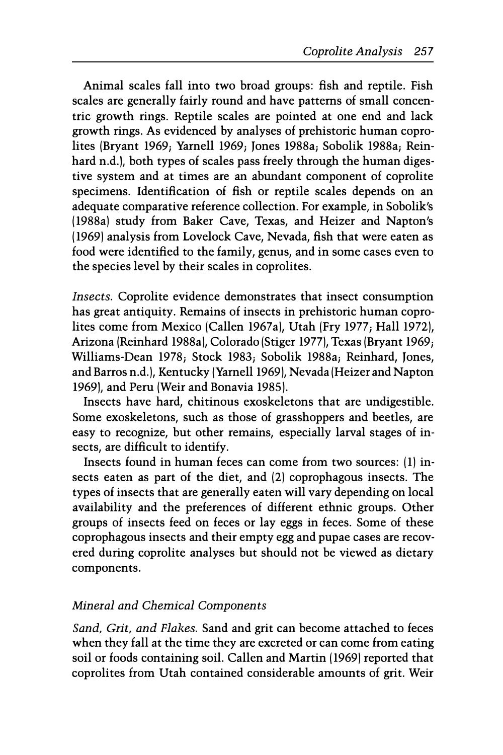Animal scales fall into two broad groups: fish and reptile. Fish scales are generally fairly round and have patterns of small concentric growth rings. Reptile scales are pointed at one end and lack growth rings. As evidenced by analyses of prehistoric human coprolites (Bryant 1969; Yarnell 1969; Jones 1988a; Sobolik 1988a; Reinhard n.d.), both types of scales pass freely through the human digestive system and at times are an abundant component of coprolite specimens. Identification of fish or reptile scales depends on an adequate comparative reference collection. For example, in Sobolik's (1988a) study from Baker Cave, Texas, and Heizer and Napton's (1969) analysis from Lovelock Cave, Nevada, fish that were eaten as food were identified to the family, genus, and in some cases even to the species level by their scales in coprolites.

*Insects.* Coprolite evidence demonstrates that insect consumption has great antiquity. Remains of insects in prehistoric human coprolites come from Mexico (Callen 1967a), Utah (Fry 1977; Hall 1972), Arizona (Reinhard 1988a), Colorado (Stiger 1977), Texas (Bryant 1969; Williams-Dean 1978; Stock 1983; Sobolik 1988a; Reinhard, Jones, and Barros n.d.), Kentucky (Yarnell 1969), Nevada (Heizer and Napton 1969), and Peru (Weir and Bonavia 1985).

Insects have hard, chitinous exoskeletons that are undigestible. Some exoskeletons, such as those of grasshoppers and beetles, are easy to recognize, but other remains, especially larval stages of insects, are difficult to identify.

Insects found in human feces can come from two sources: (1) insects eaten as part of the diet, and (2) coprophagous insects. The types of insects that are generally eaten will vary depending on local availability and the preferences of different ethnic groups. Other groups of insects feed on feces or lay eggs in feces. Some of these coprophagous insects and their empty egg and pupae cases are recovered during coprolite analyses but should not be viewed as dietary components.

### *Mineral and Chemical Components*

*Sand, Grit, and Flakes.* Sand and grit can become attached to feces when they fall at the time they are excreted or can come from eating soil or foods containing soil. Callen and Martin (1969) reported that coprolites from Utah contained considerable amounts of grit. Weir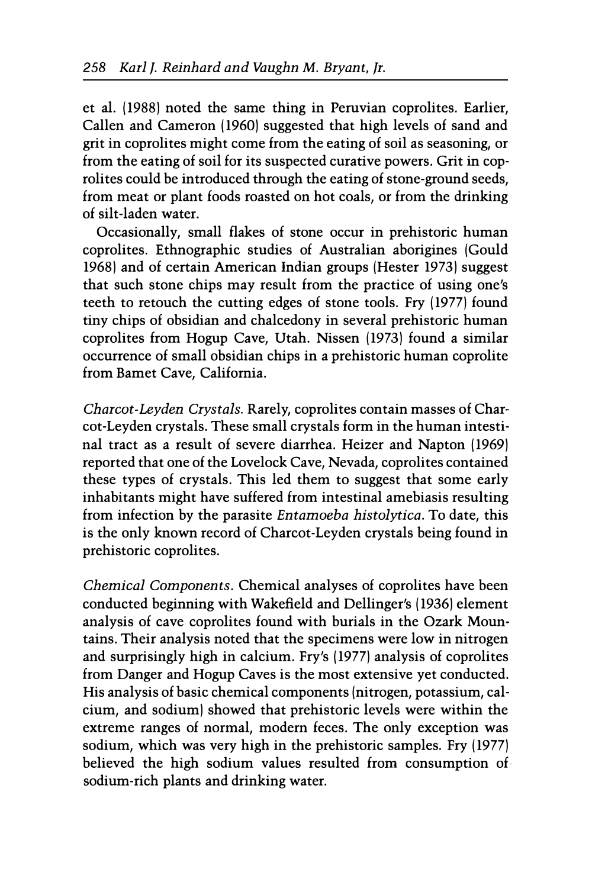et al. (1988) noted the same thing in Peruvian coprolites. Earlier, Callen and Cameron (1960) suggested that high levels of sand and grit in coprolites might come from the eating of soil as seasoning, or from the eating of soil for its suspected curative powers. Grit in coprolites could be introduced through the eating of stone-ground seeds, from meat or plant foods roasted on hot coals, or from the drinking of silt-laden water.

Occasionally, small flakes of stone occur in prehistoric human coprolites. Ethnographic studies of Australian aborigines (Gould 1968) and of certain American Indian groups (Hester 1973) suggest that such stone chips may result from the practice of using one's teeth to retouch the cutting edges of stone tools. Fry (1977) found tiny chips of obsidian and chalcedony in several prehistoric human coprolites from Hogup Cave, Utah. Nissen (1973) found a similar occurrence of small obsidian chips in a prehistoric human coprolite from Bamet Cave, California.

*Charcot-Leyden Crystals.* Rarely, coprolites contain masses of Charcot-Leyden crystals. These small crystals form in the human intestinal tract as a result of severe diarrhea. Heizer and Napton (1969) reported that one of the Lovelock Cave, Nevada, coprolites contained these types of crystals. This led them to suggest that some early inhabitants might have suffered from intestinal amebiasis resulting from infection by the parasite *Entamoeba histolytica*. To date, this is the only known record of Charcot-Leyden crystals being found in prehistoric coprolites.

*Chemical Components.* Chemical analyses of coprolites have been conducted beginning with Wakefield and Dellinger's (1936) element analysis of cave coprolites found with burials in the Ozark Mountains. Their analysis noted that the specimens were low in nitrogen and surprisingly high in calcium. Fry's (1977) analysis of coprolites from Danger and Hogup Caves is the most extensive yet conducted. His analysis of basic chemical components (nitrogen, potassium, calcium, and sodium) showed that prehistoric levels were within the extreme ranges of normal, modern feces. The only exception was sodium, which was very high in the prehistoric samples. Fry (1977) believed the high sodium values resulted from consumption of sodium-rich plants and drinking water.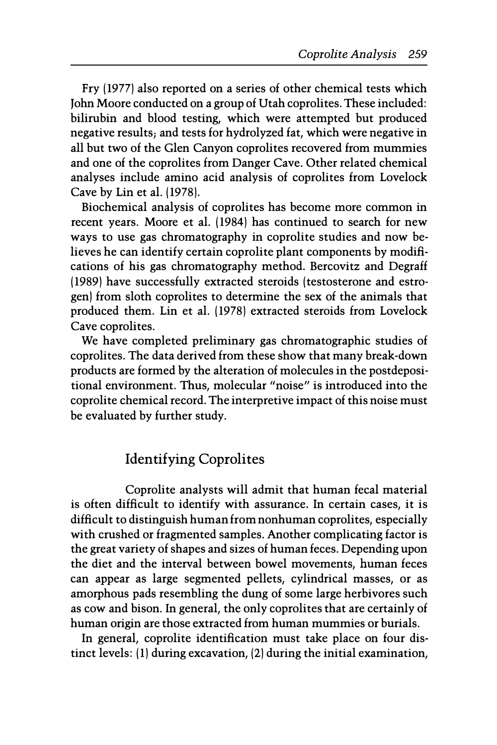Fry (1977) also reported on a series of other chemical tests which John Moore conducted on a group of Utah coprolites. These included: bilirubin and blood testing, which were attempted but produced negative results; and tests for hydrolyzed fat, which were negative in all but two of the Glen Canyon coprolites recovered from mummies and one of the coprolites from Danger Cave. Other related chemical analyses include amino acid analysis of coprolites from Lovelock Cave by Lin et al. (1978).

Biochemical analysis of coprolites has become more common in recent years. Moore et al. (1984) has continued to search for new ways to use gas chromatography in coprolite studies and now believes he can identify certain coprolite plant components by modifications of his gas chromatography method. Bercovitz and Degraff (1989) have successfully extracted steroids (testosterone and estrogen) from sloth coprolites to determine the sex of the animals that produced them. Lin et al. (1978) extracted steroids from Lovelock Cave coprolites.

We have completed preliminary gas chromatographic studies of coprolites. The data derived from these show that many break-down products are formed by the alteration of molecules in the postdepositional environment. Thus, molecular "noise" is introduced into the coprolite chemical record. The interpretive impact of this noise must be evaluated by further study.

## Identifying Coprolites

Coprolite analysts will admit that human fecal material is often difficult to identify with assurance. In certain cases, it is difficult to distinguish human from nonhuman coprolites, especially with crushed or fragmented samples. Another complicating factor is the great variety of shapes and sizes of human feces. Depending upon the diet and the interval between bowel movements, human feces can appear as large segmented pellets, cylindrical masses, or as amorphous pads resembling the dung of some large herbivores such as cow and bison. In general, the only coprolites that are certainly of human origin are those extracted from human mummies or burials.

In general, coprolite identification must take place on four distinct levels: (1) during excavation, (2) during the initial examination,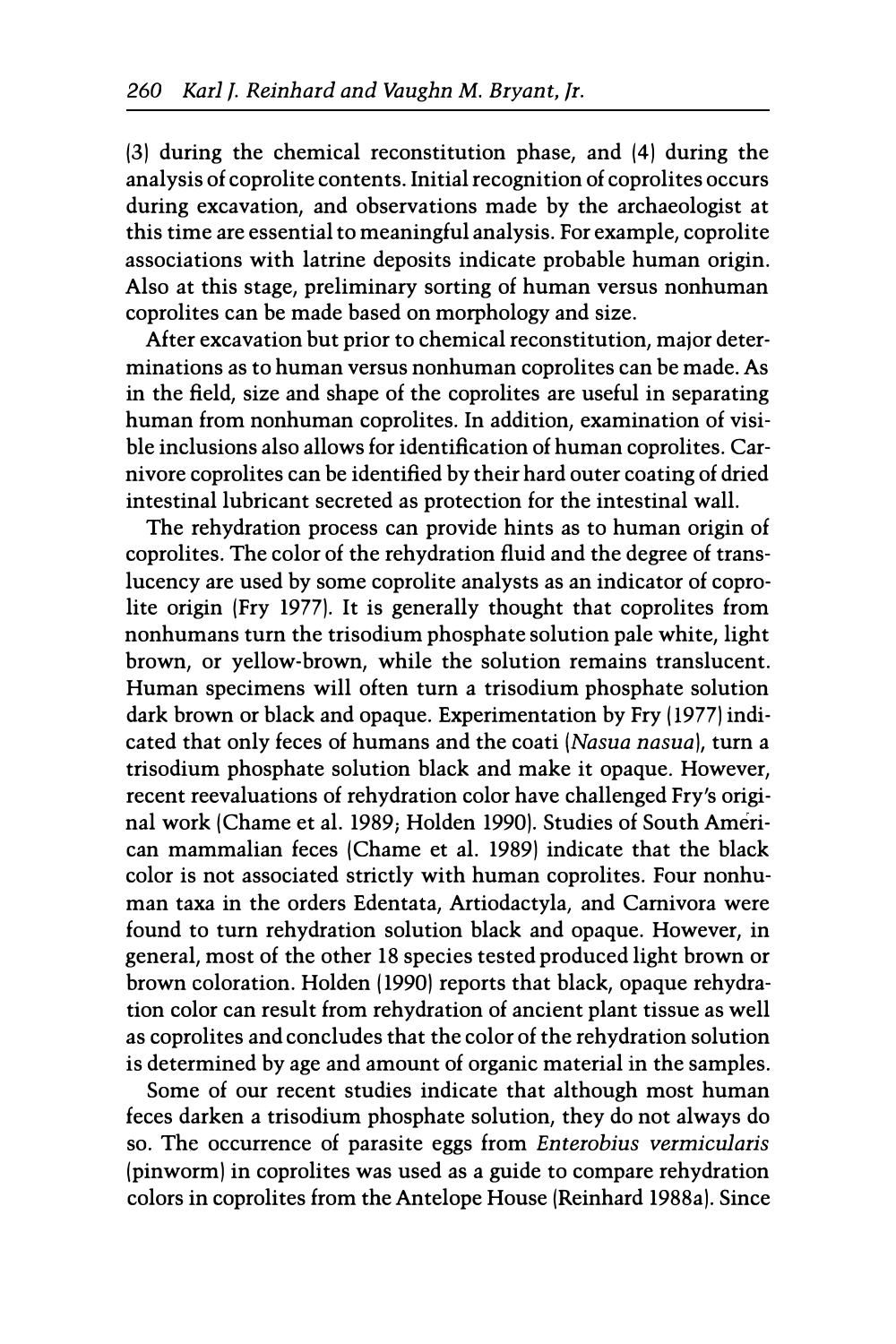(3) during the chemical reconstitution phase, and (4) during the analysis of coprolite contents. Initial recognition of coprolites occurs during excavation, and observations made by the archaeologist at this time are essential to meaningful analysis. For example, coprolite associations with latrine deposits indicate probable human origin. Also at this stage, preliminary sorting of human versus nonhuman coprolites can be made based on morphology and size.

After excavation but prior to chemical reconstitution, major determinations as to human versus nonhuman coprolites can be made. As in the field, size and shape of the coprolites are useful in separating human from nonhuman coprolites. In addition, examination of visible inclusions also allows for identification of human coprolites. Carnivore coprolites can be identified by their hard outer coating of dried intestinal lubricant secreted as protection for the intestinal wall.

The rehydration process can provide hints as to human origin of coprolites. The color of the rehydration fluid and the degree of translucency are used by some coprolite analysts as an indicator of coprolite origin (Fry 1977). It is generally thought that coprolites from nonhumans turn the trisodium phosphate solution pale white, light brown, or yellow-brown, while the solution remains translucent. Human specimens will often turn a trisodium phosphate solution dark brown or black and opaque. Experimentation by Fry (1977) indicated that only feces of humans and the coati (*Nasua nasua*), turn a trisodium phosphate solution black and make it opaque. However, recent reevaluations of rehydration color have challenged Fry's original work (Chame et al. 1989; Holden 1990). Studies of South American mammalian feces (Chame et al. 1989) indicate that the black color is not associated strictly with human coprolites. Four nonhuman taxa in the orders Edentata, Artiodactyla, and Carnivora were found to turn rehydration solution black and opaque. However, in general, most of the other 18 species tested produced light brown or brown coloration. Holden (1990) reports that black, opaque rehydration color can result from rehydration of ancient plant tissue as well as coprolites and concludes that the color of the rehydration solution is determined by age and amount of organic material in the samples.

Some of our recent studies indicate that although most human feces darken a trisodium phosphate solution, they do not always do so. The occurrence of parasite eggs from *Enterobius vermicularis* (pinworm) in coprolites was used as a guide to compare rehydration colors in coprolites from the Antelope House (Reinhard 1988a). Since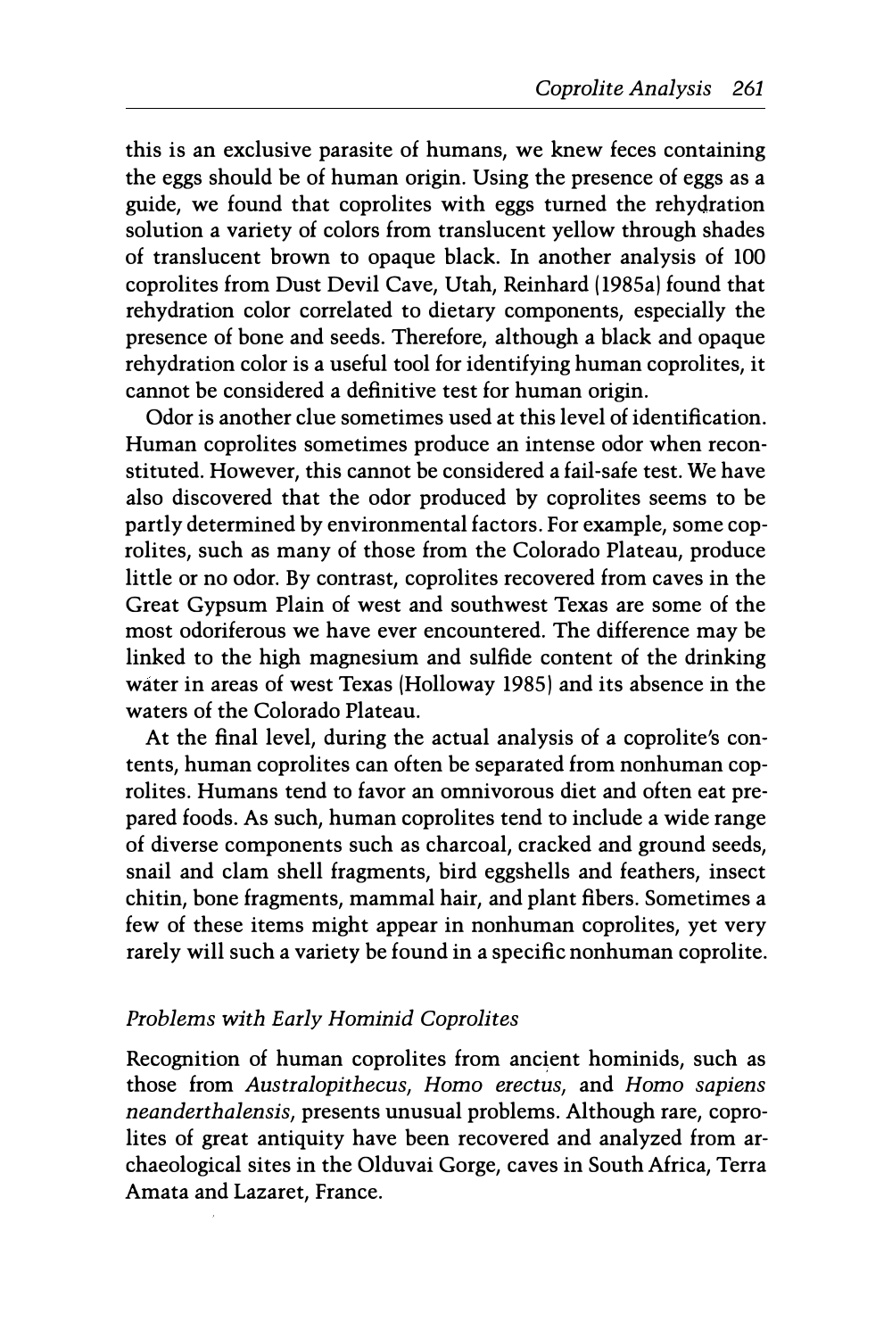this is an exclusive parasite of humans, we knew feces containing the eggs should be of human origin. Using the presence of eggs as a guide, we found that coprolites with eggs turned the rehydration solution a variety of colors from translucent yellow through shades of translucent brown to opaque black. In another analysis of 100 coprolites from Dust Devil Cave, Utah, Reinhard (1985a) found that rehydration color correlated to dietary components, especially the presence of bone and seeds. Therefore, although a black and opaque rehydration color is a useful tool for identifying human coprolites, it cannot be considered a definitive test for human origin.

Odor is another clue sometimes used at this level of identification. Human coprolites sometimes produce an intense odor when reconstituted. However, this cannot be considered a fail-safe test. We have also discovered that the odor produced by coprolites seems to be partly determined by environmental factors. For example, some coprolites, such as many of those from the Colorado Plateau, produce little or no odor. By contrast, coprolites recovered from caves in the Great Gypsum Plain of west and southwest Texas are some of the most odoriferous we have ever encountered. The difference may be linked to the high magnesium and sulfide content of the drinking water in areas of west Texas (Holloway 1985) and its absence in the waters of the Colorado Plateau.

At the final level, during the actual analysis of a coprolite's contents, human coprolites can often be separated from nonhuman coprolites. Humans tend to favor an omnivorous diet and often eat prepared foods. As such, human coprolites tend to include a wide range of diverse components such as charcoal, cracked and ground seeds, snail and clam shell fragments, bird eggshells and feathers, insect chitin, bone fragments, mammal hair, and plant fibers. Sometimes a few of these items might appear in nonhuman coprolites, yet very rarely will such a variety be found in a specific nonhuman coprolite.

### *Problems with Early Hominid Coprolites*

Recognition of human coprolites from ancient hominids, such as those from *Australopithecus*, *Homo erectus*, and *Homo sapiens neanderthalensis*, presents unusual problems. Although rare, coprolites of great antiquity have been recovered and analyzed from archaeological sites in the Olduvai Gorge, caves in South Africa, Terra Amata and Lazaret, France.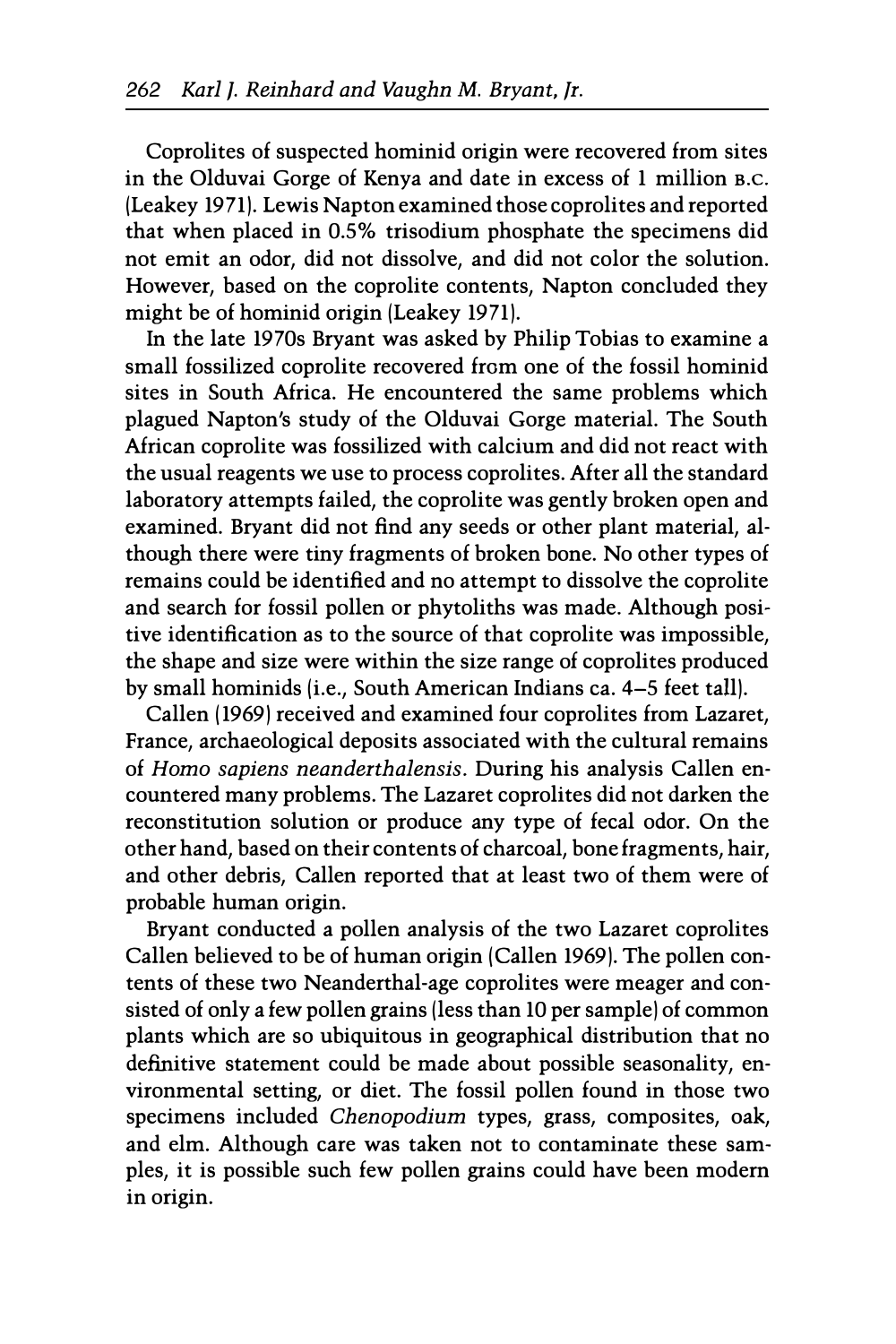Coprolites of suspected hominid origin were recovered from sites in the Olduvai Gorge of Kenya and date in excess of 1 million B.C. (Leakey 1971). Lewis Napton examined those coprolites and reported that when placed in 0.5% trisodium phosphate the specimens did not emit an odor, did not dissolve, and did not color the solution. However, based on the coprolite contents, Napton concluded they might be of hominid origin (Leakey 1971).

In the late 1970s Bryant was asked by Philip Tobias to examine a small fossilized coprolite recovered from one of the fossil hominid sites in South Africa. He encountered the same problems which plagued Napton's study of the Olduvai Gorge material. The South African coprolite was fossilized with calcium and did not react with the usual reagents we use to process coprolites. After all the standard laboratory attempts failed, the coprolite was gently broken open and examined. Bryant did not find any seeds or other plant material, although there were tiny fragments of broken bone. No other types of remains could be identified and no attempt to dissolve the coprolite and search for fossil pollen or phytoliths was made. Although positive identification as to the source of that coprolite was impossible, the shape and size were within the size range of coprolites produced by small hominids (i.e., South American Indians ca. 4–5 feet tall).

Callen (1969) received and examined four coprolites from Lazaret, France, archaeological deposits associated with the cultural remains of *Homo sapiens neanderthalensis*. During his analysis Callen encountered many problems. The Lazaret coprolites did not darken the reconstitution solution or produce any type of fecal odor. On the other hand, based on their contents of charcoal, bone fragments, hair, and other debris, Callen reported that at least two of them were of probable human origin.

Bryant conducted a pollen analysis of the two Lazaret coprolites Callen believed to be of human origin (Callen 1969). The pollen contents of these two Neanderthal-age coprolites were meager and consisted of only a few pollen grains (less than 10 per sample) of common plants which are so ubiquitous in geographical distribution that no definitive statement could be made about possible seasonality, environmental setting, or diet. The fossil pollen found in those two specimens included *Chenopodium* types, grass, composites, oak, and elm. Although care was taken not to contaminate these samples, it is possible such few pollen grains could have been modern in origin.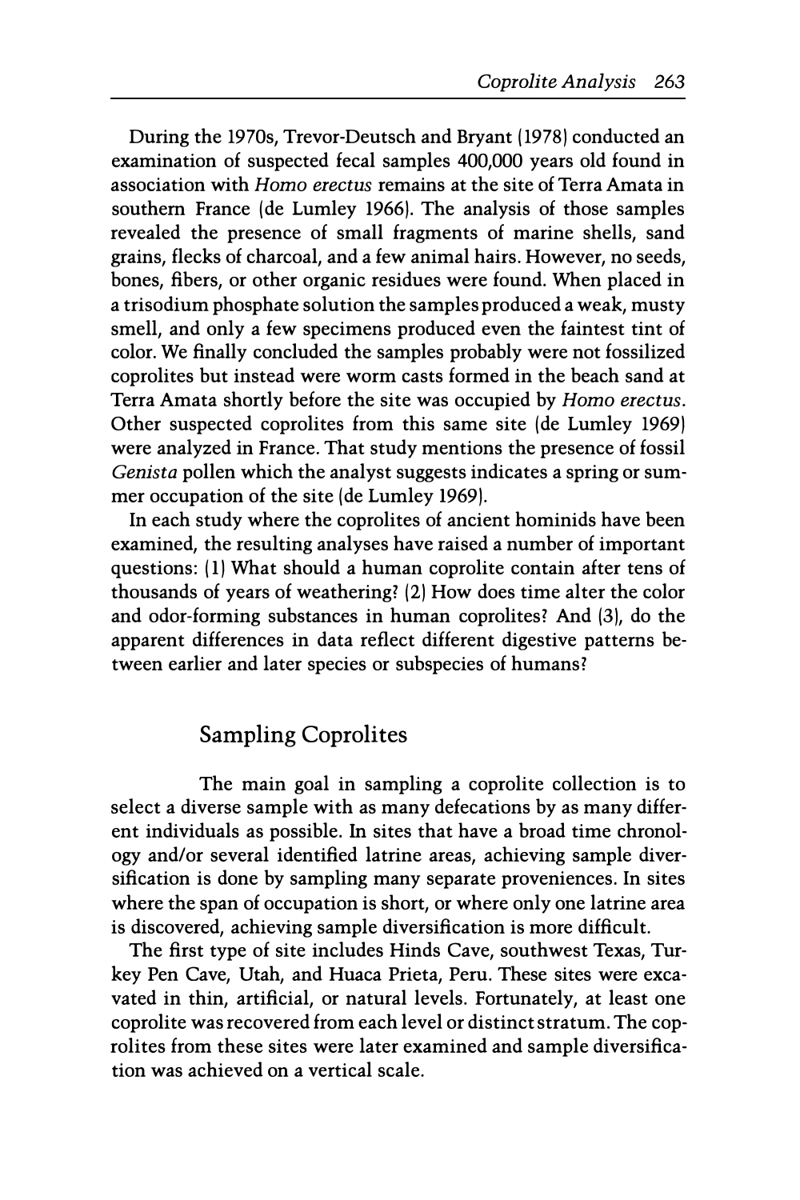During the 1970s, Trevor-Deutsch and Bryant (1978) conducted an examination of suspected fecal samples 400,000 years old found in association with *Homo erectus* remains at the site of Terra Amata in southern France (de Lumley 1966). The analysis of those samples revealed the presence of small fragments of marine shells, sand grains, flecks of charcoal, and a few animal hairs. However, no seeds, bones, fibers, or other organic residues were found. When placed in a trisodium phosphate solution the samples produced a weak, musty smell, and only a few specimens produced even the faintest tint of color. We finally concluded the samples probably were not fossilized coprolites but instead were worm casts formed in the beach sand at Terra Amata shortly before the site was occupied by *Homo erectus*. Other suspected coprolites from this same site (de Lumley 1969) were analyzed in France. That study mentions the presence of fossil *Genista* pollen which the analyst suggests indicates a spring or summer occupation of the site (de Lumley 1969).

In each study where the coprolites of ancient hominids have been examined, the resulting analyses have raised a number of important questions: (1) What should a human coprolite contain after tens of thousands of years of weathering? (2) How does time alter the color and odor-forming substances in human coprolites? And (3), do the apparent differences in data reflect different digestive patterns between earlier and later species or subspecies of humans?

## Sampling Coprolites

The main goal in sampling a coprolite collection is to select a diverse sample with as many defecations by as many different individuals as possible. In sites that have a broad time chronology and/or several identified latrine areas, achieving sample diversification is done by sampling many separate proveniences. In sites where the span of occupation is short, or where only one latrine area is discovered, achieving sample diversification is more difficult.

The first type of site includes Hinds Cave, southwest Texas, Turkey Pen Cave, Utah, and Huaca Prieta, Peru. These sites were excavated in thin, artificial, or natural levels. Fortunately, at least one coprolite was recovered from each level or distinct stratum. The coprolites from these sites were later examined and sample diversification was achieved on a vertical scale.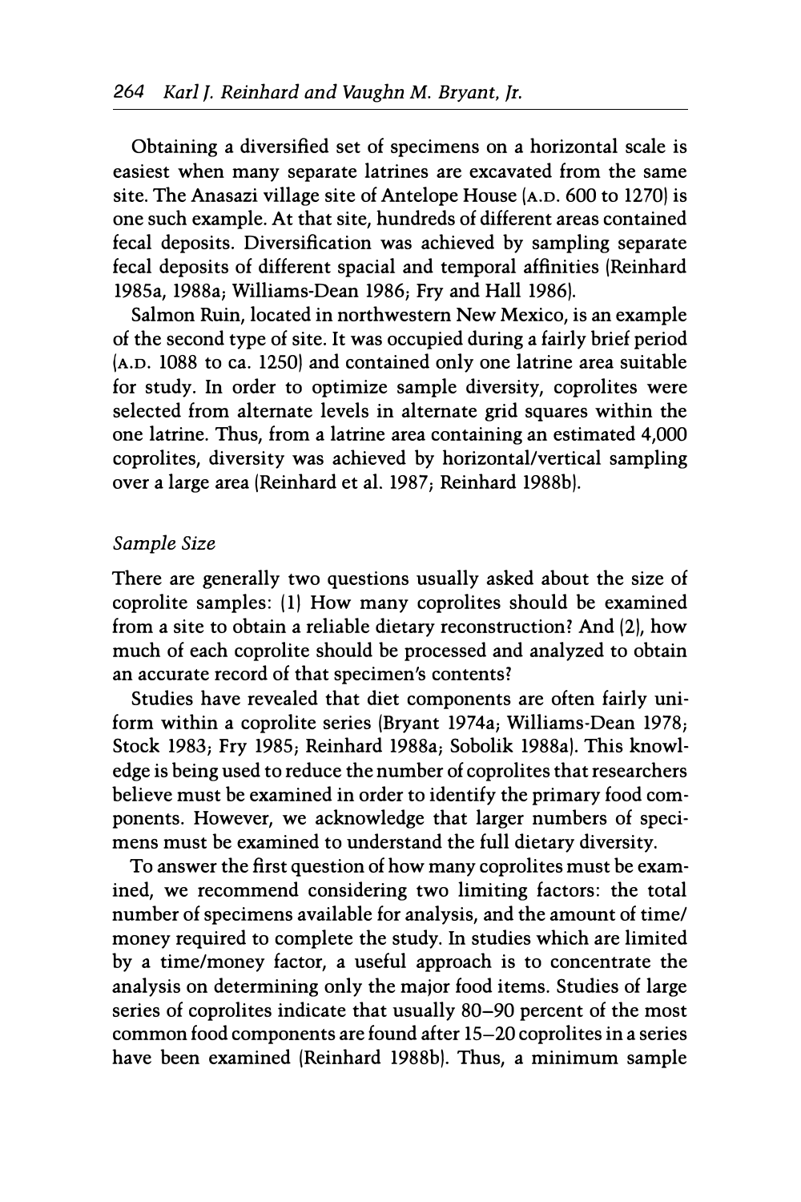Obtaining a diversified set of specimens on a horizontal scale is easiest when many separate latrines are excavated from the same site. The Anasazi village site of Antelope House (A.D. 600 to 1270) is one such example. At that site, hundreds of different areas contained fecal deposits. Diversification was achieved by sampling separate fecal deposits of different spacial and temporal affinities (Reinhard 1985a, 1988a; Williams-Dean 1986; Fry and Hall 1986).

Salmon Ruin, located in northwestern New Mexico, is an example of the second type of site. It was occupied during a fairly brief period (A.D. 1088 to ca. 1250) and contained only one latrine area suitable for study. In order to optimize sample diversity, coprolites were selected from alternate levels in alternate grid squares within the one latrine. Thus, from a latrine area containing an estimated 4,000 coprolites, diversity was achieved by horizontal/vertical sampling over a large area (Reinhard et al. 1987; Reinhard 1988b).

### *Sample Size*

There are generally two questions usually asked about the size of coprolite samples: (1) How many coprolites should be examined from a site to obtain a reliable dietary reconstruction? And (2), how much of each coprolite should be processed and analyzed to obtain an accurate record of that specimen's contents?

Studies have revealed that diet components are often fairly uniform within a coprolite series (Bryant 1974a; Williams-Dean 1978; Stock 1983; Fry 1985; Reinhard 1988a; Sobolik 1988a). This knowledge is being used to reduce the number of coprolites that researchers believe must be examined in order to identify the primary food components. However, we acknowledge that larger numbers of specimens must be examined to understand the full dietary diversity.

To answer the first question of how many coprolites must be examined, we recommend considering two limiting factors: the total number of specimens available for analysis, and the amount of time/money required to complete the study. In studies which are limited by a time/money factor, a useful approach is to concentrate the analysis on determining only the major food items. Studies of large series of coprolites indicate that usually 80–90 percent of the most common food components are found after 15–20 coprolites in a series have been examined (Reinhard 1988b). Thus, a minimum sample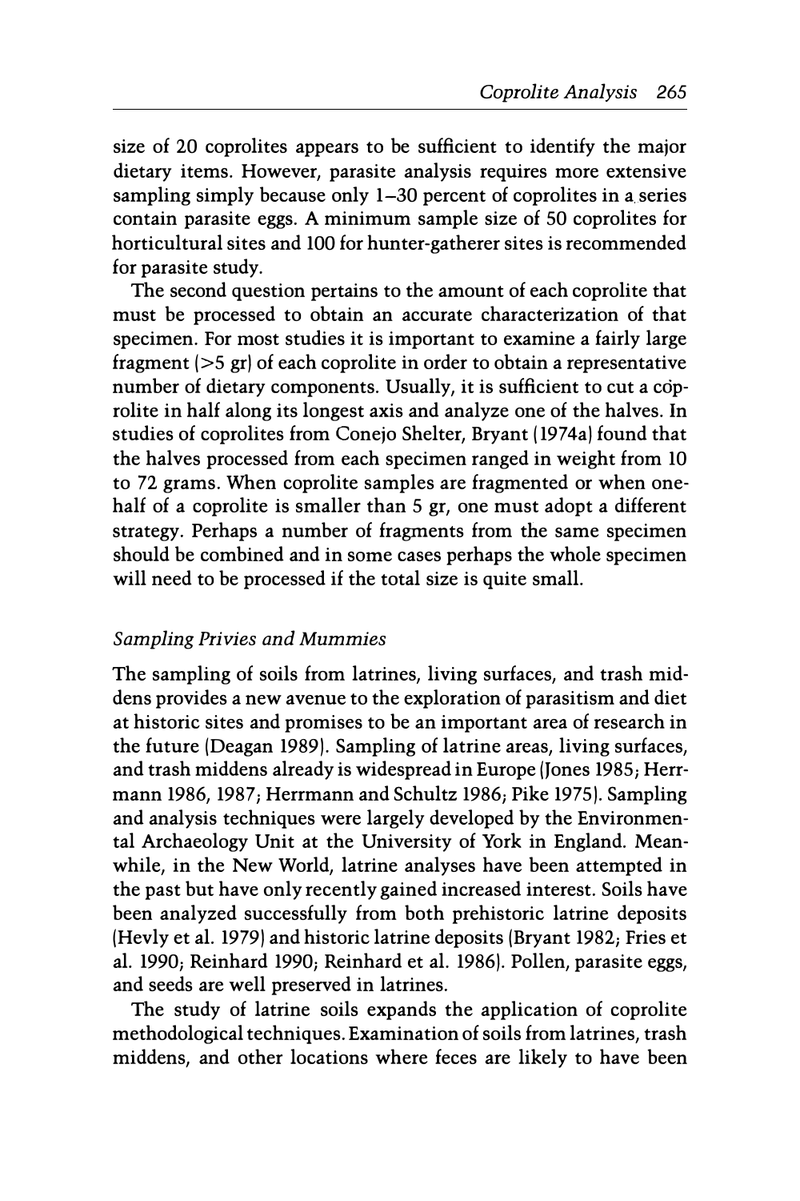size of 20 coprolites appears to be sufficient to identify the major dietary items. However, parasite analysis requires more extensive sampling simply because only 1–30 percent of coprolites in a series contain parasite eggs. A minimum sample size of 50 coprolites for horticultural sites and 100 for hunter-gatherer sites is recommended for parasite study.

The second question pertains to the amount of each coprolite that must be processed to obtain an accurate characterization of that specimen. For most studies it is important to examine a fairly large fragment (>5 gr) of each coprolite in order to obtain a representative number of dietary components. Usually, it is sufficient to cut a coprolite in half along its longest axis and analyze one of the halves. In studies of coprolites from Conejo Shelter, Bryant (1974a) found that the halves processed from each specimen ranged in weight from 10 to 72 grams. When coprolite samples are fragmented or when one-half of a coprolite is smaller than 5 gr, one must adopt a different strategy. Perhaps a number of fragments from the same specimen should be combined and in some cases perhaps the whole specimen will need to be processed if the total size is quite small.

### *Sampling Privies and Mummies*

The sampling of soils from latrines, living surfaces, and trash middens provides a new avenue to the exploration of parasitism and diet at historic sites and promises to be an important area of research in the future (Deagan 1989). Sampling of latrine areas, living surfaces, and trash middens already is widespread in Europe (Jones 1985; Herrmann 1986, 1987; Herrmann and Schultz 1986; Pike 1975). Sampling and analysis techniques were largely developed by the Environmental Archaeology Unit at the University of York in England. Meanwhile, in the New World, latrine analyses have been attempted in the past but have only recently gained increased interest. Soils have been analyzed successfully from both prehistoric latrine deposits (Hevly et al. 1979) and historic latrine deposits (Bryant 1982; Fries et al. 1990; Reinhard 1990; Reinhard et al. 1986). Pollen, parasite eggs, and seeds are well preserved in latrines.

The study of latrine soils expands the application of coprolite methodological techniques. Examination of soils from latrines, trash middens, and other locations where feces are likely to have been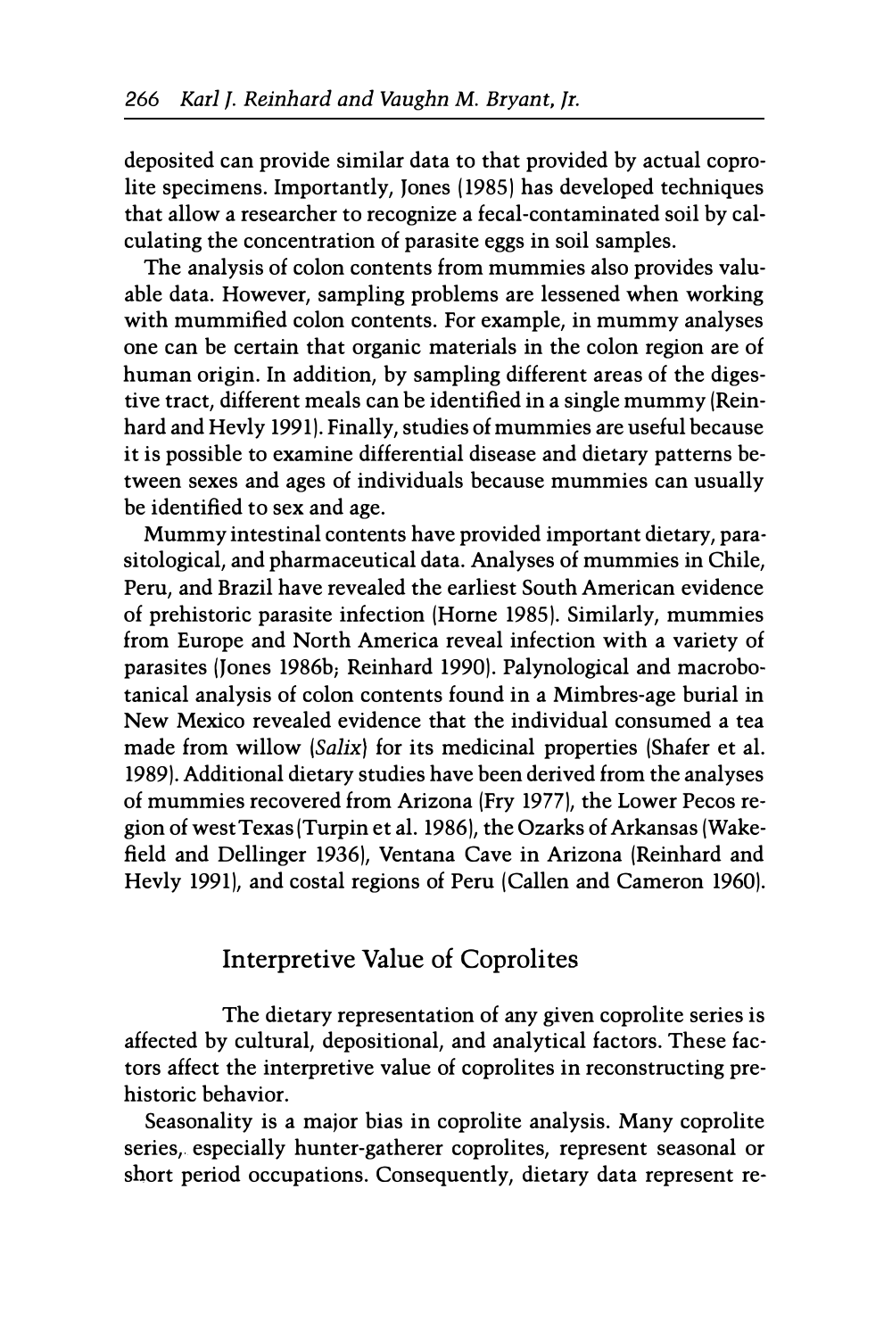deposited can provide similar data to that provided by actual coprolite specimens. Importantly, Jones (1985) has developed techniques that allow a researcher to recognize a fecal-contaminated soil by calculating the concentration of parasite eggs in soil samples.

The analysis of colon contents from mummies also provides valuable data. However, sampling problems are lessened when working with mummified colon contents. For example, in mummy analyses one can be certain that organic materials in the colon region are of human origin. In addition, by sampling different areas of the digestive tract, different meals can be identified in a single mummy (Reinhard and Hevly 1991). Finally, studies of mummies are useful because it is possible to examine differential disease and dietary patterns between sexes and ages of individuals because mummies can usually be identified to sex and age.

Mummy intestinal contents have provided important dietary, parasitological, and pharmaceutical data. Analyses of mummies in Chile, Peru, and Brazil have revealed the earliest South American evidence of prehistoric parasite infection (Horne 1985). Similarly, mummies from Europe and North America reveal infection with a variety of parasites (Jones 1986b; Reinhard 1990). Palynological and macrobotanical analysis of colon contents found in a Mimbres-age burial in New Mexico revealed evidence that the individual consumed a tea made from willow (*Salix*) for its medicinal properties (Shafer et al. 1989). Additional dietary studies have been derived from the analyses of mummies recovered from Arizona (Fry 1977), the Lower Pecos region of west Texas (Turpin et al. 1986), the Ozarks of Arkansas (Wakefield and Dellinger 1936), Ventana Cave in Arizona (Reinhard and Hevly 1991), and costal regions of Peru (Callen and Cameron 1960).

## Interpretive Value of Coprolites

The dietary representation of any given coprolite series is affected by cultural, depositional, and analytical factors. These factors affect the interpretive value of coprolites in reconstructing prehistoric behavior.

Seasonality is a major bias in coprolite analysis. Many coprolite series, especially hunter-gatherer coprolites, represent seasonal or short period occupations. Consequently, dietary data represent re-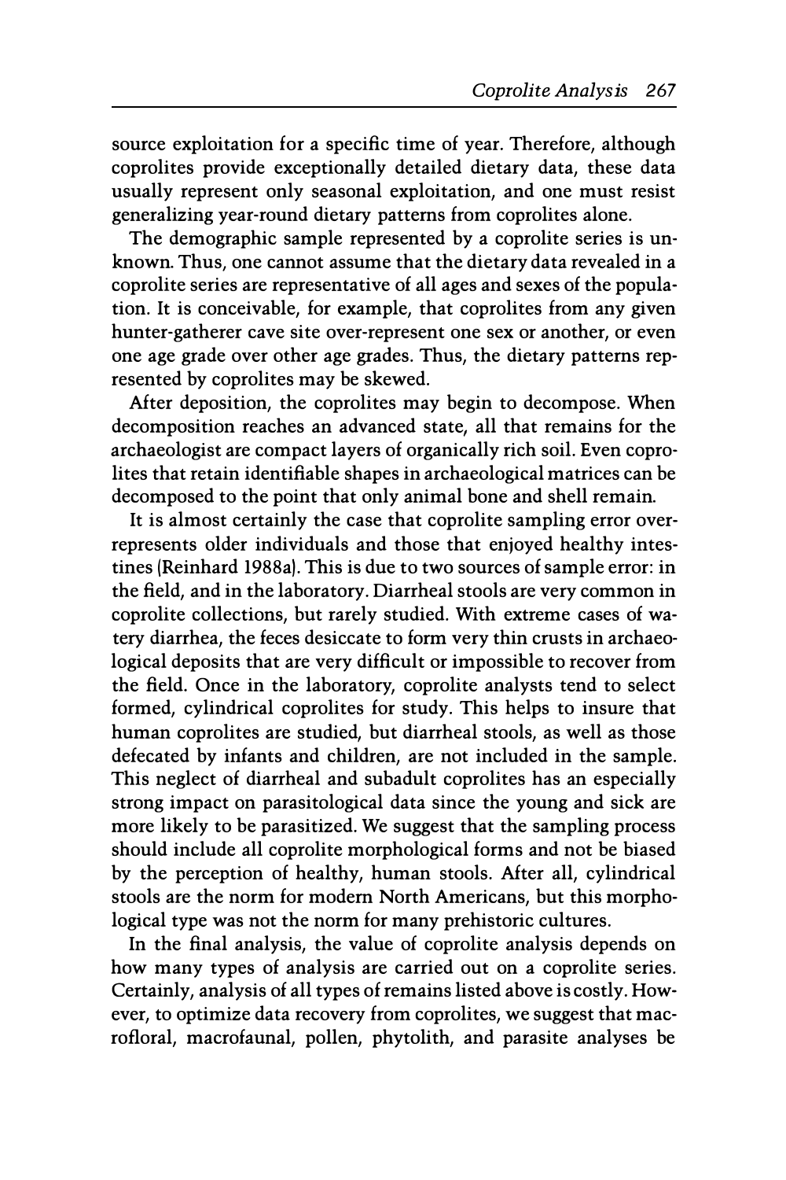source exploitation for a specific time of year. Therefore, although coprolites provide exceptionally detailed dietary data, these data usually represent only seasonal exploitation, and one must resist generalizing year-round dietary patterns from coprolites alone.

The demographic sample represented by a coprolite series is unknown. Thus, one cannot assume that the dietary data revealed in a coprolite series are representative of all ages and sexes of the population. It is conceivable, for example, that coprolites from any given hunter-gatherer cave site over-represent one sex or another, or even one age grade over other age grades. Thus, the dietary patterns represented by coprolites may be skewed.

After deposition, the coprolites may begin to decompose. When decomposition reaches an advanced state, all that remains for the archaeologist are compact layers of organically rich soil. Even coprolites that retain identifiable shapes in archaeological matrices can be decomposed to the point that only animal bone and shell remain.

It is almost certainly the case that coprolite sampling error over-represents older individuals and those that enjoyed healthy intestines (Reinhard 1988a). This is due to two sources of sample error: in the field, and in the laboratory. Diarrheal stools are very common in coprolite collections, but rarely studied. With extreme cases of watery diarrhea, the feces desiccate to form very thin crusts in archaeological deposits that are very difficult or impossible to recover from the field. Once in the laboratory, coprolite analysts tend to select formed, cylindrical coprolites for study. This helps to insure that human coprolites are studied, but diarrheal stools, as well as those defecated by infants and children, are not included in the sample. This neglect of diarrheal and subadult coprolites has an especially strong impact on parasitological data since the young and sick are more likely to be parasitized. We suggest that the sampling process should include all coprolite morphological forms and not be biased by the perception of healthy, human stools. After all, cylindrical stools are the norm for modern North Americans, but this morphological type was not the norm for many prehistoric cultures.

In the final analysis, the value of coprolite analysis depends on how many types of analysis are carried out on a coprolite series. Certainly, analysis of all types of remains listed above is costly. However, to optimize data recovery from coprolites, we suggest that macrofloral, macrofaunal, pollen, phytolith, and parasite analyses be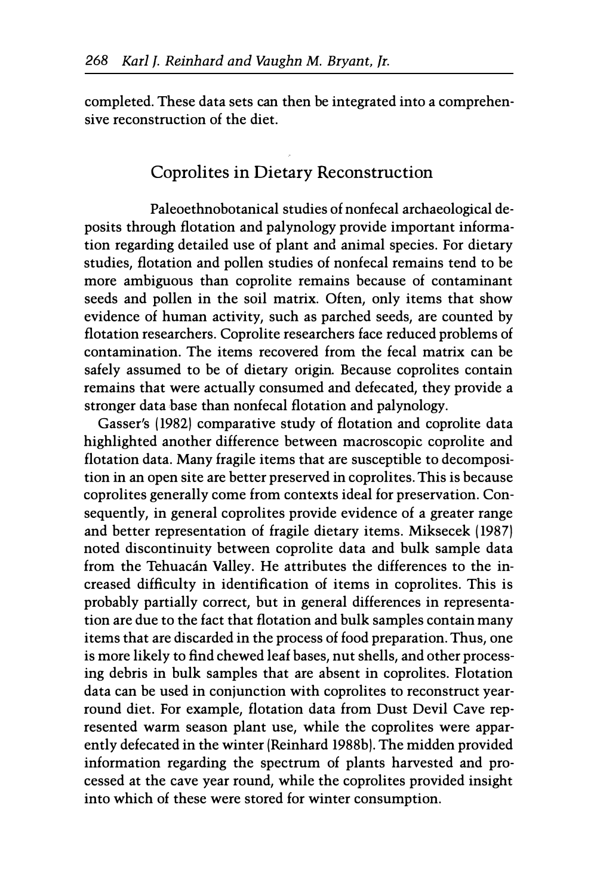completed. These data sets can then be integrated into a comprehensive reconstruction of the diet.

## Coprolites in Dietary Reconstruction

Paleoethnobotanical studies of nonfecal archaeological deposits through flotation and palynology provide important information regarding detailed use of plant and animal species. For dietary studies, flotation and pollen studies of nonfecal remains tend to be more ambiguous than coprolite remains because of contaminant seeds and pollen in the soil matrix. Often, only items that show evidence of human activity, such as parched seeds, are counted by flotation researchers. Coprolite researchers face reduced problems of contamination. The items recovered from the fecal matrix can be safely assumed to be of dietary origin. Because coprolites contain remains that were actually consumed and defecated, they provide a stronger data base than nonfecal flotation and palynology.

Gasser's (1982) comparative study of flotation and coprolite data highlighted another difference between macroscopic coprolite and flotation data. Many fragile items that are susceptible to decomposition in an open site are better preserved in coprolites. This is because coprolites generally come from contexts ideal for preservation. Consequently, in general coprolites provide evidence of a greater range and better representation of fragile dietary items. Miksecek (1987) noted discontinuity between coprolite data and bulk sample data from the Tehuacán Valley. He attributes the differences to the increased difficulty in identification of items in coprolites. This is probably partially correct, but in general differences in representation are due to the fact that flotation and bulk samples contain many items that are discarded in the process of food preparation. Thus, one is more likely to find chewed leaf bases, nut shells, and other processing debris in bulk samples that are absent in coprolites. Flotation data can be used in conjunction with coprolites to reconstruct year-round diet. For example, flotation data from Dust Devil Cave represented warm season plant use, while the coprolites were apparently defecated in the winter (Reinhard 1988b). The midden provided information regarding the spectrum of plants harvested and processed at the cave year round, while the coprolites provided insight into which of these were stored for winter consumption.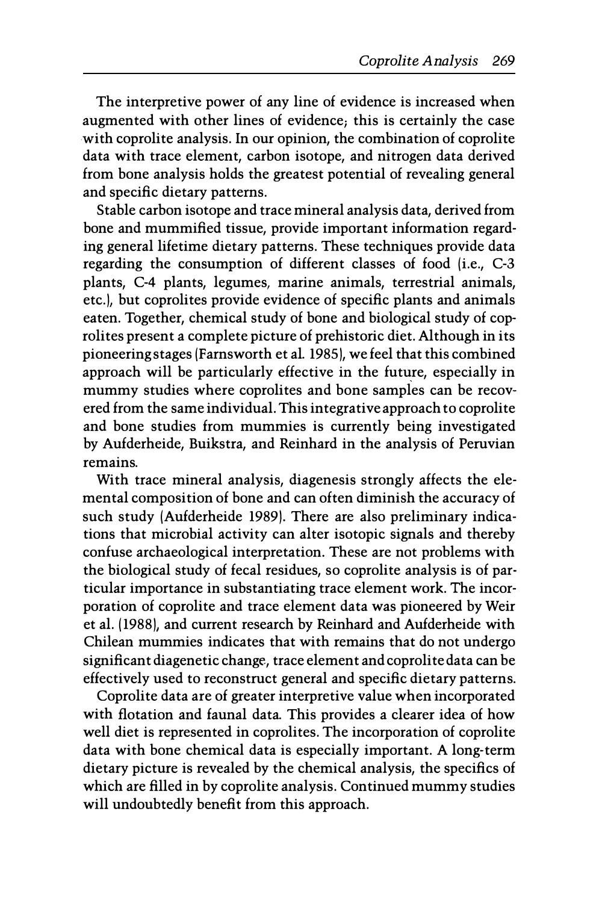The interpretive power of any line of evidence is increased when augmented with other lines of evidence; this is certainly the case with coprolite analysis. In our opinion, the combination of coprolite data with trace element, carbon isotope, and nitrogen data derived from bone analysis holds the greatest potential of revealing general and specific dietary patterns.

Stable carbon isotope and trace mineral analysis data, derived from bone and mummified tissue, provide important information regarding general lifetime dietary patterns. These techniques provide data regarding the consumption of different classes of food (i.e., C-3 plants, C-4 plants, legumes, marine animals, terrestrial animals, etc.), but coprolites provide evidence of specific plants and animals eaten. Together, chemical study of bone and biological study of coprolites present a complete picture of prehistoric diet. Although in its pioneering stages (Farnsworth et al. 1985), we feel that this combined approach will be particularly effective in the future, especially in mummy studies where coprolites and bone samples can be recovered from the same individual. This integrative approach to coprolite and bone studies from mummies is currently being investigated by Aufderheide, Buikstra, and Reinhard in the analysis of Peruvian remains.

With trace mineral analysis, diagenesis strongly affects the elemental composition of bone and can often diminish the accuracy of such study (Aufderheide 1989). There are also preliminary indications that microbial activity can alter isotopic signals and thereby confuse archaeological interpretation. These are not problems with the biological study of fecal residues, so coprolite analysis is of particular importance in substantiating trace element work. The incorporation of coprolite and trace element data was pioneered by Weir et al. (1988), and current research by Reinhard and Aufderheide with Chilean mummies indicates that with remains that do not undergo significant diagenetic change, trace element and coprolite data can be effectively used to reconstruct general and specific dietary patterns.

Coprolite data are of greater interpretive value when incorporated with flotation and faunal data. This provides a clearer idea of how well diet is represented in coprolites. The incorporation of coprolite data with bone chemical data is especially important. A long-term dietary picture is revealed by the chemical analysis, the specifics of which are filled in by coprolite analysis. Continued mummy studies will undoubtedly benefit from this approach.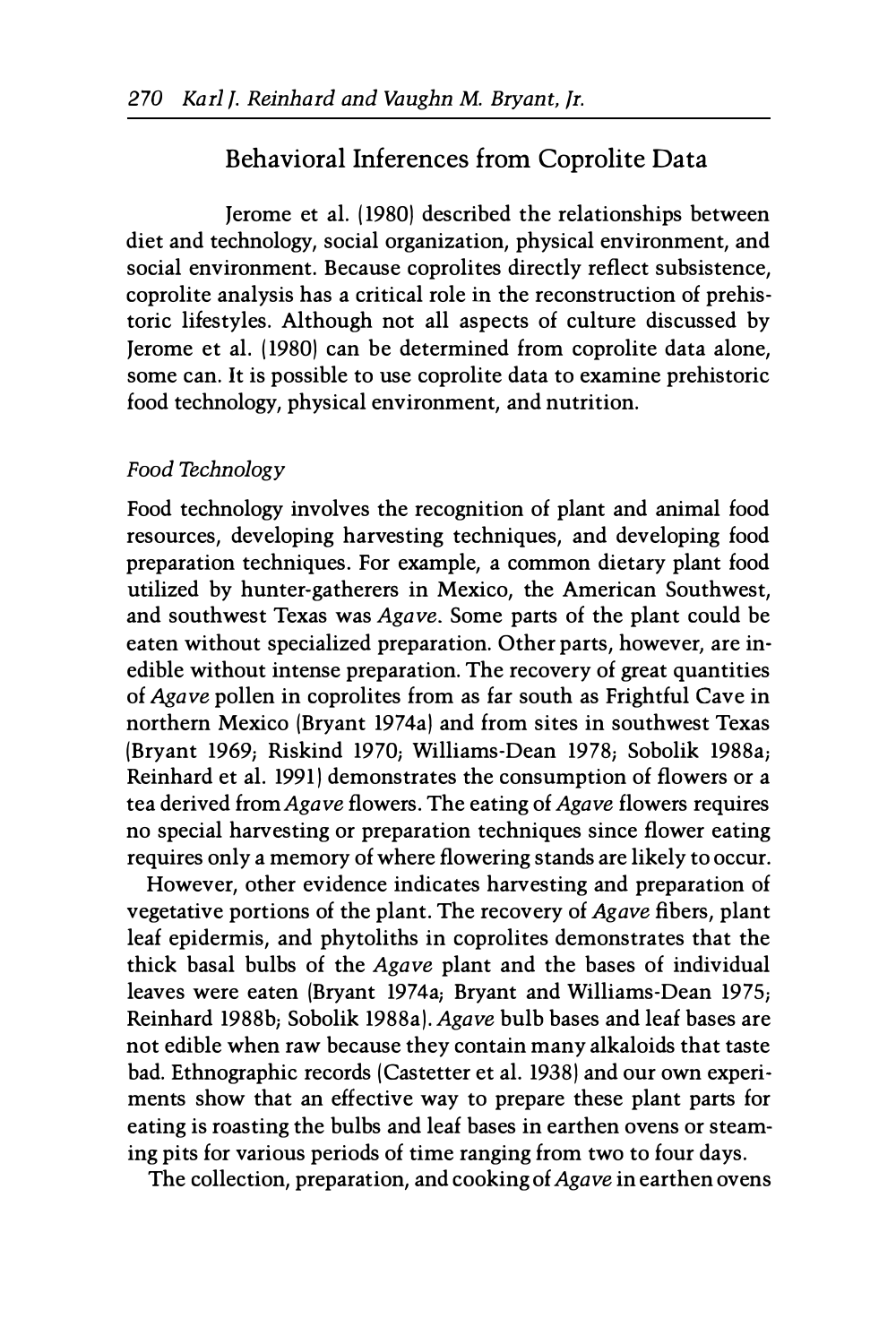## Behavioral Inferences from Coprolite Data

Jerome et al. (1980) described the relationships between diet and technology, social organization, physical environment, and social environment. Because coprolites directly reflect subsistence, coprolite analysis has a critical role in the reconstruction of prehistoric lifestyles. Although not all aspects of culture discussed by Jerome et al. (1980) can be determined from coprolite data alone, some can. It is possible to use coprolite data to examine prehistoric food technology, physical environment, and nutrition.

### *Food Technology*

Food technology involves the recognition of plant and animal food resources, developing harvesting techniques, and developing food preparation techniques. For example, a common dietary plant food utilized by hunter-gatherers in Mexico, the American Southwest, and southwest Texas was *Agave*. Some parts of the plant could be eaten without specialized preparation. Other parts, however, are inedible without intense preparation. The recovery of great quantities of *Agave* pollen in coprolites from as far south as Frightful Cave in northern Mexico (Bryant 1974a) and from sites in southwest Texas (Bryant 1969; Riskind 1970; Williams-Dean 1978; Sobolik 1988a; Reinhard et al. 1991) demonstrates the consumption of flowers or a tea derived from *Agave* flowers. The eating of *Agave* flowers requires no special harvesting or preparation techniques since flower eating requires only a memory of where flowering stands are likely to occur.

However, other evidence indicates harvesting and preparation of vegetative portions of the plant. The recovery of *Agave* fibers, plant leaf epidermis, and phytoliths in coprolites demonstrates that the thick basal bulbs of the *Agave* plant and the bases of individual leaves were eaten (Bryant 1974a; Bryant and Williams-Dean 1975; Reinhard 1988b; Sobolik 1988a). *Agave* bulb bases and leaf bases are not edible when raw because they contain many alkaloids that taste bad. Ethnographic records (Castetter et al. 1938) and our own experiments show that an effective way to prepare these plant parts for eating is roasting the bulbs and leaf bases in earthen ovens or steaming pits for various periods of time ranging from two to four days.

The collection, preparation, and cooking of *Agave* in earthen ovens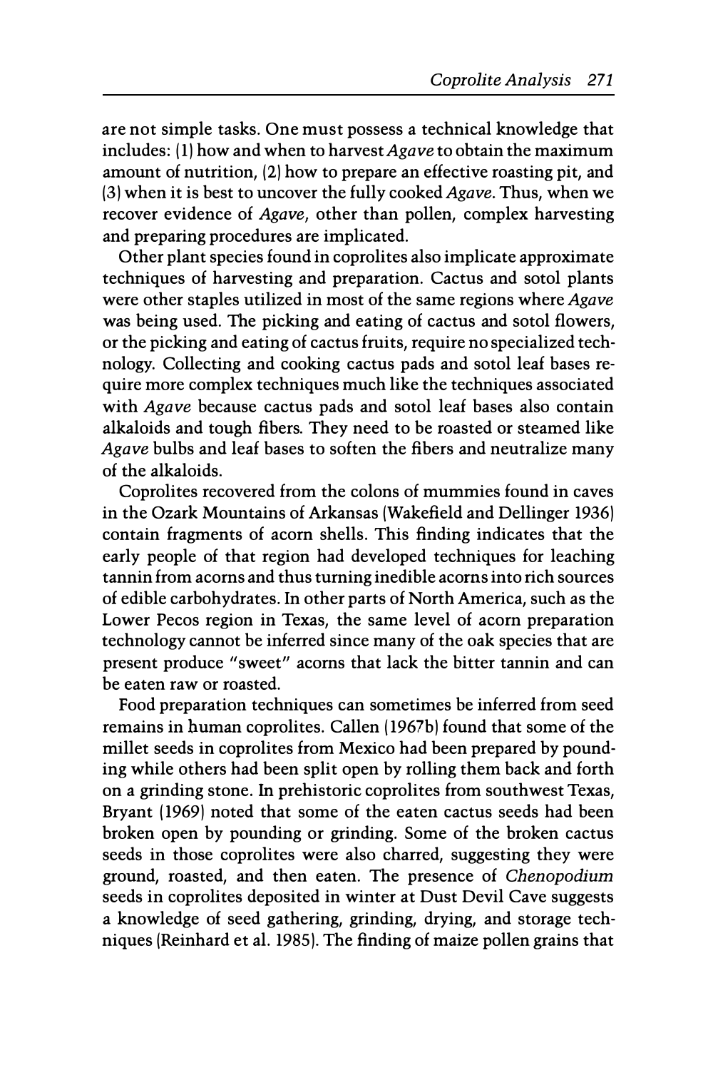are not simple tasks. One must possess a technical knowledge that includes: (1) how and when to harvest *Agave* to obtain the maximum amount of nutrition, (2) how to prepare an effective roasting pit, and (3) when it is best to uncover the fully cooked *Agave*. Thus, when we recover evidence of *Agave*, other than pollen, complex harvesting and preparing procedures are implicated.

Other plant species found in coprolites also implicate approximate techniques of harvesting and preparation. Cactus and sotol plants were other staples utilized in most of the same regions where *Agave* was being used. The picking and eating of cactus and sotol flowers, or the picking and eating of cactus fruits, require no specialized technology. Collecting and cooking cactus pads and sotol leaf bases require more complex techniques much like the techniques associated with *Agave* because cactus pads and sotol leaf bases also contain alkaloids and tough fibers. They need to be roasted or steamed like *Agave* bulbs and leaf bases to soften the fibers and neutralize many of the alkaloids.

Coprolites recovered from the colons of mummies found in caves in the Ozark Mountains of Arkansas (Wakefield and Dellinger 1936) contain fragments of acorn shells. This finding indicates that the early people of that region had developed techniques for leaching tannin from acorns and thus turning inedible acorns into rich sources of edible carbohydrates. In other parts of North America, such as the Lower Pecos region in Texas, the same level of acorn preparation technology cannot be inferred since many of the oak species that are present produce "sweet" acorns that lack the bitter tannin and can be eaten raw or roasted.

Food preparation techniques can sometimes be inferred from seed remains in human coprolites. Callen (1967b) found that some of the millet seeds in coprolites from Mexico had been prepared by pounding while others had been split open by rolling them back and forth on a grinding stone. In prehistoric coprolites from southwest Texas, Bryant (1969) noted that some of the eaten cactus seeds had been broken open by pounding or grinding. Some of the broken cactus seeds in those coprolites were also charred, suggesting they were ground, roasted, and then eaten. The presence of *Chenopodium* seeds in coprolites deposited in winter at Dust Devil Cave suggests a knowledge of seed gathering, grinding, drying, and storage techniques (Reinhard et al. 1985). The finding of maize pollen grains that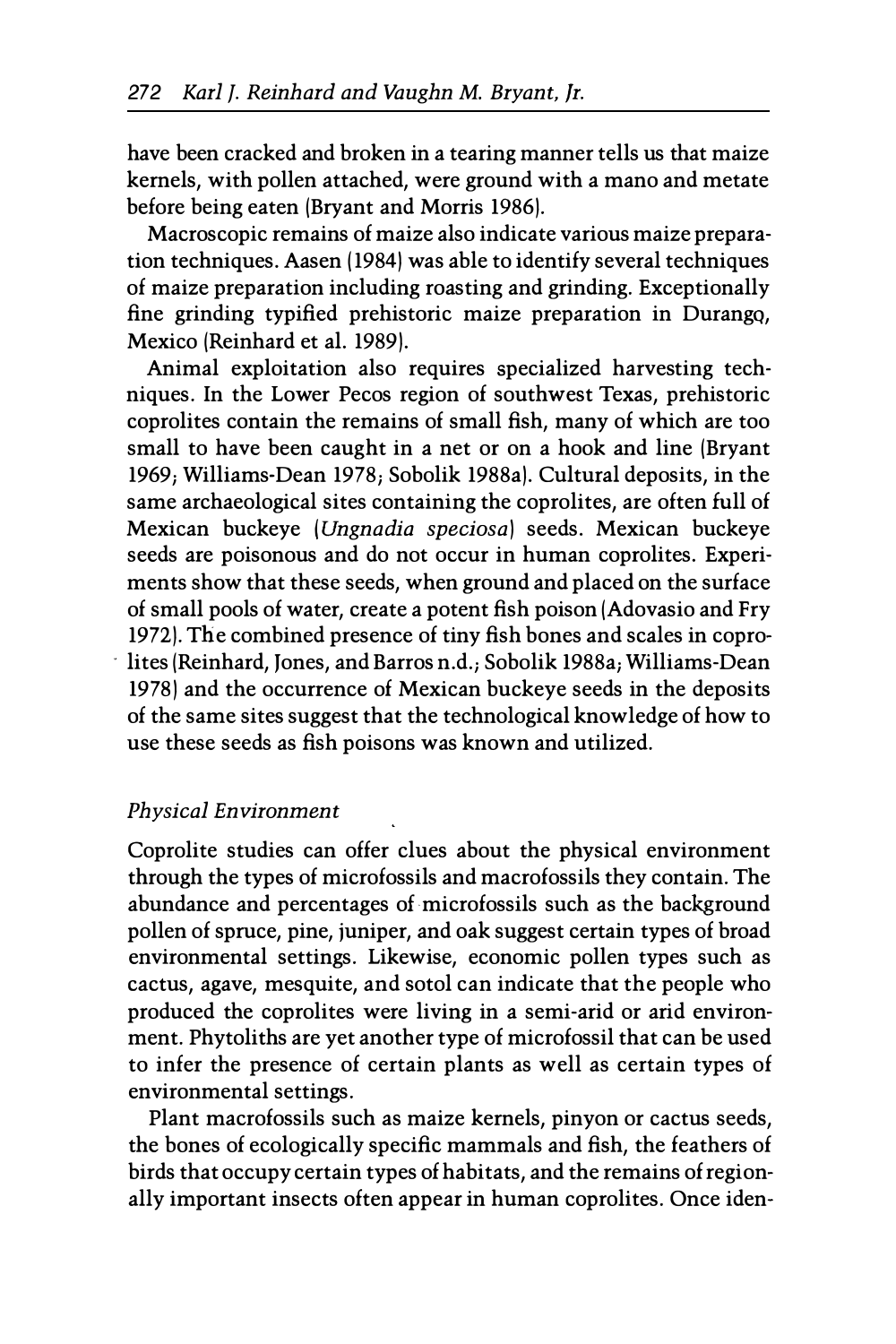have been cracked and broken in a tearing manner tells us that maize kernels, with pollen attached, were ground with a mano and metate before being eaten (Bryant and Morris 1986).

Macroscopic remains of maize also indicate various maize preparation techniques. Aasen (1984) was able to identify several techniques of maize preparation including roasting and grinding. Exceptionally fine grinding typified prehistoric maize preparation in Durango, Mexico (Reinhard et al. 1989).

Animal exploitation also requires specialized harvesting techniques. In the Lower Pecos region of southwest Texas, prehistoric coprolites contain the remains of small fish, many of which are too small to have been caught in a net or on a hook and line (Bryant 1969; Williams-Dean 1978; Sobolik 1988a). Cultural deposits, in the same archaeological sites containing the coprolites, are often full of Mexican buckeye (*Ungnadia speciosa*) seeds. Mexican buckeye seeds are poisonous and do not occur in human coprolites. Experiments show that these seeds, when ground and placed on the surface of small pools of water, create a potent fish poison (Adovasio and Fry 1972). The combined presence of tiny fish bones and scales in coprolites (Reinhard, Jones, and Barros n.d.; Sobolik 1988a; Williams-Dean 1978) and the occurrence of Mexican buckeye seeds in the deposits of the same sites suggest that the technological knowledge of how to use these seeds as fish poisons was known and utilized.

### *Physical Environment*

Coprolite studies can offer clues about the physical environment through the types of microfossils and macrofossils they contain. The abundance and percentages of microfossils such as the background pollen of spruce, pine, juniper, and oak suggest certain types of broad environmental settings. Likewise, economic pollen types such as cactus, agave, mesquite, and sotol can indicate that the people who produced the coprolites were living in a semi-arid or arid environment. Phytoliths are yet another type of microfossil that can be used to infer the presence of certain plants as well as certain types of environmental settings.

Plant macrofossils such as maize kernels, pinyon or cactus seeds, the bones of ecologically specific mammals and fish, the feathers of birds that occupy certain types of habitats, and the remains of regionally important insects often appear in human coprolites. Once iden-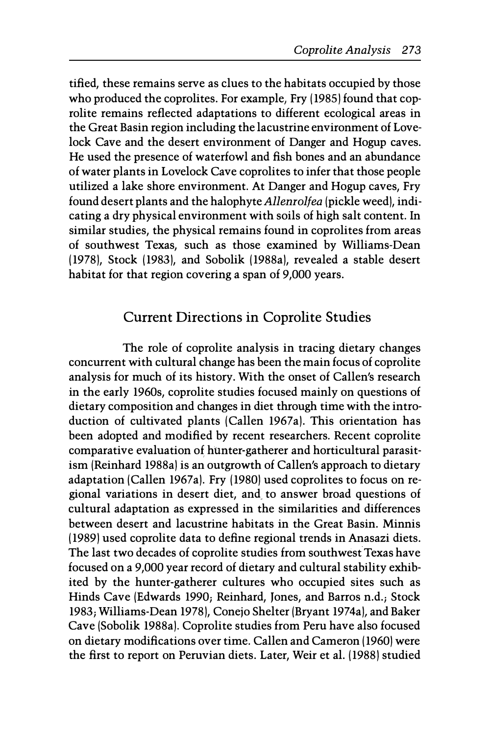tified, these remains serve as clues to the habitats occupied by those who produced the coprolites. For example, Fry (1985) found that coprolite remains reflected adaptations to different ecological areas in the Great Basin region including the lacustrine environment of Lovelock Cave and the desert environment of Danger and Hogup caves. He used the presence of waterfowl and fish bones and an abundance of water plants in Lovelock Cave coprolites to infer that those people utilized a lake shore environment. At Danger and Hogup caves, Fry found desert plants and the halophyte *Allenrolfea* (pickle weed), indicating a dry physical environment with soils of high salt content. In similar studies, the physical remains found in coprolites from areas of southwest Texas, such as those examined by Williams-Dean (1978), Stock (1983), and Sobolik (1988a), revealed a stable desert habitat for that region covering a span of 9,000 years.

## Current Directions in Coprolite Studies

The role of coprolite analysis in tracing dietary changes concurrent with cultural change has been the main focus of coprolite analysis for much of its history. With the onset of Callen's research in the early 1960s, coprolite studies focused mainly on questions of dietary composition and changes in diet through time with the introduction of cultivated plants (Callen 1967a). This orientation has been adopted and modified by recent researchers. Recent coprolite comparative evaluation of hunter-gatherer and horticultural parasitism (Reinhard 1988a) is an outgrowth of Callen's approach to dietary adaptation (Callen 1967a). Fry (1980) used coprolites to focus on regional variations in desert diet, and to answer broad questions of cultural adaptation as expressed in the similarities and differences between desert and lacustrine habitats in the Great Basin. Minnis (1989) used coprolite data to define regional trends in Anasazi diets. The last two decades of coprolite studies from southwest Texas have focused on a 9,000 year record of dietary and cultural stability exhibited by the hunter-gatherer cultures who occupied sites such as Hinds Cave (Edwards 1990; Reinhard, Jones, and Barros n.d.; Stock 1983; Williams-Dean 1978), Conejo Shelter (Bryant 1974a), and Baker Cave (Sobolik 1988a). Coprolite studies from Peru have also focused on dietary modifications over time. Callen and Cameron (1960) were the first to report on Peruvian diets. Later, Weir et al. (1988) studied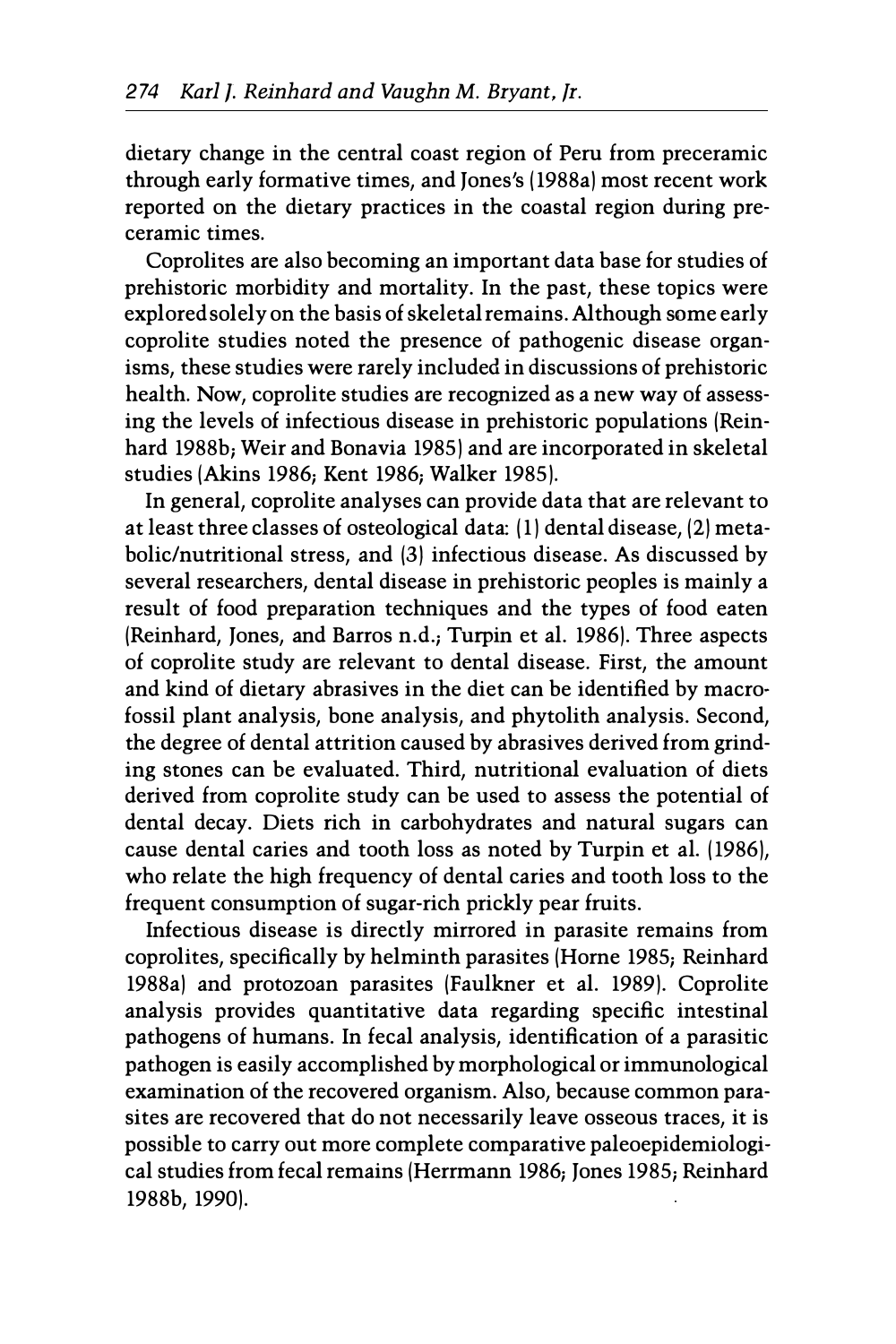dietary change in the central coast region of Peru from preceramic through early formative times, and Jones's (1988a) most recent work reported on the dietary practices in the coastal region during preceramic times.

Coprolites are also becoming an important data base for studies of prehistoric morbidity and mortality. In the past, these topics were explored solely on the basis of skeletal remains. Although some early coprolite studies noted the presence of pathogenic disease organisms, these studies were rarely included in discussions of prehistoric health. Now, coprolite studies are recognized as a new way of assessing the levels of infectious disease in prehistoric populations (Reinhard 1988b; Weir and Bonavia 1985) and are incorporated in skeletal studies (Akins 1986; Kent 1986; Walker 1985).

In general, coprolite analyses can provide data that are relevant to at least three classes of osteological data: (1) dental disease, (2) metabolic/nutritional stress, and (3) infectious disease. As discussed by several researchers, dental disease in prehistoric peoples is mainly a result of food preparation techniques and the types of food eaten (Reinhard, Jones, and Barros n.d.; Turpin et al. 1986). Three aspects of coprolite study are relevant to dental disease. First, the amount and kind of dietary abrasives in the diet can be identified by macrofossil plant analysis, bone analysis, and phytolith analysis. Second, the degree of dental attrition caused by abrasives derived from grinding stones can be evaluated. Third, nutritional evaluation of diets derived from coprolite study can be used to assess the potential of dental decay. Diets rich in carbohydrates and natural sugars can cause dental caries and tooth loss as noted by Turpin et al. (1986), who relate the high frequency of dental caries and tooth loss to the frequent consumption of sugar-rich prickly pear fruits.

Infectious disease is directly mirrored in parasite remains from coprolites, specifically by helminth parasites (Horne 1985; Reinhard 1988a) and protozoan parasites (Faulkner et al. 1989). Coprolite analysis provides quantitative data regarding specific intestinal pathogens of humans. In fecal analysis, identification of a parasitic pathogen is easily accomplished by morphological or immunological examination of the recovered organism. Also, because common parasites are recovered that do not necessarily leave osseous traces, it is possible to carry out more complete comparative paleoepidemiological studies from fecal remains (Herrmann 1986; Jones 1985; Reinhard 1988b, 1990).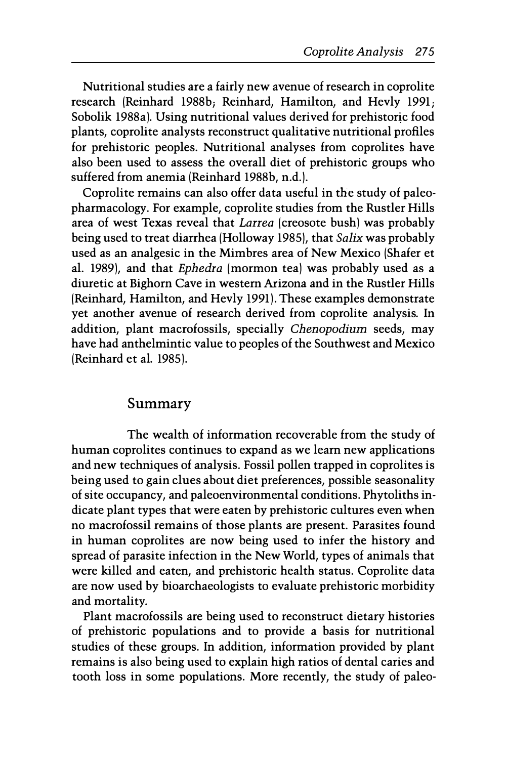Nutritional studies are a fairly new avenue of research in coprolite research (Reinhard 1988b; Reinhard, Hamilton, and Hevly 1991; Sobolik 1988a). Using nutritional values derived for prehistoric food plants, coprolite analysts reconstruct qualitative nutritional profiles for prehistoric peoples. Nutritional analyses from coprolites have also been used to assess the overall diet of prehistoric groups who suffered from anemia (Reinhard 1988b, n.d.).

Coprolite remains can also offer data useful in the study of paleopharmacology. For example, coprolite studies from the Rustler Hills area of west Texas reveal that *Larrea* (creosote bush) was probably being used to treat diarrhea (Holloway 1985), that *Salix* was probably used as an analgesic in the Mimbres area of New Mexico (Shafer et al. 1989), and that *Ephedra* (mormon tea) was probably used as a diuretic at Bighorn Cave in western Arizona and in the Rustler Hills (Reinhard, Hamilton, and Hevly 1991). These examples demonstrate yet another avenue of research derived from coprolite analysis. In addition, plant macrofossils, specially *Chenopodium* seeds, may have had anthelmintic value to peoples of the Southwest and Mexico (Reinhard et al. 1985).

## Summary

The wealth of information recoverable from the study of human coprolites continues to expand as we learn new applications and new techniques of analysis. Fossil pollen trapped in coprolites is being used to gain clues about diet preferences, possible seasonality of site occupancy, and paleoenvironmental conditions. Phytoliths indicate plant types that were eaten by prehistoric cultures even when no macrofossil remains of those plants are present. Parasites found in human coprolites are now being used to infer the history and spread of parasite infection in the New World, types of animals that were killed and eaten, and prehistoric health status. Coprolite data are now used by bioarchaeologists to evaluate prehistoric morbidity and mortality.

Plant macrofossils are being used to reconstruct dietary histories of prehistoric populations and to provide a basis for nutritional studies of these groups. In addition, information provided by plant remains is also being used to explain high ratios of dental caries and tooth loss in some populations. More recently, the study of paleo-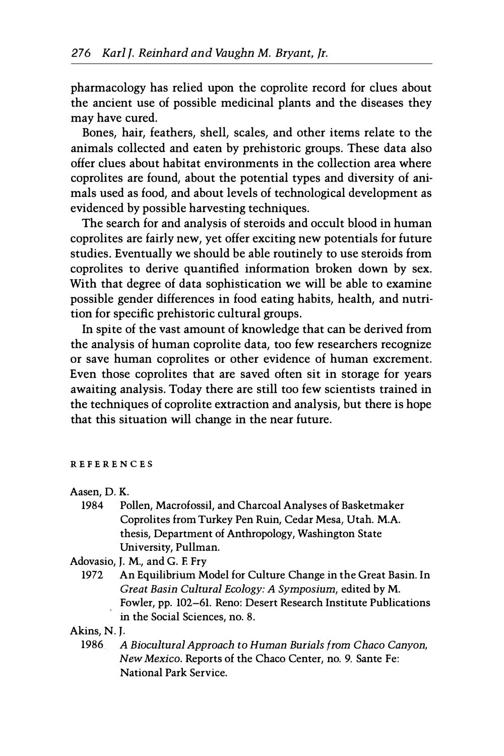pharmacology has relied upon the coprolite record for clues about the ancient use of possible medicinal plants and the diseases they may have cured.

Bones, hair, feathers, shell, scales, and other items relate to the animals collected and eaten by prehistoric groups. These data also offer clues about habitat environments in the collection area where coprolites are found, about the potential types and diversity of animals used as food, and about levels of technological development as evidenced by possible harvesting techniques.

The search for and analysis of steroids and occult blood in human coprolites are fairly new, yet offer exciting new potentials for future studies. Eventually we should be able routinely to use steroids from coprolites to derive quantified information broken down by sex. With that degree of data sophistication we will be able to examine possible gender differences in food eating habits, health, and nutrition for specific prehistoric cultural groups.

In spite of the vast amount of knowledge that can be derived from the analysis of human coprolite data, too few researchers recognize or save human coprolites or other evidence of human excrement. Even those coprolites that are saved often sit in storage for years awaiting analysis. Today there are still too few scientists trained in the techniques of coprolite extraction and analysis, but there is hope that this situation will change in the near future.

## REFERENCES

Aasen, D. K.

1984 Pollen, Macrofossil, and Charcoal Analyses of Basketmaker Coprolites from Turkey Pen Ruin, Cedar Mesa, Utah. M.A. thesis, Department of Anthropology, Washington State University, Pullman.

Adovasio, J. M., and G. F. Fry

1972 An Equilibrium Model for Culture Change in the Great Basin. In *Great Basin Cultural Ecology: A Symposium*, edited by M. Fowler, pp. 102–61. Reno: Desert Research Institute Publications in the Social Sciences, no. 8.

Akins, N. J.

1986 *A Biocultural Approach to Human Burials from Chaco Canyon, New Mexico*. Reports of the Chaco Center, no. 9. Sante Fe: National Park Service.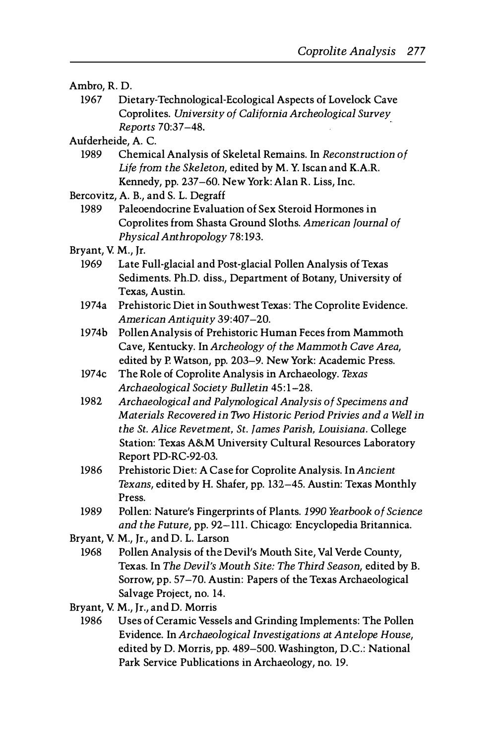Ambro, R. D.

1967 Dietary-Technological-Ecological Aspects of Lovelock Cave Coprolites. *University of California Archeological Survey Reports* 70:37–48.

Aufderheide, A. C.

1989 Chemical Analysis of Skeletal Remains. In *Reconstruction of Life from the Skeleton*, edited by M. Y. Iscan and K.A.R. Kennedy, pp. 237–60. New York: Alan R. Liss, Inc.

Bercovitz, A. B., and S. L. Degraff

1989 Paleoendocrine Evaluation of Sex Steroid Hormones in Coprolites from Shasta Ground Sloths. *American Journal of Physical Anthropology* 78:193.

Bryant, V. M., Jr.

1969 Late Full-glacial and Post-glacial Pollen Analysis of Texas Sediments. Ph.D. diss., Department of Botany, University of Texas, Austin.

1974a Prehistoric Diet in Southwest Texas: The Coprolite Evidence. *American Antiquity* 39:407–20.

1974b Pollen Analysis of Prehistoric Human Feces from Mammoth Cave, Kentucky. In *Archeology of the Mammoth Cave Area*, edited by P. Watson, pp. 203–9. New York: Academic Press.

1974c The Role of Coprolite Analysis in Archaeology. *Texas Archaeological Society Bulletin* 45:1–28.

1982 *Archaeological and Palynological Analysis of Specimens and Materials Recovered in Two Historic Period Privies and a Well in the St. Alice Revetment, St. James Parish, Louisiana*. College Station: Texas A&M University Cultural Resources Laboratory Report PD-RC-92-03.

1986 Prehistoric Diet: A Case for Coprolite Analysis. In *Ancient Texans*, edited by H. Shafer, pp. 132–45. Austin: Texas Monthly Press.

1989 Pollen: Nature's Fingerprints of Plants. *1990 Yearbook of Science and the Future*, pp. 92–111. Chicago: Encyclopedia Britannica.

Bryant, V. M., Jr., and D. L. Larson

1968 Pollen Analysis of the Devil's Mouth Site, Val Verde County, Texas. In *The Devil's Mouth Site: The Third Season*, edited by B. Sorrow, pp. 57–70. Austin: Papers of the Texas Archaeological Salvage Project, no. 14.

Bryant, V. M., Jr., and D. Morris

1986 Uses of Ceramic Vessels and Grinding Implements: The Pollen Evidence. In *Archaeological Investigations at Antelope House*, edited by D. Morris, pp. 489–500. Washington, D.C.: National Park Service Publications in Archaeology, no. 19.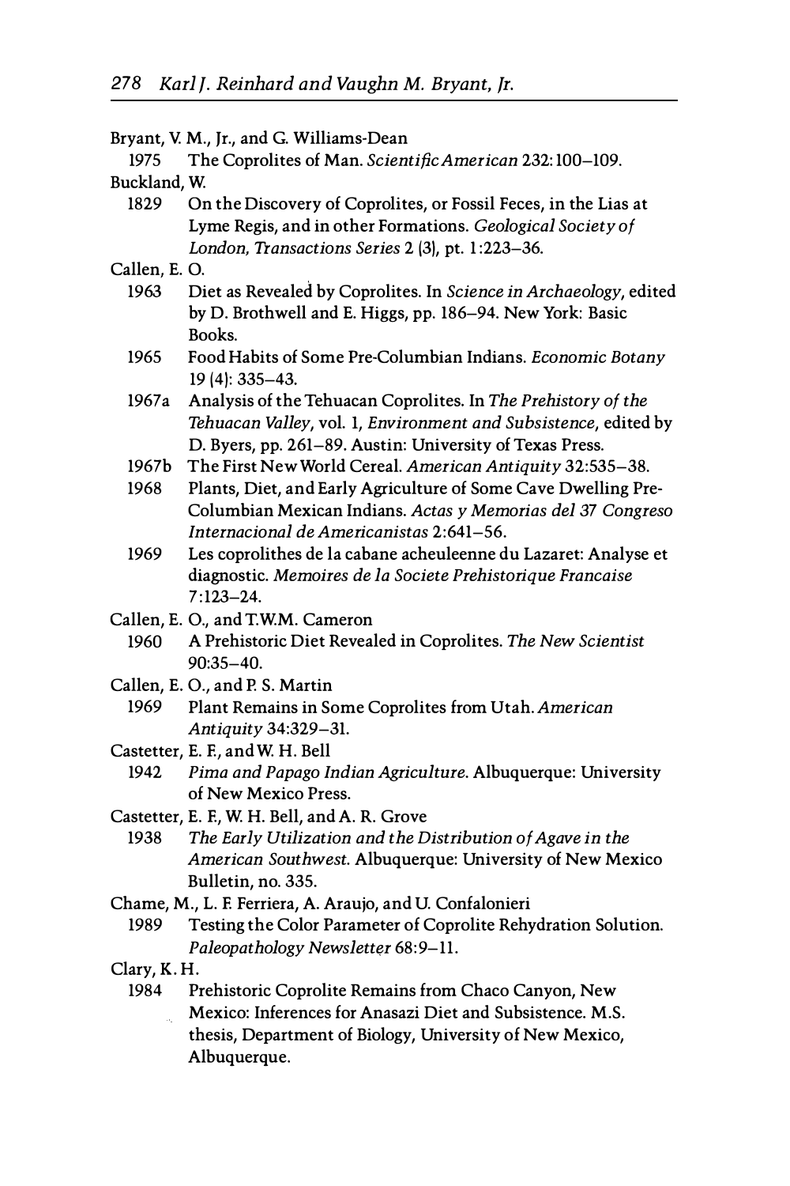Bryant, V. M., Jr., and G. Williams-Dean

1975 The Coprolites of Man. *Scientific American* 232:100–109.

Buckland, W.

1829 On the Discovery of Coprolites, or Fossil Feces, in the Lias at Lyme Regis, and in other Formations. *Geological Society of London, Transactions Series* 2 (3), pt. 1:223–36.

Callen, E. O.

1963 Diet as Revealed by Coprolites. In *Science in Archaeology*, edited by D. Brothwell and E. Higgs, pp. 186–94. New York: Basic Books.

1965 Food Habits of Some Pre-Columbian Indians. *Economic Botany* 19 (4): 335–43.

1967a Analysis of the Tehuacan Coprolites. In *The Prehistory of the Tehuacan Valley*, vol. 1, *Environment and Subsistence*, edited by D. Byers, pp. 261–89. Austin: University of Texas Press.

1967b The First New World Cereal. *American Antiquity* 32:535–38.

1968 Plants, Diet, and Early Agriculture of Some Cave Dwelling Pre-Columbian Mexican Indians. *Actas y Memorias del 37 Congreso Internacional de Americanistas* 2:641–56.

1969 Les coprolithes de la cabane acheuleenne du Lazaret: Analyse et diagnostic. *Memoires de la Societe Prehistorique Francaise* 7:123–24.

Callen, E. O., and T.W.M. Cameron

1960 A Prehistoric Diet Revealed in Coprolites. *The New Scientist* 90:35–40.

Callen, E. O., and P. S. Martin

1969 Plant Remains in Some Coprolites from Utah. *American Antiquity* 34:329–31.

Castetter, E. F., and W. H. Bell

1942 *Pima and Papago Indian Agriculture*. Albuquerque: University of New Mexico Press.

Castetter, E. F., W. H. Bell, and A. R. Grove

1938 *The Early Utilization and the Distribution of Agave in the American Southwest*. Albuquerque: University of New Mexico Bulletin, no. 335.

Chame, M., L. F. Ferriera, A. Araujo, and U. Confalonieri

1989 Testing the Color Parameter of Coprolite Rehydration Solution. *Paleopathology Newsletter* 68:9–11.

Clary, K. H.

1984 Prehistoric Coprolite Remains from Chaco Canyon, New Mexico: Inferences for Anasazi Diet and Subsistence. M.S. thesis, Department of Biology, University of New Mexico, Albuquerque.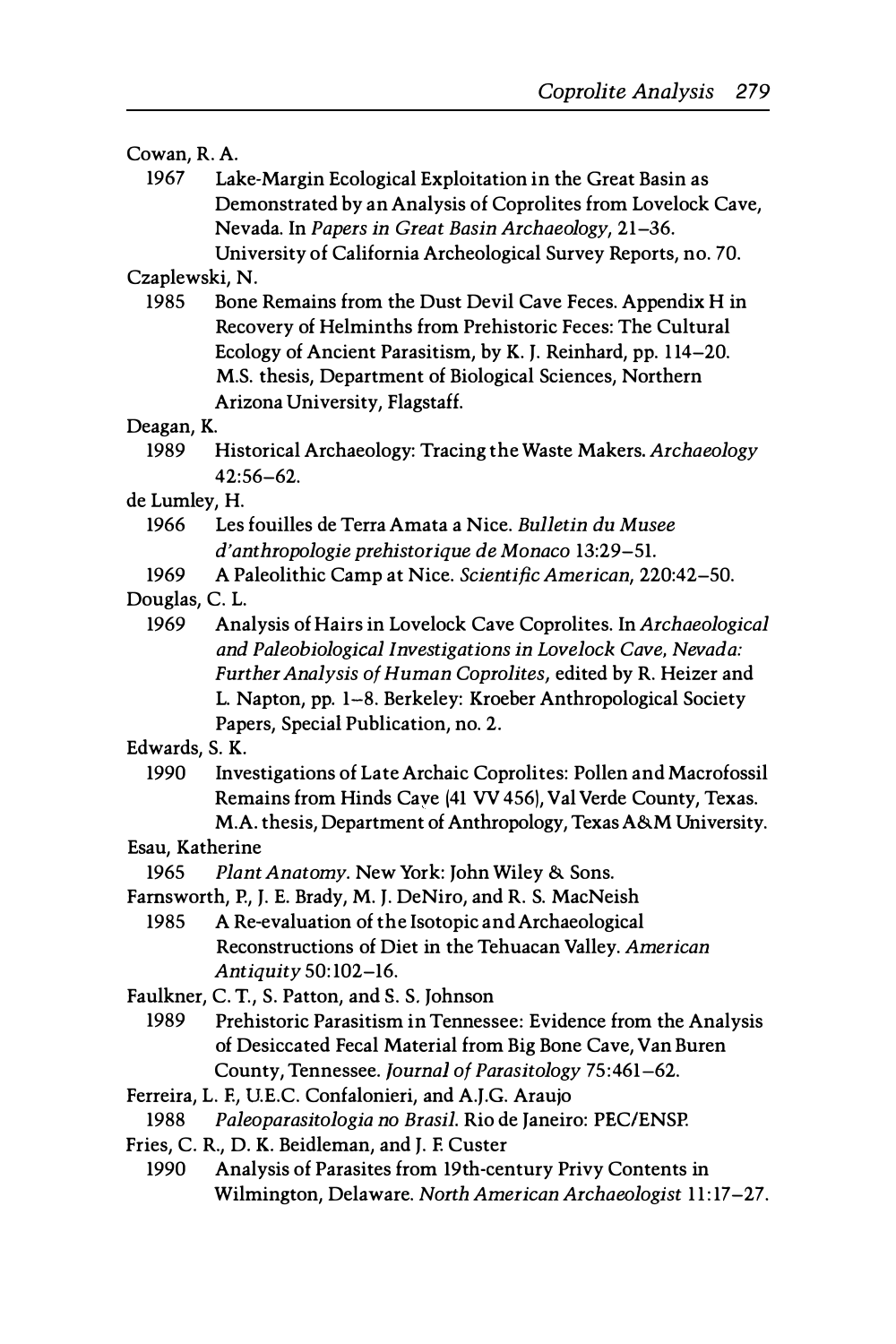Cowan, R. A.

1967 Lake-Margin Ecological Exploitation in the Great Basin as Demonstrated by an Analysis of Coprolites from Lovelock Cave, Nevada. In *Papers in Great Basin Archaeology*, 21–36. University of California Archeological Survey Reports, no. 70.

Czaplewski, N.

1985 Bone Remains from the Dust Devil Cave Feces. Appendix H in Recovery of Helminths from Prehistoric Feces: The Cultural Ecology of Ancient Parasitism, by K. J. Reinhard, pp. 114–20. M.S. thesis, Department of Biological Sciences, Northern Arizona University, Flagstaff.

Deagan, K.

1989 Historical Archaeology: Tracing the Waste Makers. *Archaeology* 42:56–62.

de Lumley, H.

1966 Les fouilles de Terra Amata a Nice. *Bulletin du Musee d'anthropologie prehistorique de Monaco* 13:29–51.

1969 A Paleolithic Camp at Nice. *Scientific American*, 220:42–50.

Douglas, C. L.

1969 Analysis of Hairs in Lovelock Cave Coprolites. In *Archaeological and Paleobiological Investigations in Lovelock Cave, Nevada: Further Analysis of Human Coprolites*, edited by R. Heizer and L. Napton, pp. 1–8. Berkeley: Kroeber Anthropological Society Papers, Special Publication, no. 2.

Edwards, S. K.

1990 Investigations of Late Archaic Coprolites: Pollen and Macrofossil Remains from Hinds Cave (41 VV 456), Val Verde County, Texas. M.A. thesis, Department of Anthropology, Texas A&M University.

Esau, Katherine

1965 *Plant Anatomy*. New York: John Wiley & Sons.

Farnsworth, P., J. E. Brady, M. J. DeNiro, and R. S. MacNeish

1985 A Re-evaluation of the Isotopic and Archaeological Reconstructions of Diet in the Tehuacan Valley. *American Antiquity* 50:102–16.

Faulkner, C. T., S. Patton, and S. S. Johnson

1989 Prehistoric Parasitism in Tennessee: Evidence from the Analysis of Desiccated Fecal Material from Big Bone Cave, Van Buren County, Tennessee. *Journal of Parasitology* 75:461–62.

Ferreira, L. F., U.E.C. Confalonieri, and A.J.G. Araujo

1988 *Paleoparasitologia no Brasil*. Rio de Janeiro: PEC/ENSP.

Fries, C. R., D. K. Beidleman, and J. F. Custer

1990 Analysis of Parasites from 19th-century Privy Contents in Wilmington, Delaware. *North American Archaeologist* 11:17–27.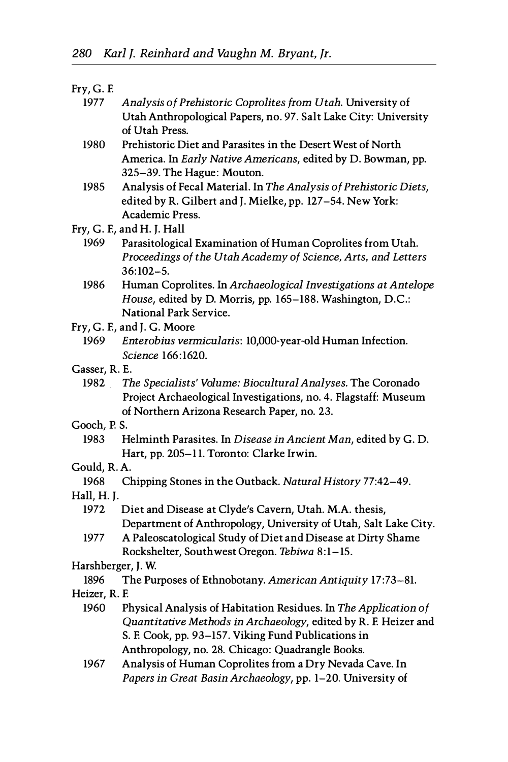Fry, G. F.

1977 *Analysis of Prehistoric Coprolites from Utah.* University of Utah Anthropological Papers, no. 97. Salt Lake City: University of Utah Press.

1980 Prehistoric Diet and Parasites in the Desert West of North America. In *Early Native Americans*, edited by D. Bowman, pp. 325–39. The Hague: Mouton.

1985 Analysis of Fecal Material. In *The Analysis of Prehistoric Diets*, edited by R. Gilbert and J. Mielke, pp. 127–54. New York: Academic Press.

Fry, G. F., and H. J. Hall

1969 Parasitological Examination of Human Coprolites from Utah. *Proceedings of the Utah Academy of Science, Arts, and Letters* 36:102–5.

1986 Human Coprolites. In *Archaeological Investigations at Antelope House*, edited by D. Morris, pp. 165–188. Washington, D.C.: National Park Service.

Fry, G. F., and J. G. Moore

1969 *Enterobius vermicularis*: 10,000-year-old Human Infection. *Science* 166:1620.

Gasser, R. E.

1982 *The Specialists' Volume: Biocultural Analyses.* The Coronado Project Archaeological Investigations, no. 4. Flagstaff: Museum of Northern Arizona Research Paper, no. 23.

Gooch, P. S.

1983 Helminth Parasites. In *Disease in Ancient Man*, edited by G. D. Hart, pp. 205–11. Toronto: Clarke Irwin.

Gould, R. A.

1968 Chipping Stones in the Outback. *Natural History* 77:42–49.

Hall, H. J.

1972 Diet and Disease at Clyde's Cavern, Utah. M.A. thesis, Department of Anthropology, University of Utah, Salt Lake City.

1977 A Paleoscatological Study of Diet and Disease at Dirty Shame Rockshelter, Southwest Oregon. *Tebiwa* 8:1–15.

Harshberger, J. W.

1896 The Purposes of Ethnobotany. *American Antiquity* 17:73–81.

Heizer, R. F.

1960 Physical Analysis of Habitation Residues. In *The Application of Quantitative Methods in Archaeology*, edited by R. F. Heizer and S. F. Cook, pp. 93–157. Viking Fund Publications in Anthropology, no. 28. Chicago: Quadrangle Books.

1967 Analysis of Human Coprolites from a Dry Nevada Cave. In *Papers in Great Basin Archaeology*, pp. 1–20. University of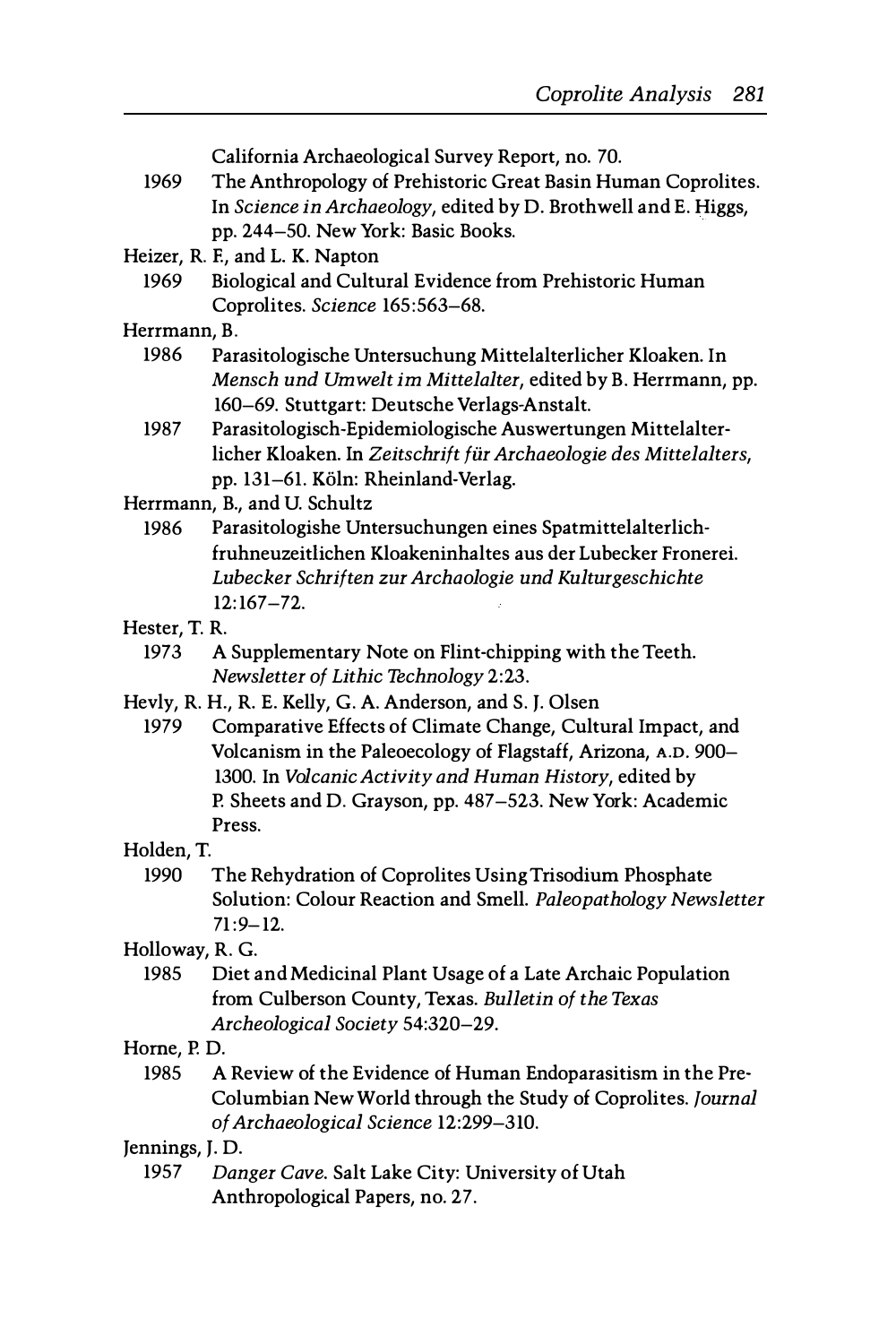California Archaeological Survey Report, no. 70.

1969 The Anthropology of Prehistoric Great Basin Human Coprolites. In *Science in Archaeology*, edited by D. Brothwell and E. Higgs, pp. 244–50. New York: Basic Books.

Heizer, R. F., and L. K. Napton

1969 Biological and Cultural Evidence from Prehistoric Human Coprolites. *Science* 165:563–68.

Herrmann, B.

1986 Parasitologische Untersuchung Mittelalterlicher Kloaken. In *Mensch und Umwelt im Mittelalter*, edited by B. Herrmann, pp. 160–69. Stuttgart: Deutsche Verlags-Anstalt.

1987 Parasitologisch-Epidemiologische Auswertungen Mittelalterlicher Kloaken. In *Zeitschrift für Archaeologie des Mittelalters*, pp. 131–61. Köln: Rheinland-Verlag.

Herrmann, B., and U. Schultz

1986 Parasitologishe Untersuchungen eines Spatmittelalterlich-fruhneuzeitlichen Kloakeninhaltes aus der Lubecker Fronerei. *Lubecker Schriften zur Archaologie und Kulturgeschichte* 12:167–72.

Hester, T. R.

1973 A Supplementary Note on Flint-chipping with the Teeth. *Newsletter of Lithic Technology* 2:23.

Hevly, R. H., R. E. Kelly, G. A. Anderson, and S. J. Olsen

1979 Comparative Effects of Climate Change, Cultural Impact, and Volcanism in the Paleoecology of Flagstaff, Arizona, A.D. 900–1300. In *Volcanic Activity and Human History*, edited by P. Sheets and D. Grayson, pp. 487–523. New York: Academic Press.

Holden, T.

1990 The Rehydration of Coprolites Using Trisodium Phosphate Solution: Colour Reaction and Smell. *Paleopathology Newsletter* 71:9–12.

Holloway, R. G.

1985 Diet and Medicinal Plant Usage of a Late Archaic Population from Culberson County, Texas. *Bulletin of the Texas Archeological Society* 54:320–29.

Horne, P. D.

1985 A Review of the Evidence of Human Endoparasitism in the Pre-Columbian New World through the Study of Coprolites. *Journal of Archaeological Science* 12:299–310.

Jennings, J. D.

1957 *Danger Cave*. Salt Lake City: University of Utah Anthropological Papers, no. 27.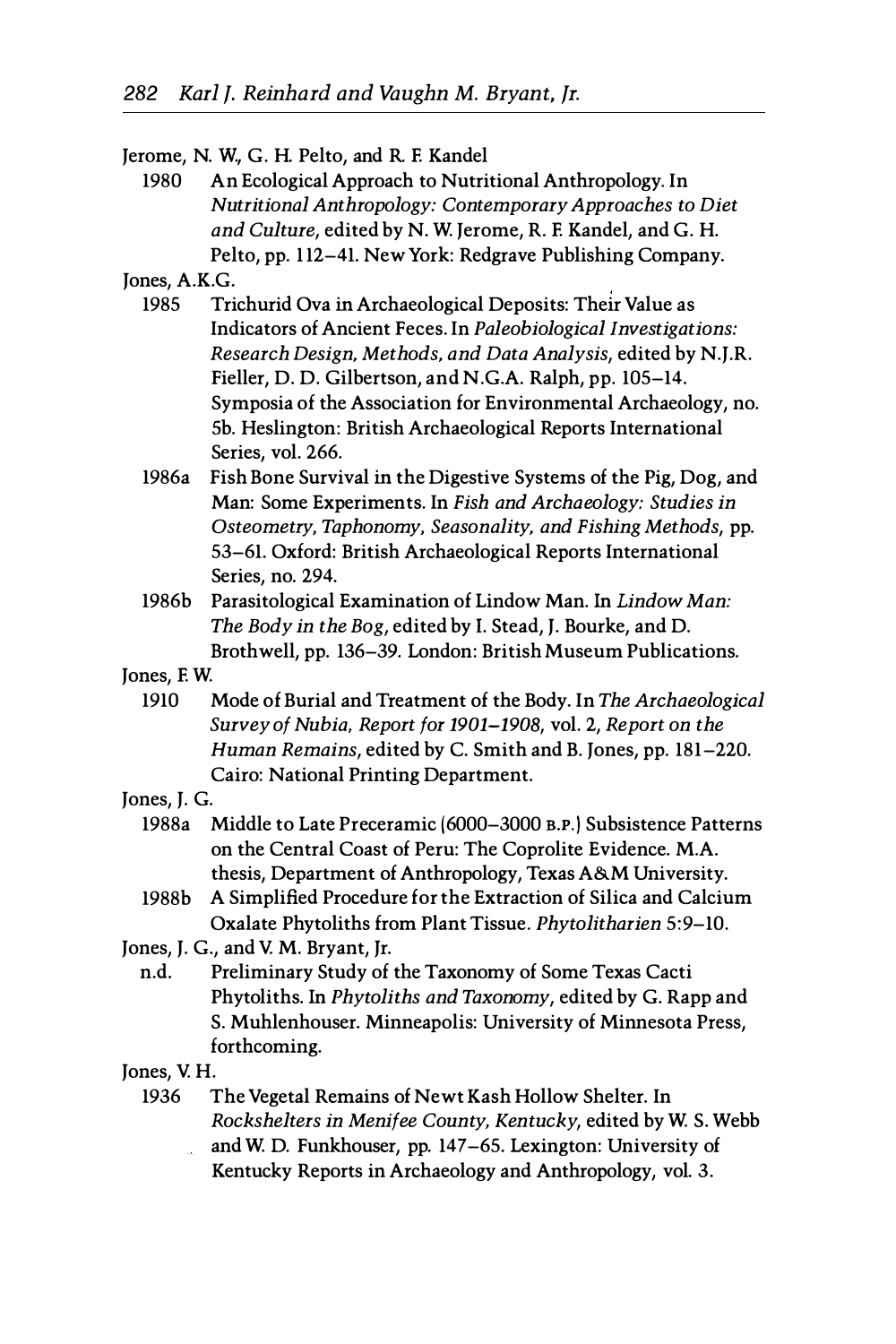Jerome, N. W., G. H. Pelto, and R. F. Kandel

1980 An Ecological Approach to Nutritional Anthropology. In *Nutritional Anthropology: Contemporary Approaches to Diet and Culture*, edited by N. W. Jerome, R. F. Kandel, and G. H. Pelto, pp. 112–41. New York: Redgrave Publishing Company.

Jones, A.K.G.

1985 Trichurid Ova in Archaeological Deposits: Their Value as Indicators of Ancient Feces. In *Paleobiological Investigations: Research Design, Methods, and Data Analysis*, edited by N.J.R. Fieller, D. D. Gilbertson, and N.G.A. Ralph, pp. 105–14. Symposia of the Association for Environmental Archaeology, no. 5b. Heslington: British Archaeological Reports International Series, vol. 266.

1986a Fish Bone Survival in the Digestive Systems of the Pig, Dog, and Man: Some Experiments. In *Fish and Archaeology: Studies in Osteometry, Taphonomy, Seasonality, and Fishing Methods*, pp. 53–61. Oxford: British Archaeological Reports International Series, no. 294.

1986b Parasitological Examination of Lindow Man. In *Lindow Man: The Body in the Bog*, edited by I. Stead, J. Bourke, and D. Brothwell, pp. 136–39. London: British Museum Publications.

Jones, F. W.

1910 Mode of Burial and Treatment of the Body. In *The Archaeological Survey of Nubia, Report for 1901–1908*, vol. 2, *Report on the Human Remains*, edited by C. Smith and B. Jones, pp. 181–220. Cairo: National Printing Department.

Jones, J. G.

1988a Middle to Late Preceramic (6000–3000 B.P.) Subsistence Patterns on the Central Coast of Peru: The Coprolite Evidence. M.A. thesis, Department of Anthropology, Texas A&M University.

1988b A Simplified Procedure for the Extraction of Silica and Calcium Oxalate Phytoliths from Plant Tissue. *Phytolitharien* 5:9–10.

Jones, J. G., and V. M. Bryant, Jr.

n.d. Preliminary Study of the Taxonomy of Some Texas Cacti Phytoliths. In *Phytoliths and Taxonomy*, edited by G. Rapp and S. Muhlenhouser. Minneapolis: University of Minnesota Press, forthcoming.

Jones, V. H.

1936 The Vegetal Remains of Newt Kash Hollow Shelter. In *Rockshelters in Menifee County, Kentucky*, edited by W. S. Webb and W. D. Funkhouser, pp. 147–65. Lexington: University of Kentucky Reports in Archaeology and Anthropology, vol. 3.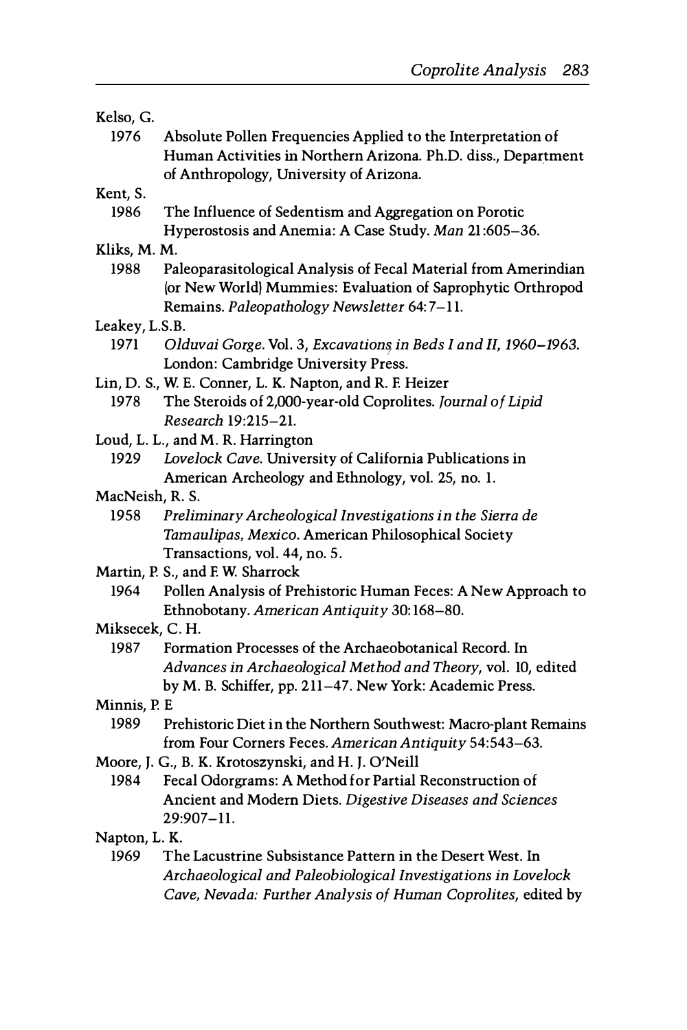Kelso, G.

1976 Absolute Pollen Frequencies Applied to the Interpretation of Human Activities in Northern Arizona. Ph.D. diss., Department of Anthropology, University of Arizona.

Kent, S.

1986 The Influence of Sedentism and Aggregation on Porotic Hyperostosis and Anemia: A Case Study. *Man* 21:605–36.

Kliks, M. M.

1988 Paleoparasitological Analysis of Fecal Material from Amerindian (or New World) Mummies: Evaluation of Saprophytic Orthropod Remains. *Paleopathology Newsletter* 64:7–11.

Leakey, L.S.B.

1971 *Olduvai Gorge.* Vol. 3, *Excavations in Beds I and II, 1960–1963.* London: Cambridge University Press.

Lin, D. S., W. E. Conner, L. K. Napton, and R. F. Heizer

1978 The Steroids of 2,000-year-old Coprolites. *Journal of Lipid Research* 19:215–21.

Loud, L. L., and M. R. Harrington

1929 *Lovelock Cave.* University of California Publications in American Archeology and Ethnology, vol. 25, no. 1.

MacNeish, R. S.

1958 *Preliminary Archeological Investigations in the Sierra de Tamaulipas, Mexico.* American Philosophical Society Transactions, vol. 44, no. 5.

Martin, P. S., and F. W. Sharrock

1964 Pollen Analysis of Prehistoric Human Feces: A New Approach to Ethnobotany. *American Antiquity* 30:168–80.

Miksecek, C. H.

1987 Formation Processes of the Archaeobotanical Record. In *Advances in Archaeological Method and Theory,* vol. 10, edited by M. B. Schiffer, pp. 211–47. New York: Academic Press.

Minnis, P. E

1989 Prehistoric Diet in the Northern Southwest: Macro-plant Remains from Four Corners Feces. *American Antiquity* 54:543–63.

Moore, J. G., B. K. Krotoszynski, and H. J. O'Neill

1984 Fecal Odorgrams: A Method for Partial Reconstruction of Ancient and Modern Diets. *Digestive Diseases and Sciences* 29:907–11.

Napton, L. K.

1969 The Lacustrine Subsistance Pattern in the Desert West. In *Archaeological and Paleobiological Investigations in Lovelock Cave, Nevada: Further Analysis of Human Coprolites,* edited by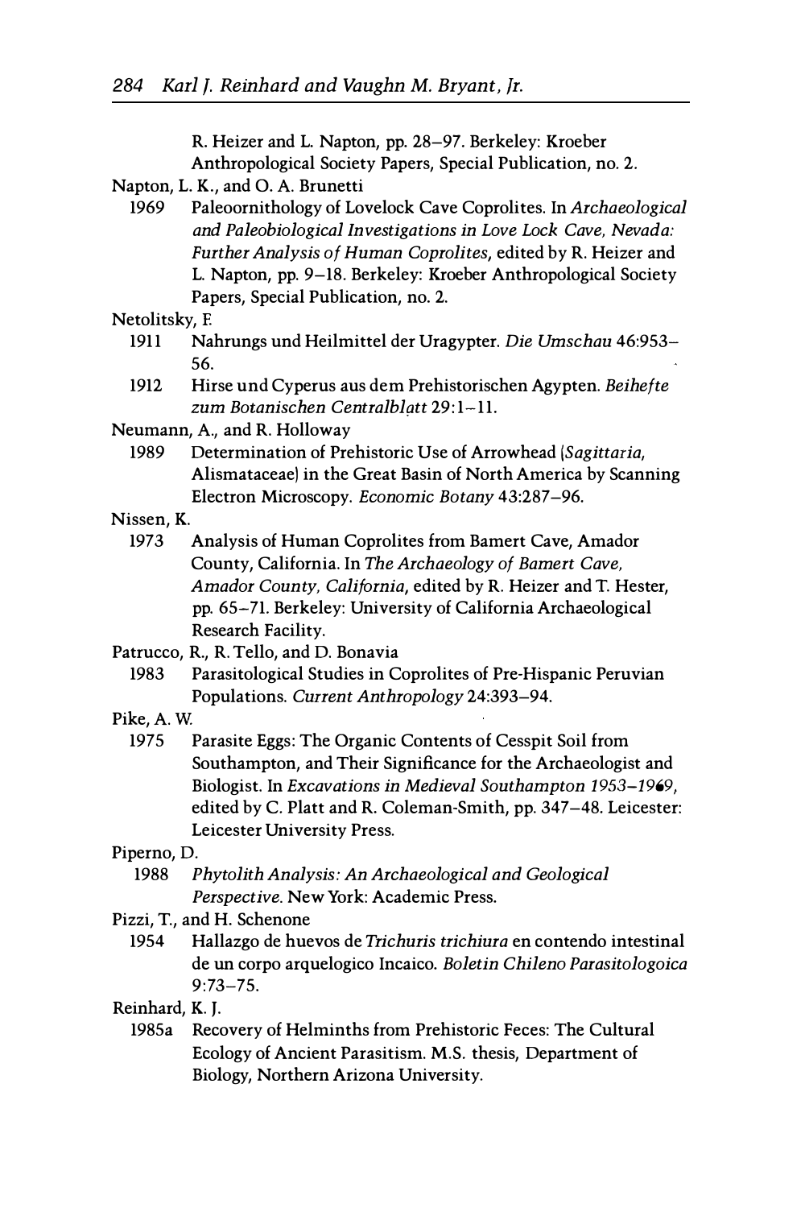R. Heizer and L. Napton, pp. 28–97. Berkeley: Kroeber Anthropological Society Papers, Special Publication, no. 2.

Napton, L. K., and O. A. Brunetti

1969 Paleoornithology of Lovelock Cave Coprolites. In *Archaeological and Paleobiological Investigations in Love Lock Cave, Nevada: Further Analysis of Human Coprolites*, edited by R. Heizer and L. Napton, pp. 9–18. Berkeley: Kroeber Anthropological Society Papers, Special Publication, no. 2.

Netolitsky, F.

1911 Nahrungs und Heilmittel der Uragypter. *Die Umschau* 46:953–56.

1912 Hirse und Cyperus aus dem Prehistorischen Agypten. *Beihefte zum Botanischen Centralblatt* 29:1–11.

Neumann, A., and R. Holloway

1989 Determination of Prehistoric Use of Arrowhead (*Sagittaria*, Alismataceae) in the Great Basin of North America by Scanning Electron Microscopy. *Economic Botany* 43:287–96.

Nissen, K.

1973 Analysis of Human Coprolites from Bamert Cave, Amador County, California. In *The Archaeology of Bamert Cave, Amador County, California*, edited by R. Heizer and T. Hester, pp. 65–71. Berkeley: University of California Archaeological Research Facility.

Patrucco, R., R. Tello, and D. Bonavia

1983 Parasitological Studies in Coprolites of Pre-Hispanic Peruvian Populations. *Current Anthropology* 24:393–94.

Pike, A. W.

1975 Parasite Eggs: The Organic Contents of Cesspit Soil from Southampton, and Their Significance for the Archaeologist and Biologist. In *Excavations in Medieval Southampton 1953–1969*, edited by C. Platt and R. Coleman-Smith, pp. 347–48. Leicester: Leicester University Press.

Piperno, D.

1988 *Phytolith Analysis: An Archaeological and Geological Perspective.* New York: Academic Press.

Pizzi, T., and H. Schenone

1954 Hallazgo de huevos de *Trichuris trichiura* en contendo intestinal de un corpo arquelogico Incaico. *Boletin Chileno Parasitologoica* 9:73–75.

Reinhard, K. J.

1985a Recovery of Helminths from Prehistoric Feces: The Cultural Ecology of Ancient Parasitism. M.S. thesis, Department of Biology, Northern Arizona University.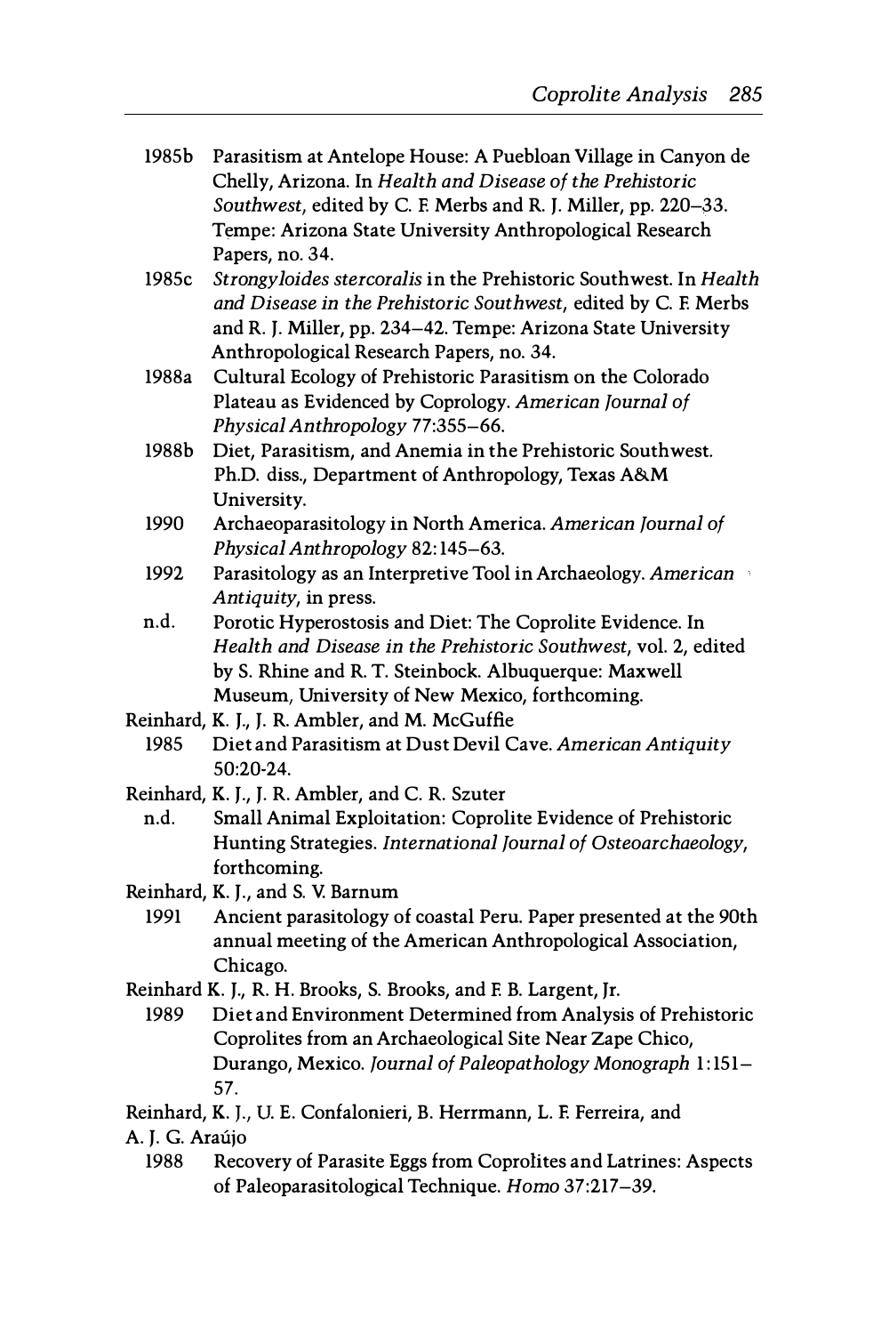1985b Parasitism at Antelope House: A Puebloan Village in Canyon de Chelly, Arizona. In *Health and Disease of the Prehistoric Southwest*, edited by C. F. Merbs and R. J. Miller, pp. 220–33. Tempe: Arizona State University Anthropological Research Papers, no. 34.

1985c *Strongyloides stercoralis* in the Prehistoric Southwest. In *Health and Disease in the Prehistoric Southwest*, edited by C. F. Merbs and R. J. Miller, pp. 234–42. Tempe: Arizona State University Anthropological Research Papers, no. 34.

1988a Cultural Ecology of Prehistoric Parasitism on the Colorado Plateau as Evidenced by Coprology. *American Journal of Physical Anthropology* 77:355–66.

1988b Diet, Parasitism, and Anemia in the Prehistoric Southwest. Ph.D. diss., Department of Anthropology, Texas A&M University.

1990 Archaeoparasitology in North America. *American Journal of Physical Anthropology* 82:145–63.

1992 Parasitology as an Interpretive Tool in Archaeology. *American Antiquity*, in press.

n.d. Porotic Hyperostosis and Diet: The Coprolite Evidence. In *Health and Disease in the Prehistoric Southwest*, vol. 2, edited by S. Rhine and R. T. Steinbock. Albuquerque: Maxwell Museum, University of New Mexico, forthcoming.

Reinhard, K. J., J. R. Ambler, and M. McGuffie

1985 Diet and Parasitism at Dust Devil Cave. *American Antiquity* 50:20-24.

Reinhard, K. J., J. R. Ambler, and C. R. Szuter

n.d. Small Animal Exploitation: Coprolite Evidence of Prehistoric Hunting Strategies. *International Journal of Osteoarchaeology*, forthcoming.

Reinhard, K. J., and S. V. Barnum

1991 Ancient parasitology of coastal Peru. Paper presented at the 90th annual meeting of the American Anthropological Association, Chicago.

Reinhard K. J., R. H. Brooks, S. Brooks, and F. B. Largent, Jr.

1989 Diet and Environment Determined from Analysis of Prehistoric Coprolites from an Archaeological Site Near Zape Chico, Durango, Mexico. *Journal of Paleopathology Monograph* 1:151–57.

Reinhard, K. J., U. E. Confalonieri, B. Herrmann, L. F. Ferreira, and A. J. G. Araújo

1988 Recovery of Parasite Eggs from Coprolites and Latrines: Aspects of Paleoparasitological Technique. *Homo* 37:217–39.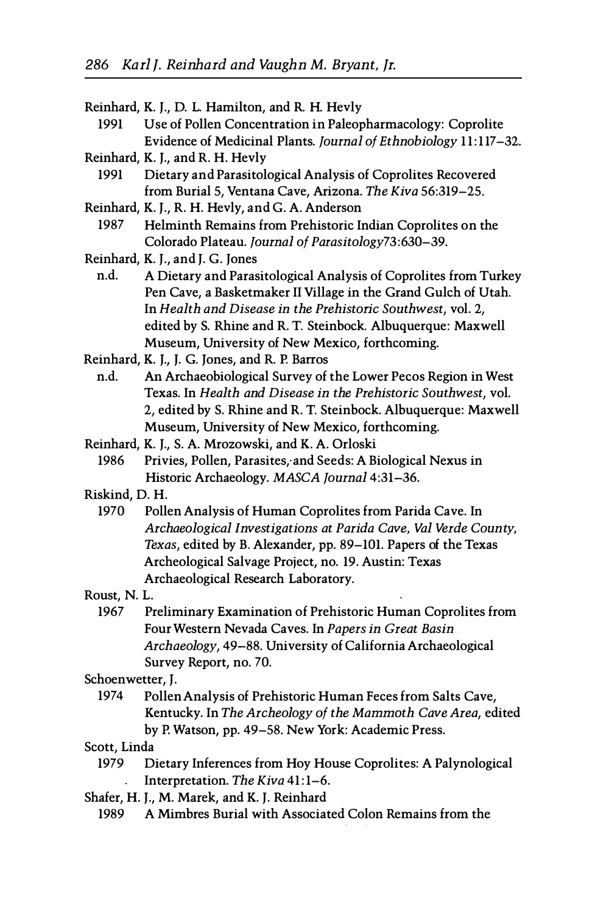Reinhard, K. J., D. L. Hamilton, and R. H. Hevly

1991 Use of Pollen Concentration in Paleopharmacology: Coprolite Evidence of Medicinal Plants. *Journal of Ethnobiology* 11:117–32.

Reinhard, K. J., and R. H. Hevly

1991 Dietary and Parasitological Analysis of Coprolites Recovered from Burial 5, Ventana Cave, Arizona. *The Kiva* 56:319–25.

Reinhard, K. J., R. H. Hevly, and G. A. Anderson

1987 Helminth Remains from Prehistoric Indian Coprolites on the Colorado Plateau. *Journal of Parasitology* 73:630–39.

Reinhard, K. J., and J. G. Jones

n.d. A Dietary and Parasitological Analysis of Coprolites from Turkey Pen Cave, a Basketmaker II Village in the Grand Gulch of Utah. In *Health and Disease in the Prehistoric Southwest*, vol. 2, edited by S. Rhine and R. T. Steinbock. Albuquerque: Maxwell Museum, University of New Mexico, forthcoming.

Reinhard, K. J., J. G. Jones, and R. P. Barros

n.d. An Archaeobiological Survey of the Lower Pecos Region in West Texas. In *Health and Disease in the Prehistoric Southwest*, vol. 2, edited by S. Rhine and R. T. Steinbock. Albuquerque: Maxwell Museum, University of New Mexico, forthcoming.

Reinhard, K. J., S. A. Mrozowski, and K. A. Orloski

1986 Privies, Pollen, Parasites, and Seeds: A Biological Nexus in Historic Archaeology. *MASCA Journal* 4:31–36.

Riskind, D. H.

1970 Pollen Analysis of Human Coprolites from Parida Cave. In *Archaeological Investigations at Parida Cave, Val Verde County, Texas*, edited by B. Alexander, pp. 89–101. Papers of the Texas Archeological Salvage Project, no. 19. Austin: Texas Archaeological Research Laboratory.

Roust, N. L.

1967 Preliminary Examination of Prehistoric Human Coprolites from Four Western Nevada Caves. In *Papers in Great Basin Archaeology*, 49–88. University of California Archaeological Survey Report, no. 70.

Schoenwetter, J.

1974 Pollen Analysis of Prehistoric Human Feces from Salts Cave, Kentucky. In *The Archeology of the Mammoth Cave Area*, edited by P. Watson, pp. 49–58. New York: Academic Press.

Scott, Linda

1979 Dietary Inferences from Hoy House Coprolites: A Palynological Interpretation. *The Kiva* 41:1–6.

Shafer, H. J., M. Marek, and K. J. Reinhard

1989 A Mimbres Burial with Associated Colon Remains from the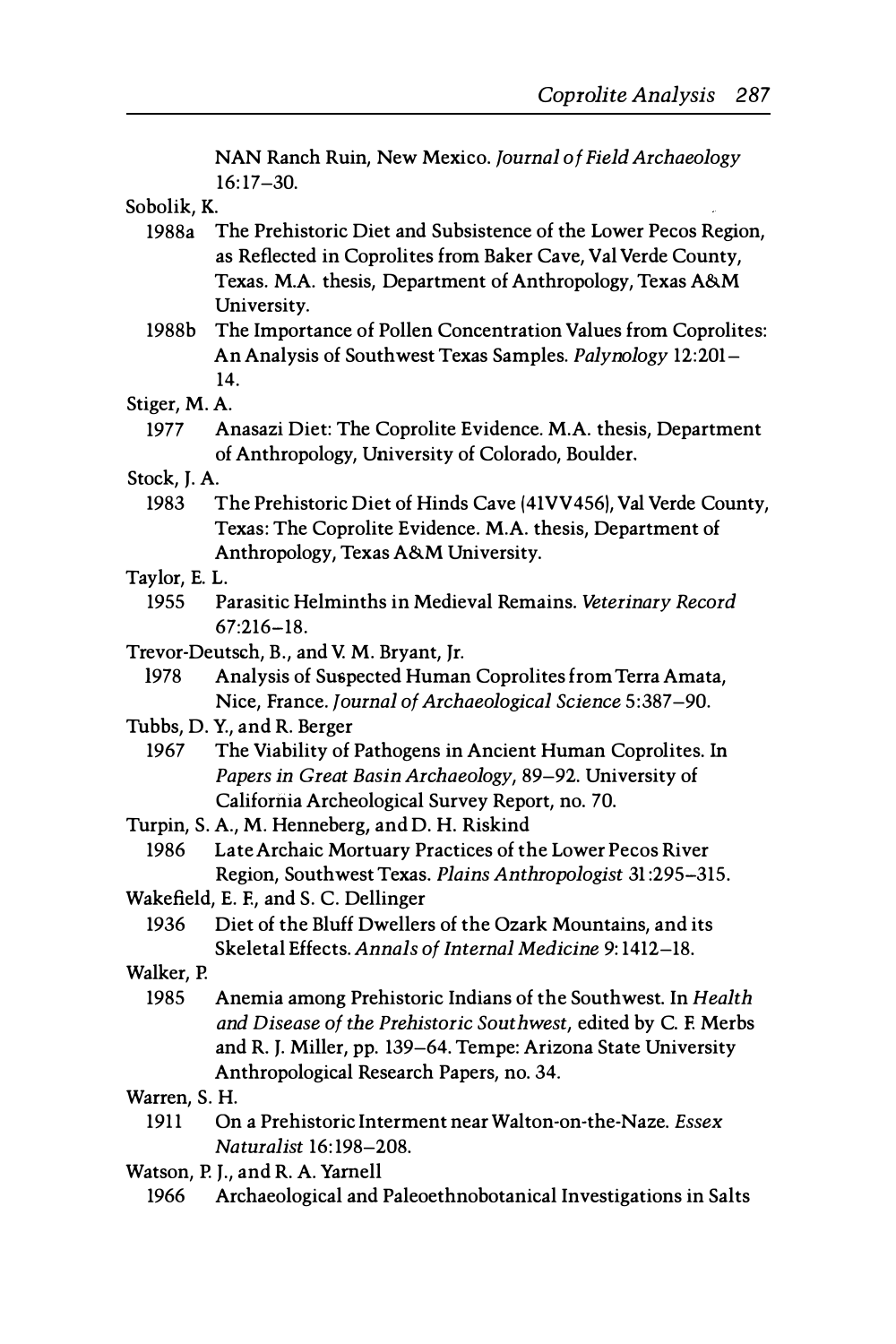NAN Ranch Ruin, New Mexico. *Journal of Field Archaeology* 16:17–30.

Sobolik, K.

1988a The Prehistoric Diet and Subsistence of the Lower Pecos Region, as Reflected in Coprolites from Baker Cave, Val Verde County, Texas. M.A. thesis, Department of Anthropology, Texas A&M University.

1988b The Importance of Pollen Concentration Values from Coprolites: An Analysis of Southwest Texas Samples. *Palynology* 12:201–14.

Stiger, M. A.

1977 Anasazi Diet: The Coprolite Evidence. M.A. thesis, Department of Anthropology, University of Colorado, Boulder.

Stock, J. A.

1983 The Prehistoric Diet of Hinds Cave (41VV456), Val Verde County, Texas: The Coprolite Evidence. M.A. thesis, Department of Anthropology, Texas A&M University.

Taylor, E. L.

1955 Parasitic Helminths in Medieval Remains. *Veterinary Record* 67:216–18.

Trevor-Deutsch, B., and V. M. Bryant, Jr.

1978 Analysis of Suspected Human Coprolites from Terra Amata, Nice, France. *Journal of Archaeological Science* 5:387–90.

Tubbs, D. Y., and R. Berger

1967 The Viability of Pathogens in Ancient Human Coprolites. In *Papers in Great Basin Archaeology*, 89–92. University of California Archeological Survey Report, no. 70.

Turpin, S. A., M. Henneberg, and D. H. Riskind

1986 Late Archaic Mortuary Practices of the Lower Pecos River Region, Southwest Texas. *Plains Anthropologist* 31:295–315.

Wakefield, E. F., and S. C. Dellinger

1936 Diet of the Bluff Dwellers of the Ozark Mountains, and its Skeletal Effects. *Annals of Internal Medicine* 9:1412–18.

Walker, P.

1985 Anemia among Prehistoric Indians of the Southwest. In *Health and Disease of the Prehistoric Southwest*, edited by C. F. Merbs and R. J. Miller, pp. 139–64. Tempe: Arizona State University Anthropological Research Papers, no. 34.

Warren, S. H.

1911 On a Prehistoric Interment near Walton-on-the-Naze. *Essex Naturalist* 16:198–208.

Watson, P. J., and R. A. Yarnell

1966 Archaeological and Paleoethnobotanical Investigations in Salts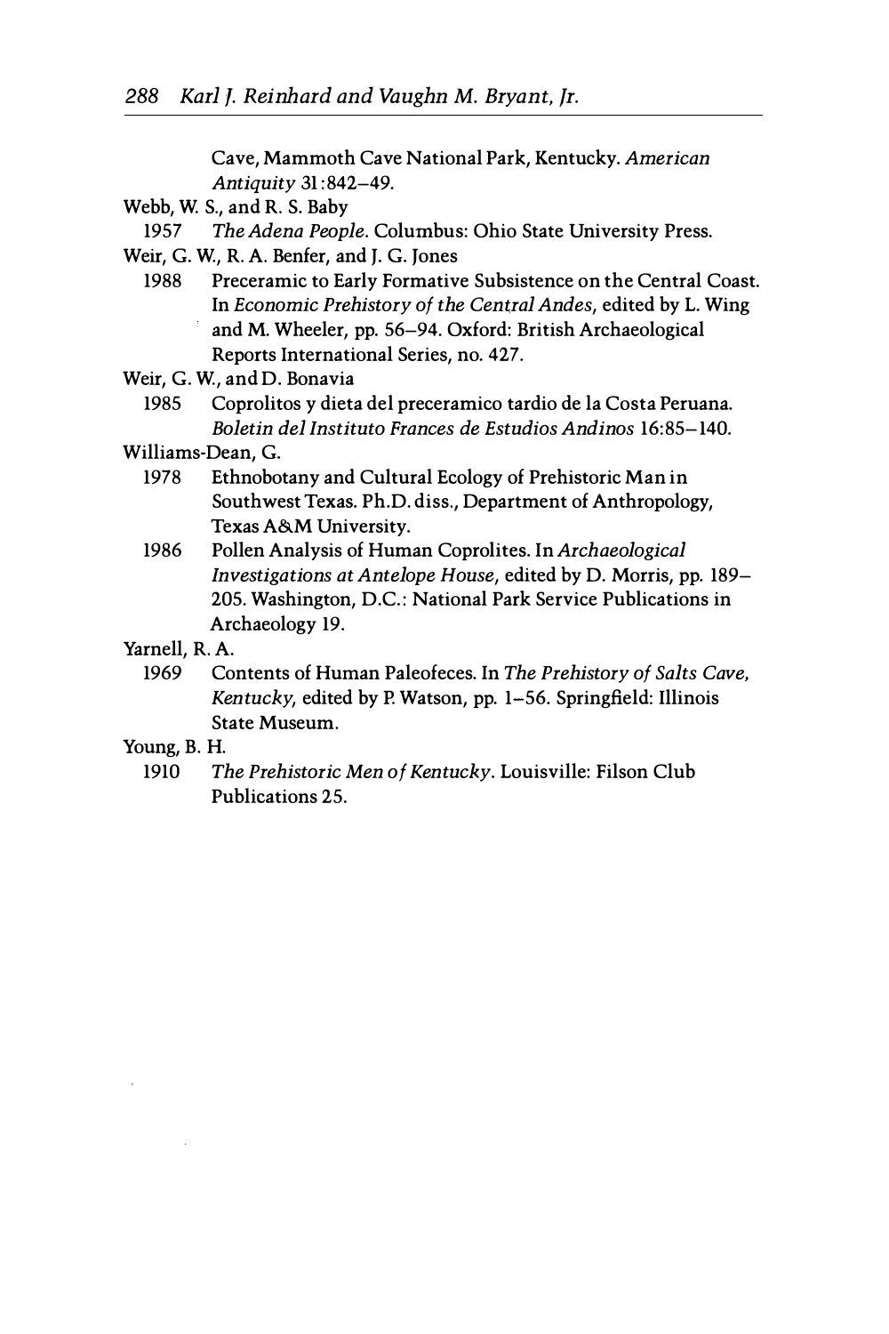Cave, Mammoth Cave National Park, Kentucky. *American Antiquity* 31:842–49.

Webb, W. S., and R. S. Baby

1957 *The Adena People*. Columbus: Ohio State University Press.

Weir, G. W., R. A. Benfer, and J. G. Jones

1988 Preceramic to Early Formative Subsistence on the Central Coast. In *Economic Prehistory of the Central Andes*, edited by L. Wing and M. Wheeler, pp. 56–94. Oxford: British Archaeological Reports International Series, no. 427.

Weir, G. W., and D. Bonavia

1985 Coprolitos y dieta del preceramico tardio de la Costa Peruana. *Boletin del Instituto Frances de Estudios Andinos* 16:85–140.

Williams-Dean, G.

1978 Ethnobotany and Cultural Ecology of Prehistoric Man in Southwest Texas. Ph.D. diss., Department of Anthropology, Texas A&M University.

1986 Pollen Analysis of Human Coprolites. In *Archaeological Investigations at Antelope House*, edited by D. Morris, pp. 189–205. Washington, D.C.: National Park Service Publications in Archaeology 19.

Yarnell, R. A.

1969 Contents of Human Paleofeces. In *The Prehistory of Salts Cave, Kentucky*, edited by P. Watson, pp. 1–56. Springfield: Illinois State Museum.

Young, B. H.

1910 *The Prehistoric Men of Kentucky*. Louisville: Filson Club Publications 25.